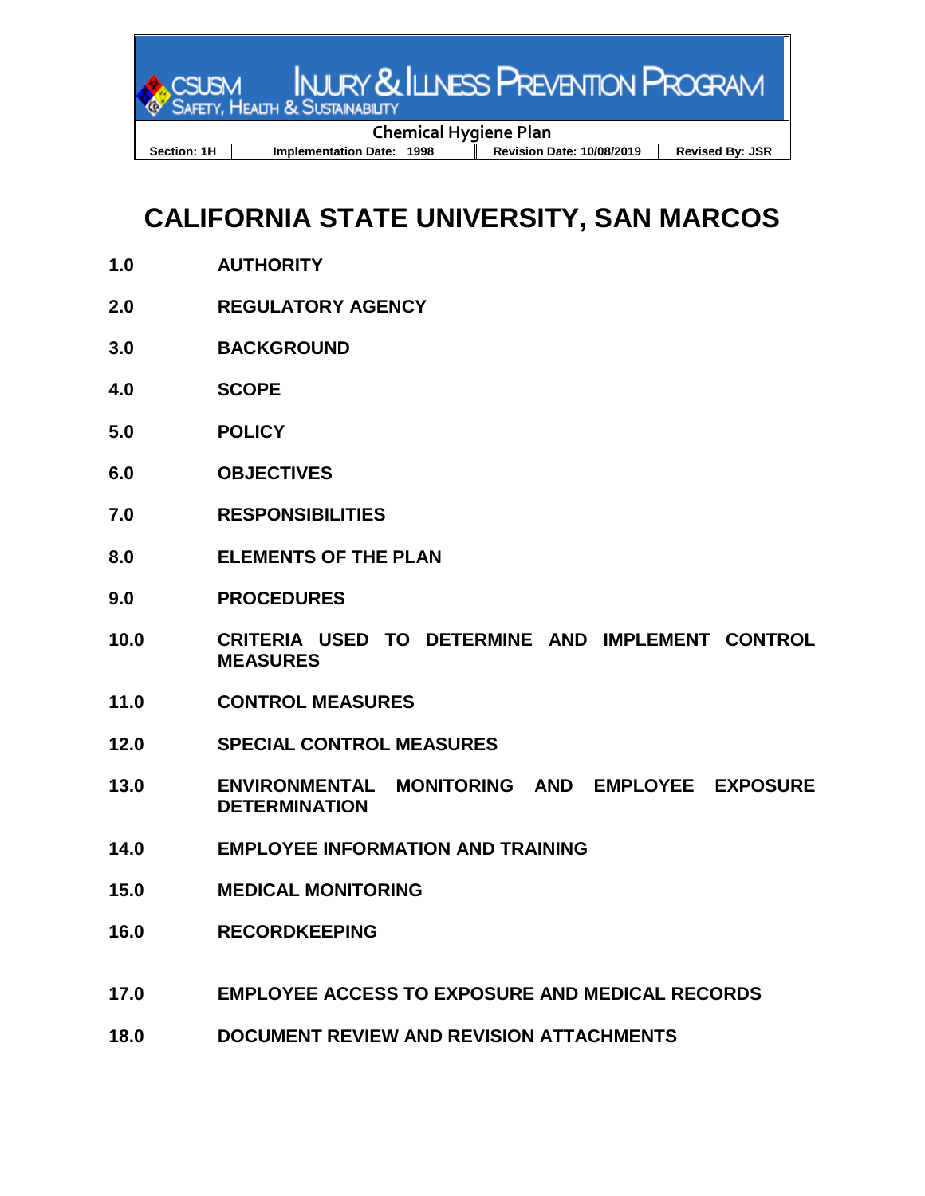# CALIFORNIA STATE UNIVERSITY, SAN MARCOS

**1.0 AUTHORITY**

**2.0 REGULATORY AGENCY**

**3.0 BACKGROUND**

**4.0 SCOPE**

**5.0 POLICY**

**6.0 OBJECTIVES**

**7.0 RESPONSIBILITIES**

**8.0 ELEMENTS OF THE PLAN**

**9.0 PROCEDURES**

**10.0 CRITERIA USED TO DETERMINE AND IMPLEMENT CONTROL MEASURES**

**11.0 CONTROL MEASURES**

**12.0 SPECIAL CONTROL MEASURES**

**13.0 ENVIRONMENTAL MONITORING AND EMPLOYEE EXPOSURE DETERMINATION**

**14.0 EMPLOYEE INFORMATION AND TRAINING**

**15.0 MEDICAL MONITORING**

**16.0 RECORDKEEPING**

**17.0 EMPLOYEE ACCESS TO EXPOSURE AND MEDICAL RECORDS**

**18.0 DOCUMENT REVIEW AND REVISION ATTACHMENTS**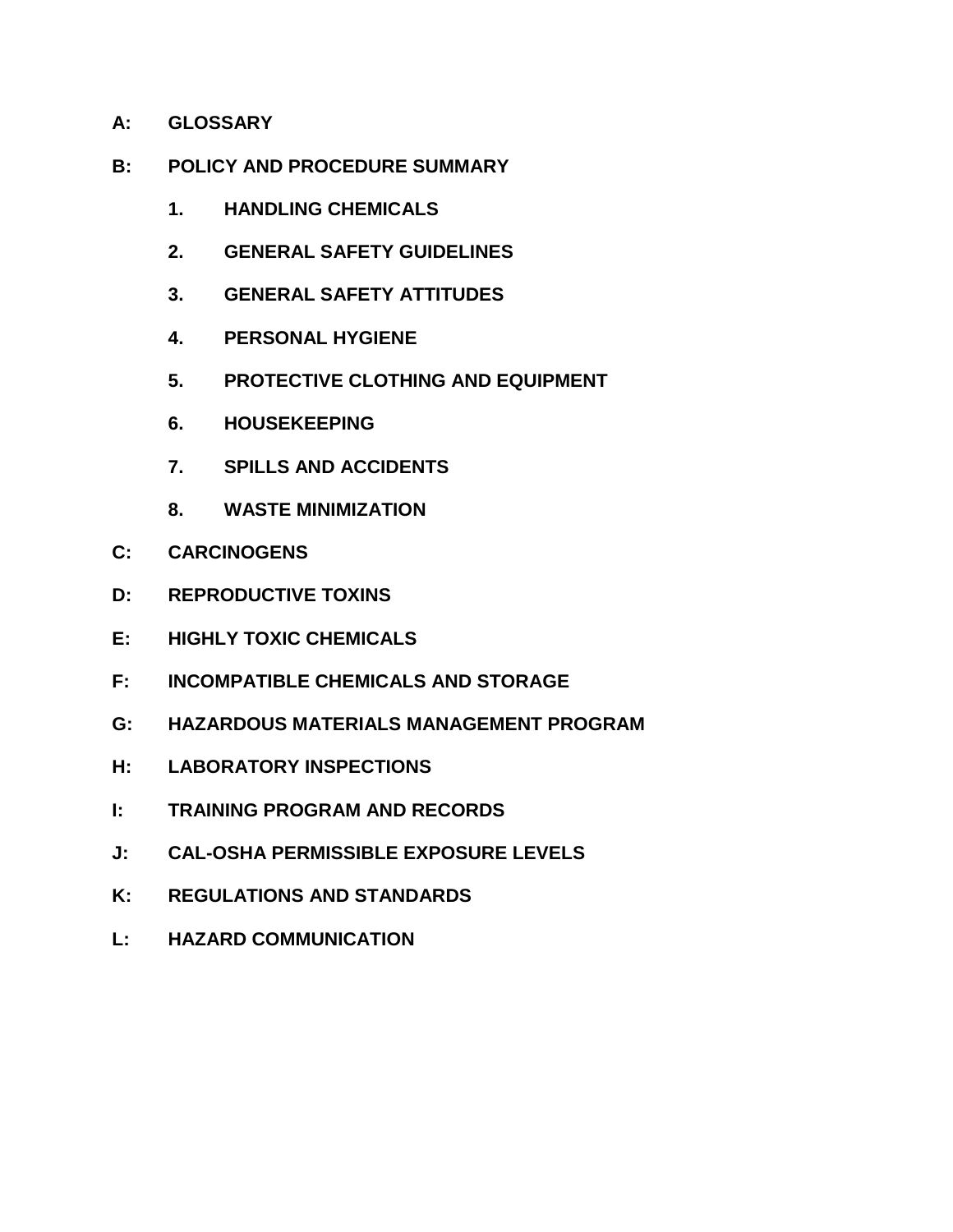**A: GLOSSARY**

**B: POLICY AND PROCEDURE SUMMARY**

- **1. HANDLING CHEMICALS**
- **2. GENERAL SAFETY GUIDELINES**
- **3. GENERAL SAFETY ATTITUDES**
- **4. PERSONAL HYGIENE**
- **5. PROTECTIVE CLOTHING AND EQUIPMENT**
- **6. HOUSEKEEPING**
- **7. SPILLS AND ACCIDENTS**
- **8. WASTE MINIMIZATION**

**C: CARCINOGENS**

**D: REPRODUCTIVE TOXINS**

**E: HIGHLY TOXIC CHEMICALS**

**F: INCOMPATIBLE CHEMICALS AND STORAGE**

**G: HAZARDOUS MATERIALS MANAGEMENT PROGRAM**

**H: LABORATORY INSPECTIONS**

**I: TRAINING PROGRAM AND RECORDS**

**J: CAL-OSHA PERMISSIBLE EXPOSURE LEVELS**

**K: REGULATIONS AND STANDARDS**

**L: HAZARD COMMUNICATION**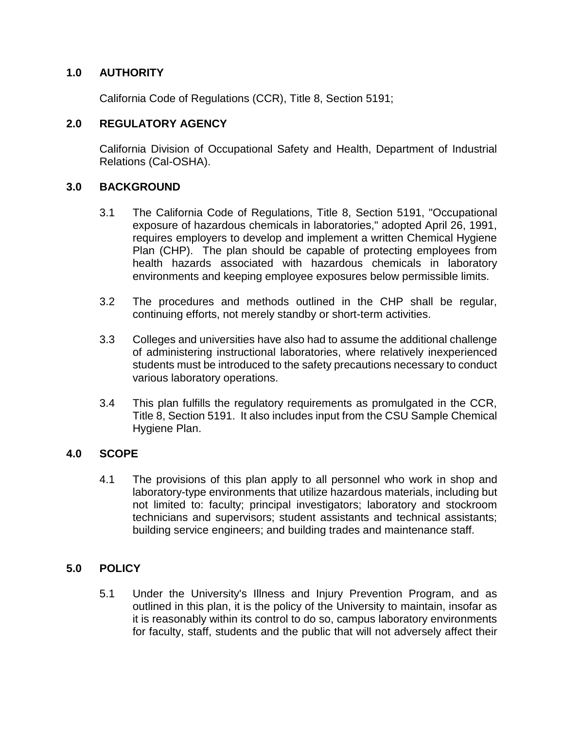## 1.0 AUTHORITY

California Code of Regulations (CCR), Title 8, Section 5191;

## 2.0 REGULATORY AGENCY

California Division of Occupational Safety and Health, Department of Industrial Relations (Cal-OSHA).

## 3.0 BACKGROUND

3.1 The California Code of Regulations, Title 8, Section 5191, "Occupational exposure of hazardous chemicals in laboratories," adopted April 26, 1991, requires employers to develop and implement a written Chemical Hygiene Plan (CHP). The plan should be capable of protecting employees from health hazards associated with hazardous chemicals in laboratory environments and keeping employee exposures below permissible limits.

3.2 The procedures and methods outlined in the CHP shall be regular, continuing efforts, not merely standby or short-term activities.

3.3 Colleges and universities have also had to assume the additional challenge of administering instructional laboratories, where relatively inexperienced students must be introduced to the safety precautions necessary to conduct various laboratory operations.

3.4 This plan fulfills the regulatory requirements as promulgated in the CCR, Title 8, Section 5191. It also includes input from the CSU Sample Chemical Hygiene Plan.

## 4.0 SCOPE

4.1 The provisions of this plan apply to all personnel who work in shop and laboratory-type environments that utilize hazardous materials, including but not limited to: faculty; principal investigators; laboratory and stockroom technicians and supervisors; student assistants and technical assistants; building service engineers; and building trades and maintenance staff.

## 5.0 POLICY

5.1 Under the University's Illness and Injury Prevention Program, and as outlined in this plan, it is the policy of the University to maintain, insofar as it is reasonably within its control to do so, campus laboratory environments for faculty, staff, students and the public that will not adversely affect their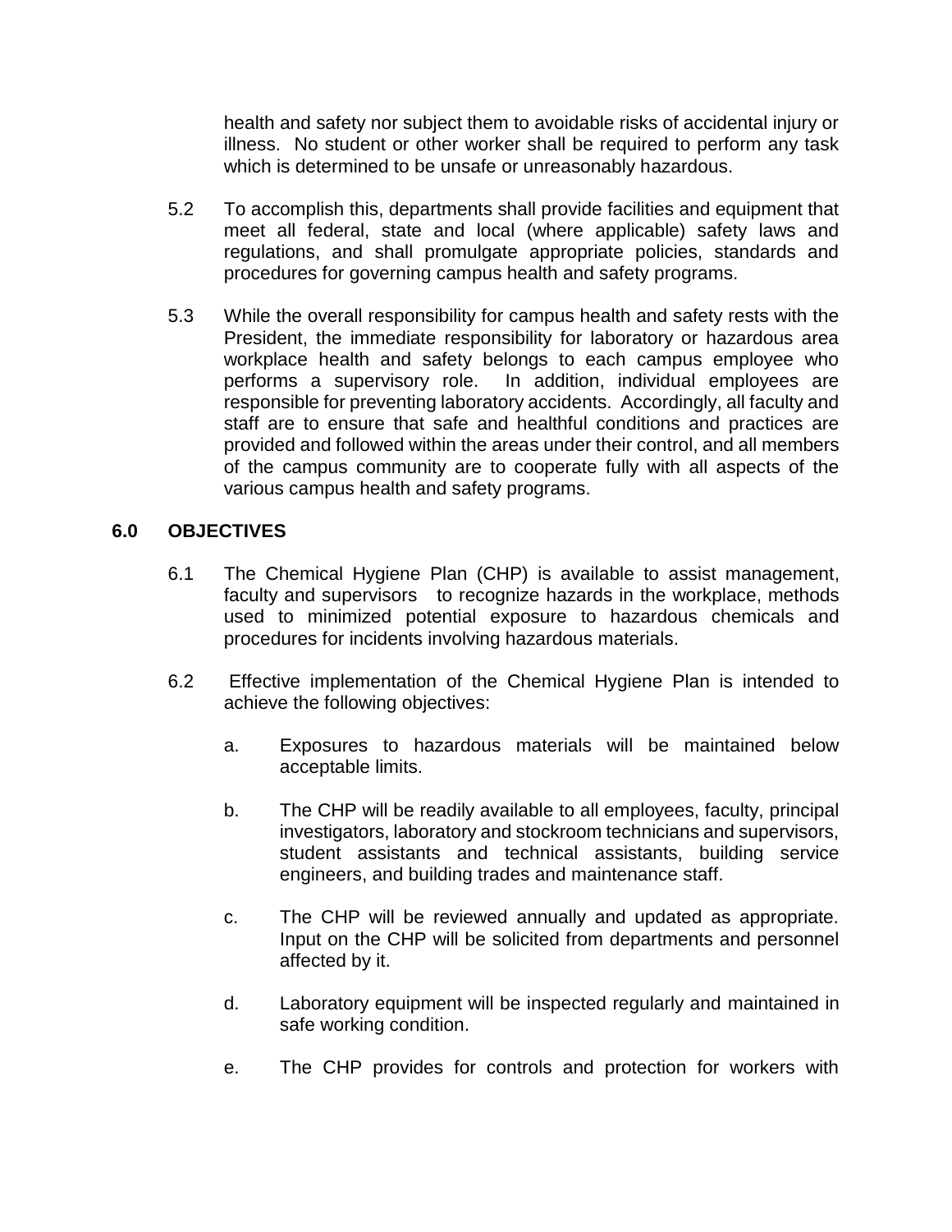health and safety nor subject them to avoidable risks of accidental injury or illness. No student or other worker shall be required to perform any task which is determined to be unsafe or unreasonably hazardous.

5.2 To accomplish this, departments shall provide facilities and equipment that meet all federal, state and local (where applicable) safety laws and regulations, and shall promulgate appropriate policies, standards and procedures for governing campus health and safety programs.

5.3 While the overall responsibility for campus health and safety rests with the President, the immediate responsibility for laboratory or hazardous area workplace health and safety belongs to each campus employee who performs a supervisory role. In addition, individual employees are responsible for preventing laboratory accidents. Accordingly, all faculty and staff are to ensure that safe and healthful conditions and practices are provided and followed within the areas under their control, and all members of the campus community are to cooperate fully with all aspects of the various campus health and safety programs.

## 6.0 OBJECTIVES

6.1 The Chemical Hygiene Plan (CHP) is available to assist management, faculty and supervisors to recognize hazards in the workplace, methods used to minimized potential exposure to hazardous chemicals and procedures for incidents involving hazardous materials.

6.2 Effective implementation of the Chemical Hygiene Plan is intended to achieve the following objectives:

a. Exposures to hazardous materials will be maintained below acceptable limits.

b. The CHP will be readily available to all employees, faculty, principal investigators, laboratory and stockroom technicians and supervisors, student assistants and technical assistants, building service engineers, and building trades and maintenance staff.

c. The CHP will be reviewed annually and updated as appropriate. Input on the CHP will be solicited from departments and personnel affected by it.

d. Laboratory equipment will be inspected regularly and maintained in safe working condition.

e. The CHP provides for controls and protection for workers with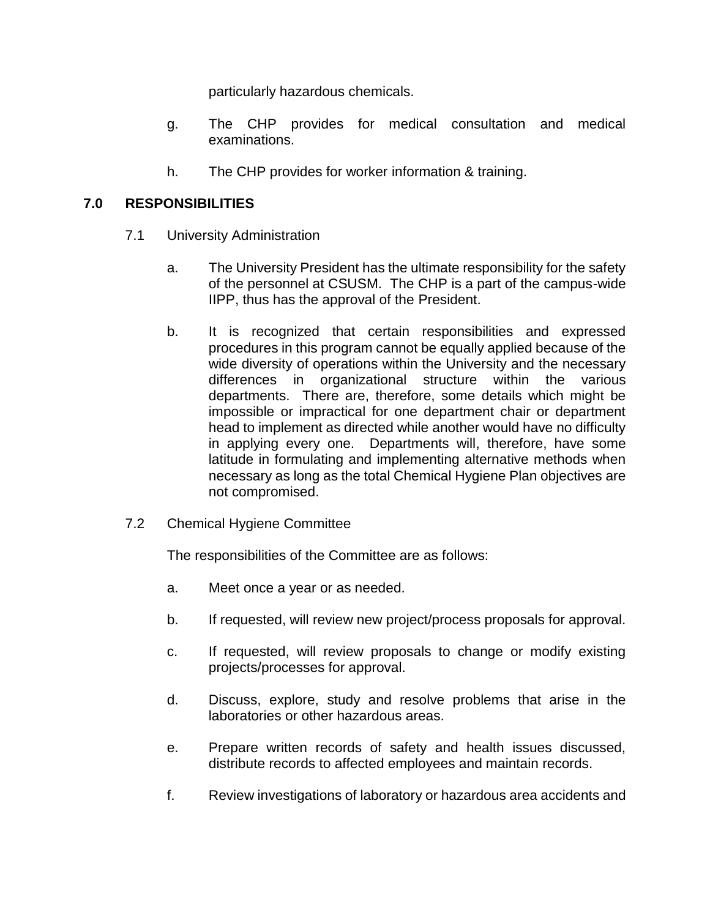particularly hazardous chemicals.

g. The CHP provides for medical consultation and medical examinations.

h. The CHP provides for worker information & training.

## 7.0 RESPONSIBILITIES

7.1 University Administration

a. The University President has the ultimate responsibility for the safety of the personnel at CSUSM. The CHP is a part of the campus-wide IIPP, thus has the approval of the President.

b. It is recognized that certain responsibilities and expressed procedures in this program cannot be equally applied because of the wide diversity of operations within the University and the necessary differences in organizational structure within the various departments. There are, therefore, some details which might be impossible or impractical for one department chair or department head to implement as directed while another would have no difficulty in applying every one. Departments will, therefore, have some latitude in formulating and implementing alternative methods when necessary as long as the total Chemical Hygiene Plan objectives are not compromised.

7.2 Chemical Hygiene Committee

The responsibilities of the Committee are as follows:

a. Meet once a year or as needed.

b. If requested, will review new project/process proposals for approval.

c. If requested, will review proposals to change or modify existing projects/processes for approval.

d. Discuss, explore, study and resolve problems that arise in the laboratories or other hazardous areas.

e. Prepare written records of safety and health issues discussed, distribute records to affected employees and maintain records.

f. Review investigations of laboratory or hazardous area accidents and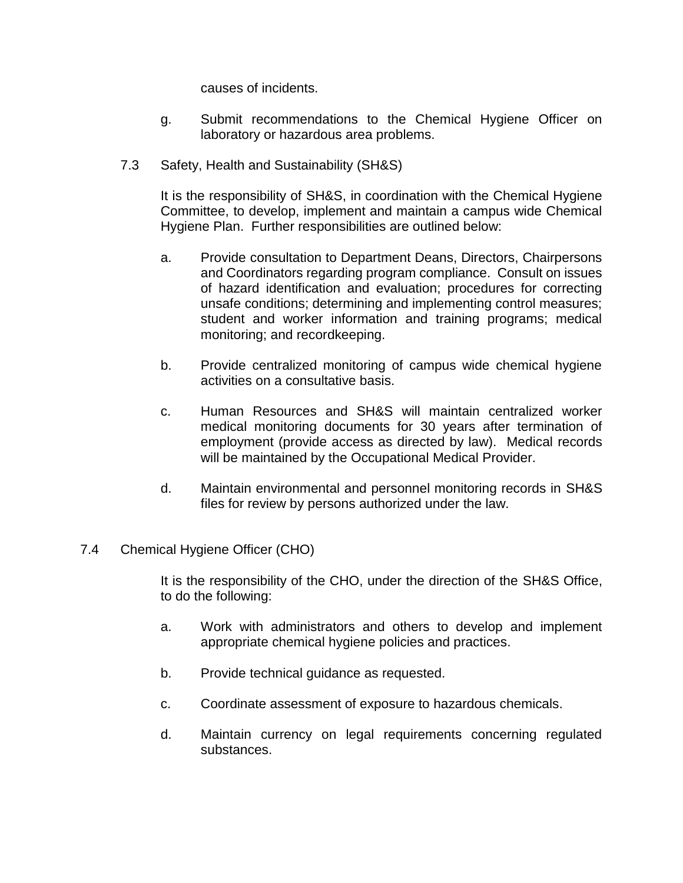causes of incidents.

g. Submit recommendations to the Chemical Hygiene Officer on laboratory or hazardous area problems.

### 7.3 Safety, Health and Sustainability (SH&S)

It is the responsibility of SH&S, in coordination with the Chemical Hygiene Committee, to develop, implement and maintain a campus wide Chemical Hygiene Plan. Further responsibilities are outlined below:

a. Provide consultation to Department Deans, Directors, Chairpersons and Coordinators regarding program compliance. Consult on issues of hazard identification and evaluation; procedures for correcting unsafe conditions; determining and implementing control measures; student and worker information and training programs; medical monitoring; and recordkeeping.

b. Provide centralized monitoring of campus wide chemical hygiene activities on a consultative basis.

c. Human Resources and SH&S will maintain centralized worker medical monitoring documents for 30 years after termination of employment (provide access as directed by law). Medical records will be maintained by the Occupational Medical Provider.

d. Maintain environmental and personnel monitoring records in SH&S files for review by persons authorized under the law.

### 7.4 Chemical Hygiene Officer (CHO)

It is the responsibility of the CHO, under the direction of the SH&S Office, to do the following:

a. Work with administrators and others to develop and implement appropriate chemical hygiene policies and practices.

b. Provide technical guidance as requested.

c. Coordinate assessment of exposure to hazardous chemicals.

d. Maintain currency on legal requirements concerning regulated substances.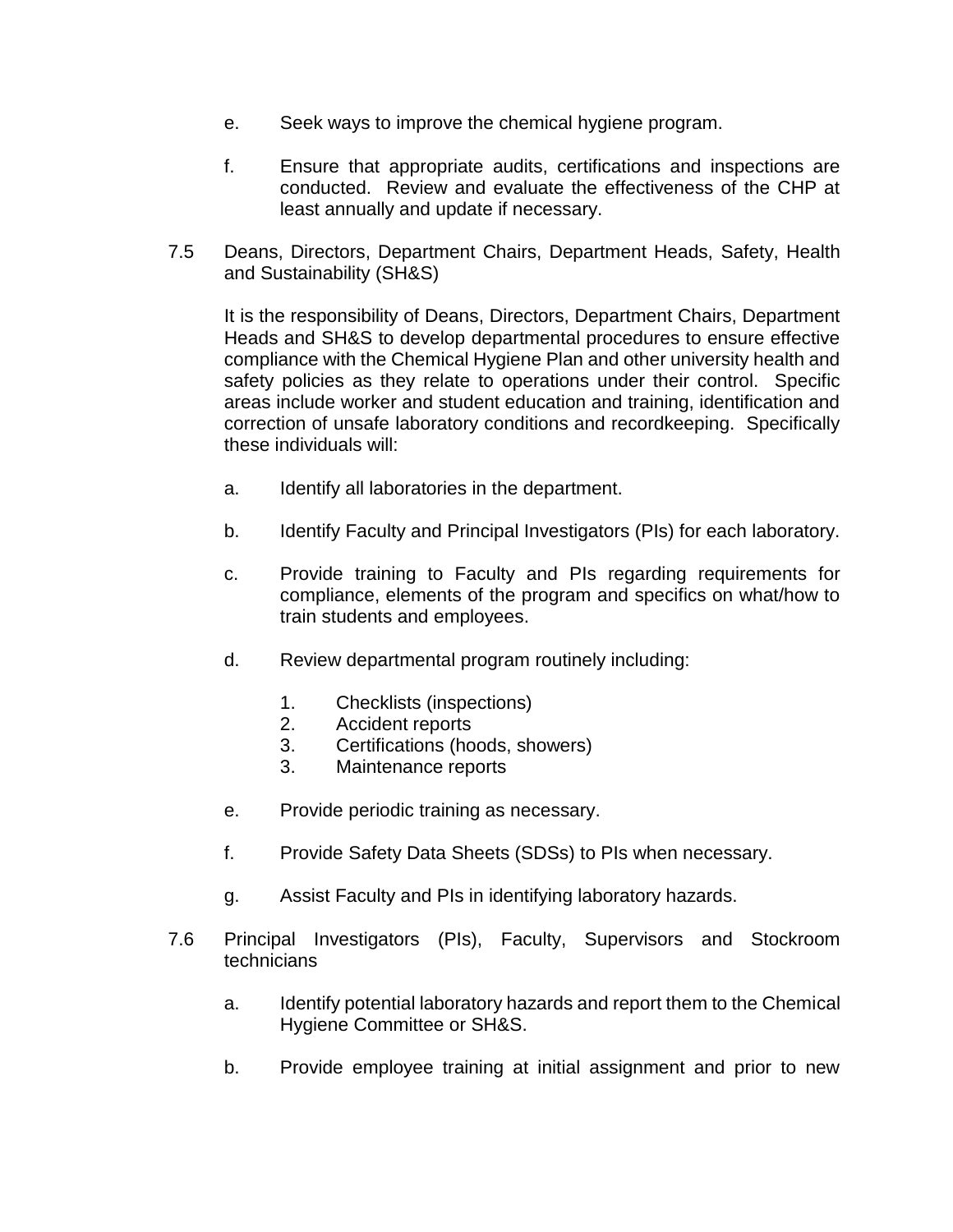e. Seek ways to improve the chemical hygiene program.

f. Ensure that appropriate audits, certifications and inspections are conducted. Review and evaluate the effectiveness of the CHP at least annually and update if necessary.

7.5 Deans, Directors, Department Chairs, Department Heads, Safety, Health and Sustainability (SH&S)

It is the responsibility of Deans, Directors, Department Chairs, Department Heads and SH&S to develop departmental procedures to ensure effective compliance with the Chemical Hygiene Plan and other university health and safety policies as they relate to operations under their control. Specific areas include worker and student education and training, identification and correction of unsafe laboratory conditions and recordkeeping. Specifically these individuals will:

a. Identify all laboratories in the department.

b. Identify Faculty and Principal Investigators (PIs) for each laboratory.

c. Provide training to Faculty and PIs regarding requirements for compliance, elements of the program and specifics on what/how to train students and employees.

d. Review departmental program routinely including:

   1. Checklists (inspections)
   2. Accident reports
   3. Certifications (hoods, showers)
   3. Maintenance reports

e. Provide periodic training as necessary.

f. Provide Safety Data Sheets (SDSs) to PIs when necessary.

g. Assist Faculty and PIs in identifying laboratory hazards.

7.6 Principal Investigators (PIs), Faculty, Supervisors and Stockroom technicians

a. Identify potential laboratory hazards and report them to the Chemical Hygiene Committee or SH&S.

b. Provide employee training at initial assignment and prior to new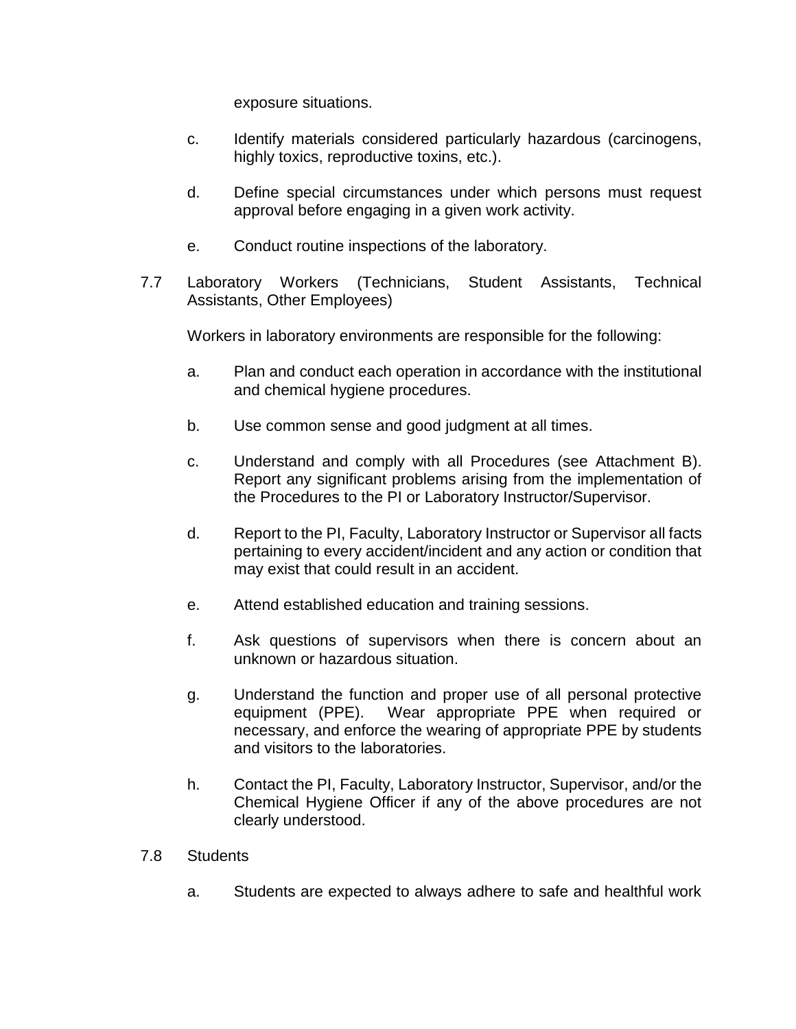exposure situations.

c. Identify materials considered particularly hazardous (carcinogens, highly toxics, reproductive toxins, etc.).

d. Define special circumstances under which persons must request approval before engaging in a given work activity.

e. Conduct routine inspections of the laboratory.

7.7 Laboratory Workers (Technicians, Student Assistants, Technical Assistants, Other Employees)

Workers in laboratory environments are responsible for the following:

a. Plan and conduct each operation in accordance with the institutional and chemical hygiene procedures.

b. Use common sense and good judgment at all times.

c. Understand and comply with all Procedures (see Attachment B). Report any significant problems arising from the implementation of the Procedures to the PI or Laboratory Instructor/Supervisor.

d. Report to the PI, Faculty, Laboratory Instructor or Supervisor all facts pertaining to every accident/incident and any action or condition that may exist that could result in an accident.

e. Attend established education and training sessions.

f. Ask questions of supervisors when there is concern about an unknown or hazardous situation.

g. Understand the function and proper use of all personal protective equipment (PPE). Wear appropriate PPE when required or necessary, and enforce the wearing of appropriate PPE by students and visitors to the laboratories.

h. Contact the PI, Faculty, Laboratory Instructor, Supervisor, and/or the Chemical Hygiene Officer if any of the above procedures are not clearly understood.

7.8 Students

a. Students are expected to always adhere to safe and healthful work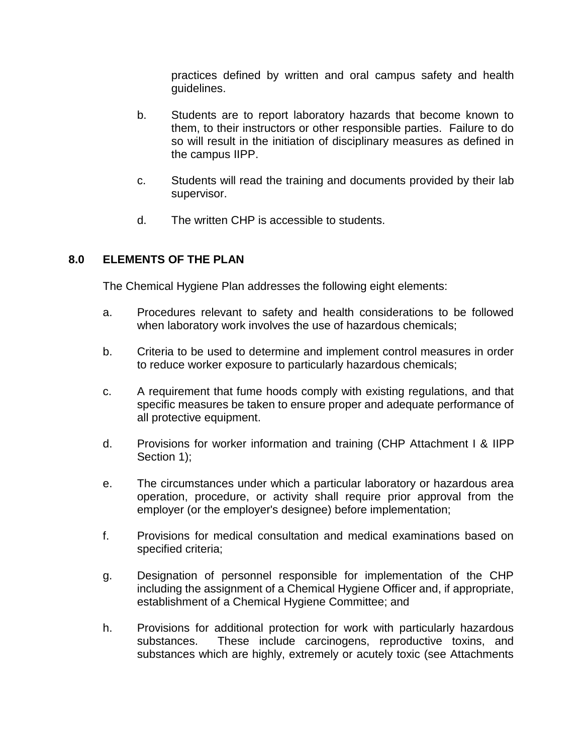practices defined by written and oral campus safety and health guidelines.

b. Students are to report laboratory hazards that become known to them, to their instructors or other responsible parties. Failure to do so will result in the initiation of disciplinary measures as defined in the campus IIPP.

c. Students will read the training and documents provided by their lab supervisor.

d. The written CHP is accessible to students.

## 8.0 ELEMENTS OF THE PLAN

The Chemical Hygiene Plan addresses the following eight elements:

a. Procedures relevant to safety and health considerations to be followed when laboratory work involves the use of hazardous chemicals;

b. Criteria to be used to determine and implement control measures in order to reduce worker exposure to particularly hazardous chemicals;

c. A requirement that fume hoods comply with existing regulations, and that specific measures be taken to ensure proper and adequate performance of all protective equipment.

d. Provisions for worker information and training (CHP Attachment I & IIPP Section 1);

e. The circumstances under which a particular laboratory or hazardous area operation, procedure, or activity shall require prior approval from the employer (or the employer's designee) before implementation;

f. Provisions for medical consultation and medical examinations based on specified criteria;

g. Designation of personnel responsible for implementation of the CHP including the assignment of a Chemical Hygiene Officer and, if appropriate, establishment of a Chemical Hygiene Committee; and

h. Provisions for additional protection for work with particularly hazardous substances. These include carcinogens, reproductive toxins, and substances which are highly, extremely or acutely toxic (see Attachments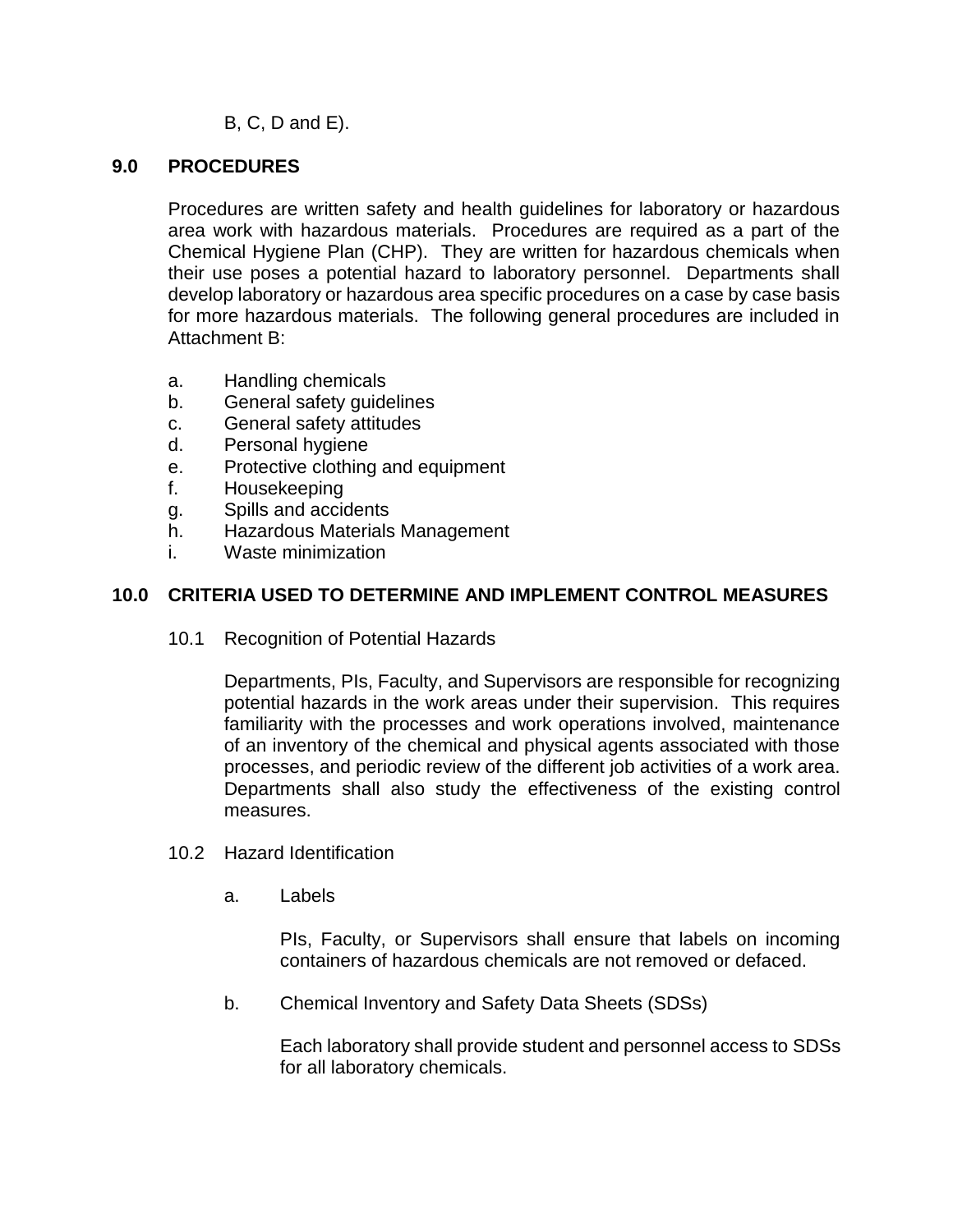B, C, D and E).

## 9.0 PROCEDURES

Procedures are written safety and health guidelines for laboratory or hazardous area work with hazardous materials. Procedures are required as a part of the Chemical Hygiene Plan (CHP). They are written for hazardous chemicals when their use poses a potential hazard to laboratory personnel. Departments shall develop laboratory or hazardous area specific procedures on a case by case basis for more hazardous materials. The following general procedures are included in Attachment B:

a. Handling chemicals
b. General safety guidelines
c. General safety attitudes
d. Personal hygiene
e. Protective clothing and equipment
f. Housekeeping
g. Spills and accidents
h. Hazardous Materials Management
i. Waste minimization

## 10.0 CRITERIA USED TO DETERMINE AND IMPLEMENT CONTROL MEASURES

### 10.1 Recognition of Potential Hazards

Departments, PIs, Faculty, and Supervisors are responsible for recognizing potential hazards in the work areas under their supervision. This requires familiarity with the processes and work operations involved, maintenance of an inventory of the chemical and physical agents associated with those processes, and periodic review of the different job activities of a work area. Departments shall also study the effectiveness of the existing control measures.

### 10.2 Hazard Identification

a. Labels

PIs, Faculty, or Supervisors shall ensure that labels on incoming containers of hazardous chemicals are not removed or defaced.

b. Chemical Inventory and Safety Data Sheets (SDSs)

Each laboratory shall provide student and personnel access to SDSs for all laboratory chemicals.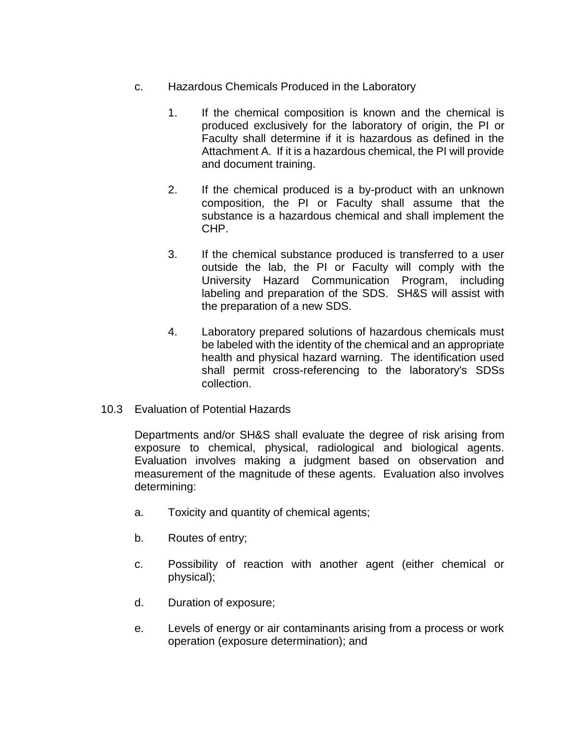c. Hazardous Chemicals Produced in the Laboratory

1. If the chemical composition is known and the chemical is produced exclusively for the laboratory of origin, the PI or Faculty shall determine if it is hazardous as defined in the Attachment A. If it is a hazardous chemical, the PI will provide and document training.

2. If the chemical produced is a by-product with an unknown composition, the PI or Faculty shall assume that the substance is a hazardous chemical and shall implement the CHP.

3. If the chemical substance produced is transferred to a user outside the lab, the PI or Faculty will comply with the University Hazard Communication Program, including labeling and preparation of the SDS. SH&S will assist with the preparation of a new SDS.

4. Laboratory prepared solutions of hazardous chemicals must be labeled with the identity of the chemical and an appropriate health and physical hazard warning. The identification used shall permit cross-referencing to the laboratory's SDSs collection.

## 10.3 Evaluation of Potential Hazards

Departments and/or SH&S shall evaluate the degree of risk arising from exposure to chemical, physical, radiological and biological agents. Evaluation involves making a judgment based on observation and measurement of the magnitude of these agents. Evaluation also involves determining:

a. Toxicity and quantity of chemical agents;

b. Routes of entry;

c. Possibility of reaction with another agent (either chemical or physical);

d. Duration of exposure;

e. Levels of energy or air contaminants arising from a process or work operation (exposure determination); and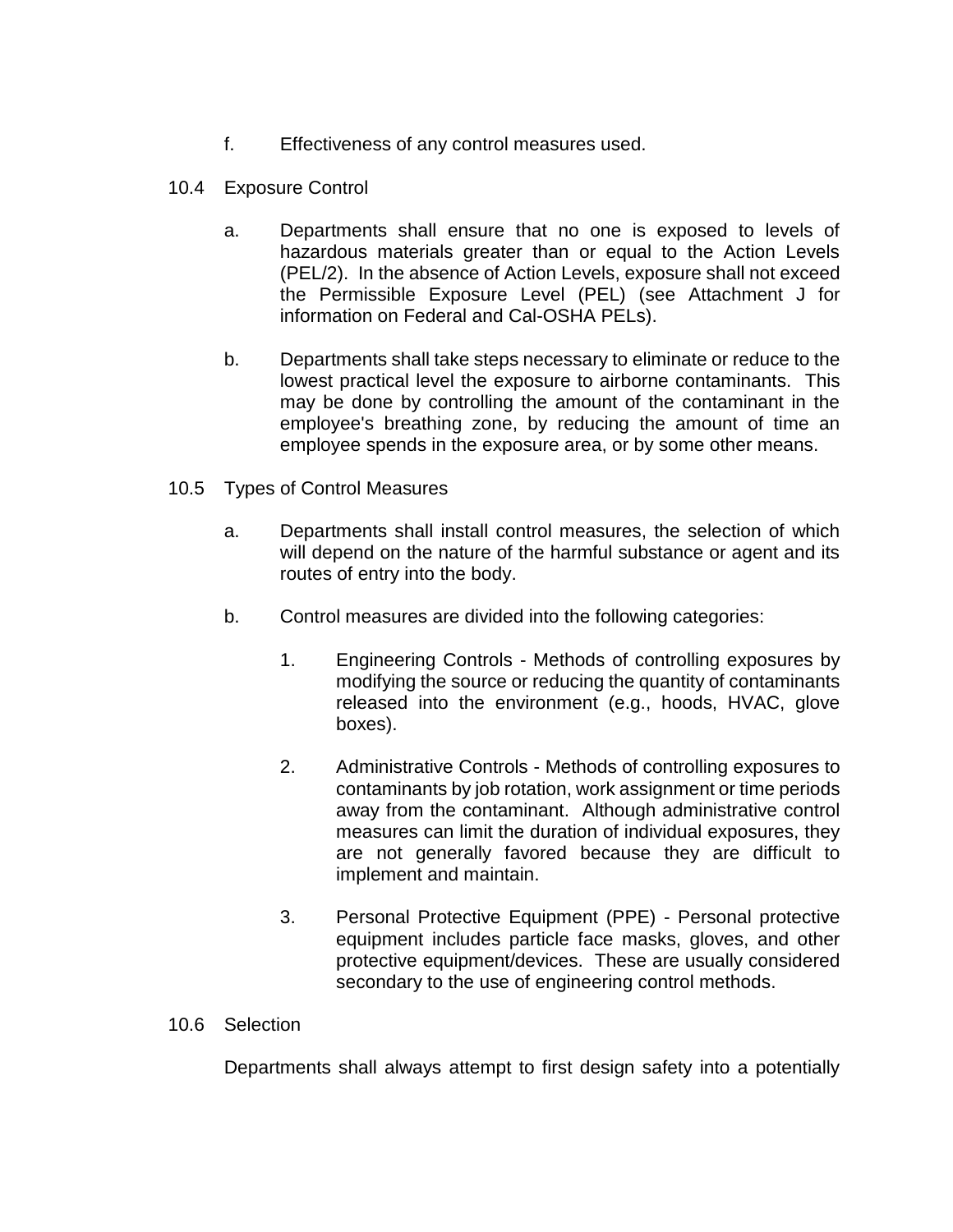f. Effectiveness of any control measures used.

10.4 Exposure Control

a. Departments shall ensure that no one is exposed to levels of hazardous materials greater than or equal to the Action Levels (PEL/2). In the absence of Action Levels, exposure shall not exceed the Permissible Exposure Level (PEL) (see Attachment J for information on Federal and Cal-OSHA PELs).

b. Departments shall take steps necessary to eliminate or reduce to the lowest practical level the exposure to airborne contaminants. This may be done by controlling the amount of the contaminant in the employee's breathing zone, by reducing the amount of time an employee spends in the exposure area, or by some other means.

10.5 Types of Control Measures

a. Departments shall install control measures, the selection of which will depend on the nature of the harmful substance or agent and its routes of entry into the body.

b. Control measures are divided into the following categories:

1. Engineering Controls - Methods of controlling exposures by modifying the source or reducing the quantity of contaminants released into the environment (e.g., hoods, HVAC, glove boxes).

2. Administrative Controls - Methods of controlling exposures to contaminants by job rotation, work assignment or time periods away from the contaminant. Although administrative control measures can limit the duration of individual exposures, they are not generally favored because they are difficult to implement and maintain.

3. Personal Protective Equipment (PPE) - Personal protective equipment includes particle face masks, gloves, and other protective equipment/devices. These are usually considered secondary to the use of engineering control methods.

10.6 Selection

Departments shall always attempt to first design safety into a potentially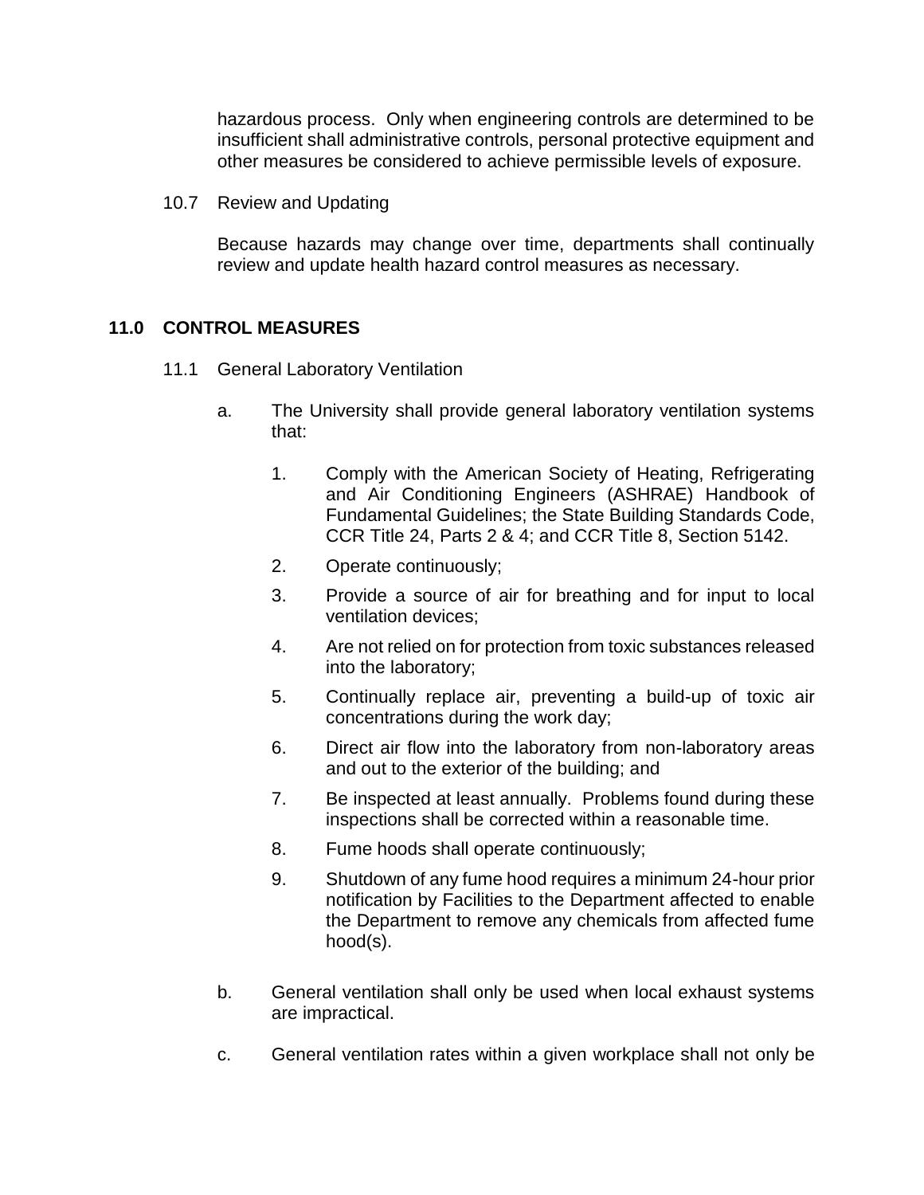hazardous process. Only when engineering controls are determined to be insufficient shall administrative controls, personal protective equipment and other measures be considered to achieve permissible levels of exposure.

10.7 Review and Updating

Because hazards may change over time, departments shall continually review and update health hazard control measures as necessary.

## 11.0 CONTROL MEASURES

11.1 General Laboratory Ventilation

a. The University shall provide general laboratory ventilation systems that:

1. Comply with the American Society of Heating, Refrigerating and Air Conditioning Engineers (ASHRAE) Handbook of Fundamental Guidelines; the State Building Standards Code, CCR Title 24, Parts 2 & 4; and CCR Title 8, Section 5142.
2. Operate continuously;
3. Provide a source of air for breathing and for input to local ventilation devices;
4. Are not relied on for protection from toxic substances released into the laboratory;
5. Continually replace air, preventing a build-up of toxic air concentrations during the work day;
6. Direct air flow into the laboratory from non-laboratory areas and out to the exterior of the building; and
7. Be inspected at least annually. Problems found during these inspections shall be corrected within a reasonable time.
8. Fume hoods shall operate continuously;
9. Shutdown of any fume hood requires a minimum 24-hour prior notification by Facilities to the Department affected to enable the Department to remove any chemicals from affected fume hood(s).

b. General ventilation shall only be used when local exhaust systems are impractical.

c. General ventilation rates within a given workplace shall not only be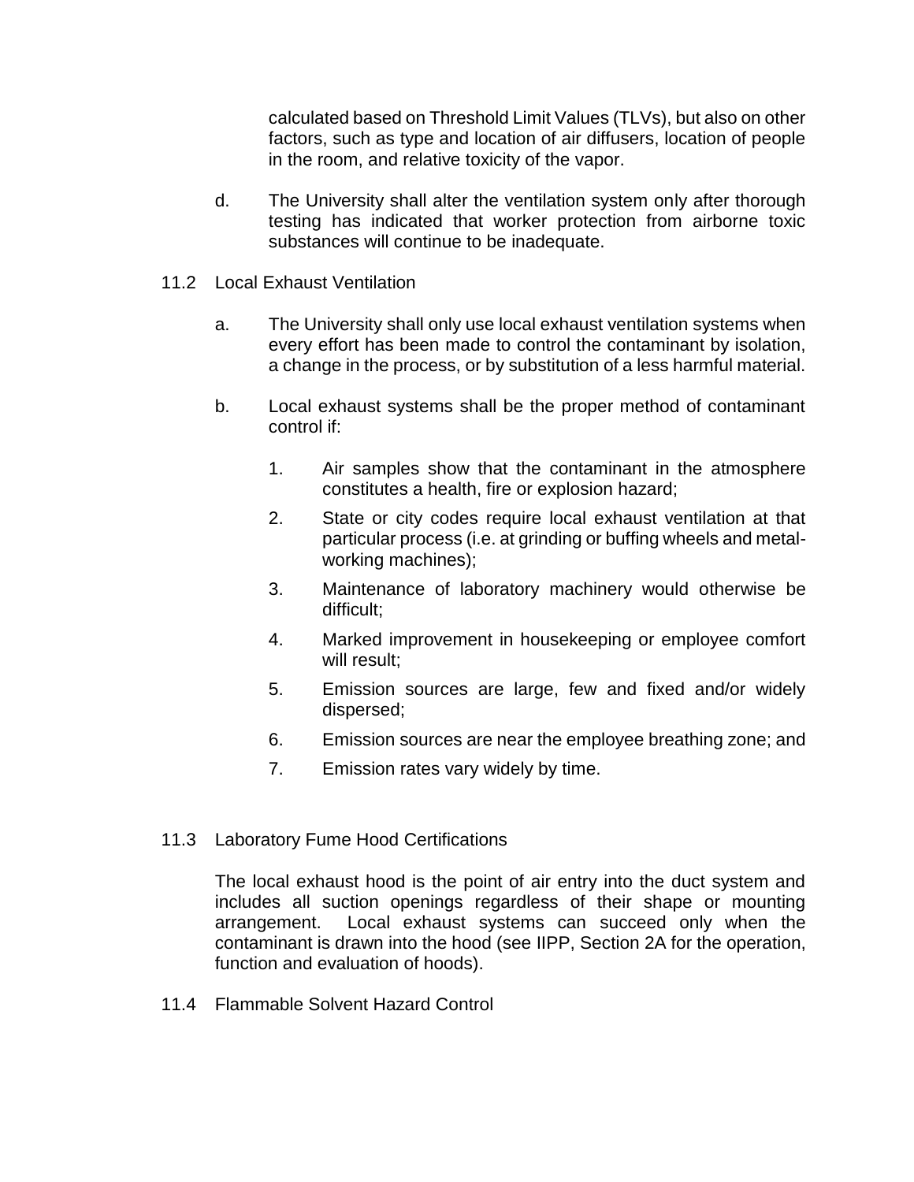calculated based on Threshold Limit Values (TLVs), but also on other factors, such as type and location of air diffusers, location of people in the room, and relative toxicity of the vapor.

d. The University shall alter the ventilation system only after thorough testing has indicated that worker protection from airborne toxic substances will continue to be inadequate.

## 11.2 Local Exhaust Ventilation

a. The University shall only use local exhaust ventilation systems when every effort has been made to control the contaminant by isolation, a change in the process, or by substitution of a less harmful material.

b. Local exhaust systems shall be the proper method of contaminant control if:

1. Air samples show that the contaminant in the atmosphere constitutes a health, fire or explosion hazard;
2. State or city codes require local exhaust ventilation at that particular process (i.e. at grinding or buffing wheels and metal-working machines);
3. Maintenance of laboratory machinery would otherwise be difficult;
4. Marked improvement in housekeeping or employee comfort will result;
5. Emission sources are large, few and fixed and/or widely dispersed;
6. Emission sources are near the employee breathing zone; and
7. Emission rates vary widely by time.

## 11.3 Laboratory Fume Hood Certifications

The local exhaust hood is the point of air entry into the duct system and includes all suction openings regardless of their shape or mounting arrangement. Local exhaust systems can succeed only when the contaminant is drawn into the hood (see IIPP, Section 2A for the operation, function and evaluation of hoods).

## 11.4 Flammable Solvent Hazard Control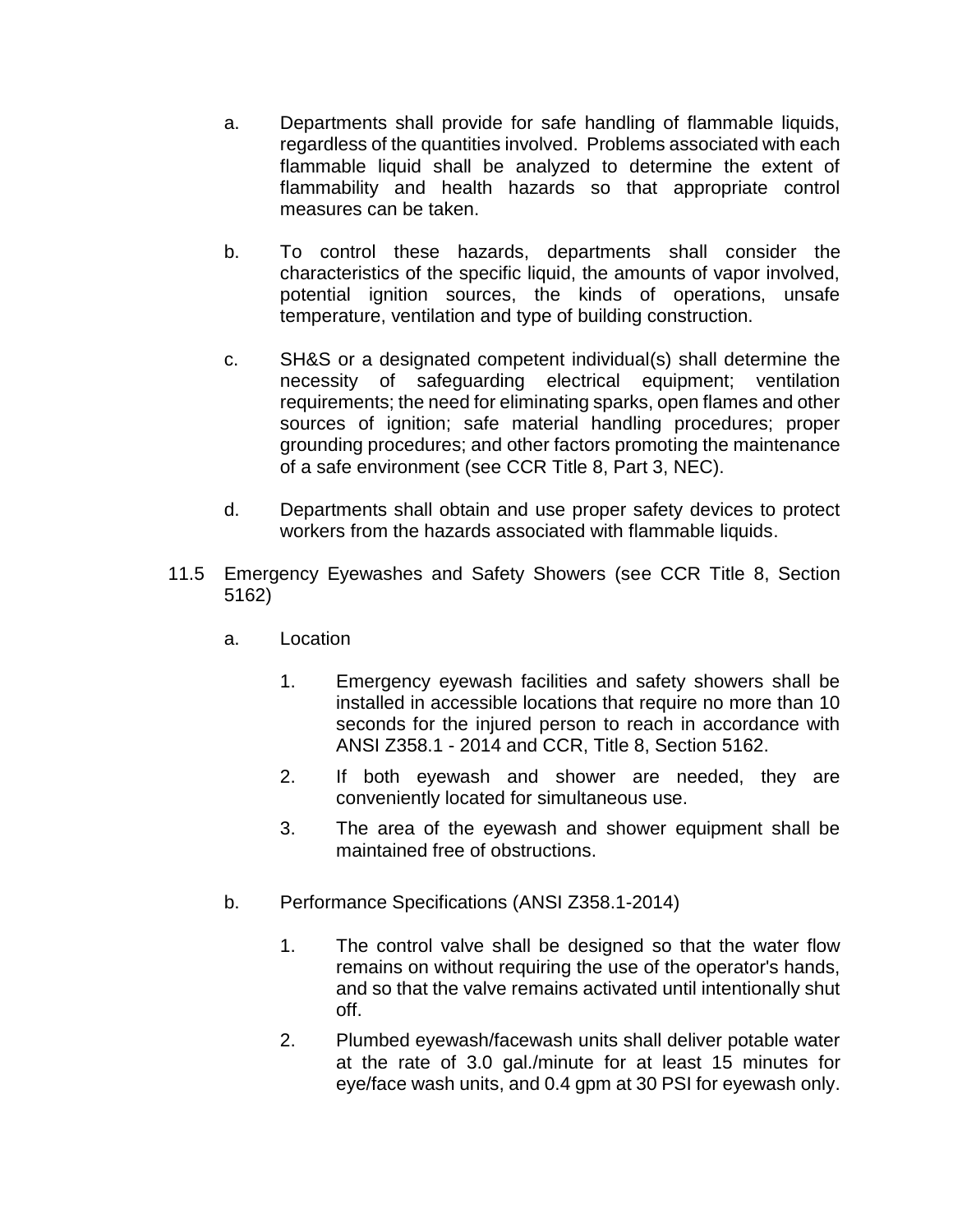a. Departments shall provide for safe handling of flammable liquids, regardless of the quantities involved. Problems associated with each flammable liquid shall be analyzed to determine the extent of flammability and health hazards so that appropriate control measures can be taken.

b. To control these hazards, departments shall consider the characteristics of the specific liquid, the amounts of vapor involved, potential ignition sources, the kinds of operations, unsafe temperature, ventilation and type of building construction.

c. SH&S or a designated competent individual(s) shall determine the necessity of safeguarding electrical equipment; ventilation requirements; the need for eliminating sparks, open flames and other sources of ignition; safe material handling procedures; proper grounding procedures; and other factors promoting the maintenance of a safe environment (see CCR Title 8, Part 3, NEC).

d. Departments shall obtain and use proper safety devices to protect workers from the hazards associated with flammable liquids.

11.5 Emergency Eyewashes and Safety Showers (see CCR Title 8, Section 5162)

a. Location

1. Emergency eyewash facilities and safety showers shall be installed in accessible locations that require no more than 10 seconds for the injured person to reach in accordance with ANSI Z358.1 - 2014 and CCR, Title 8, Section 5162.
2. If both eyewash and shower are needed, they are conveniently located for simultaneous use.
3. The area of the eyewash and shower equipment shall be maintained free of obstructions.

b. Performance Specifications (ANSI Z358.1-2014)

1. The control valve shall be designed so that the water flow remains on without requiring the use of the operator's hands, and so that the valve remains activated until intentionally shut off.
2. Plumbed eyewash/facewash units shall deliver potable water at the rate of 3.0 gal./minute for at least 15 minutes for eye/face wash units, and 0.4 gpm at 30 PSI for eyewash only.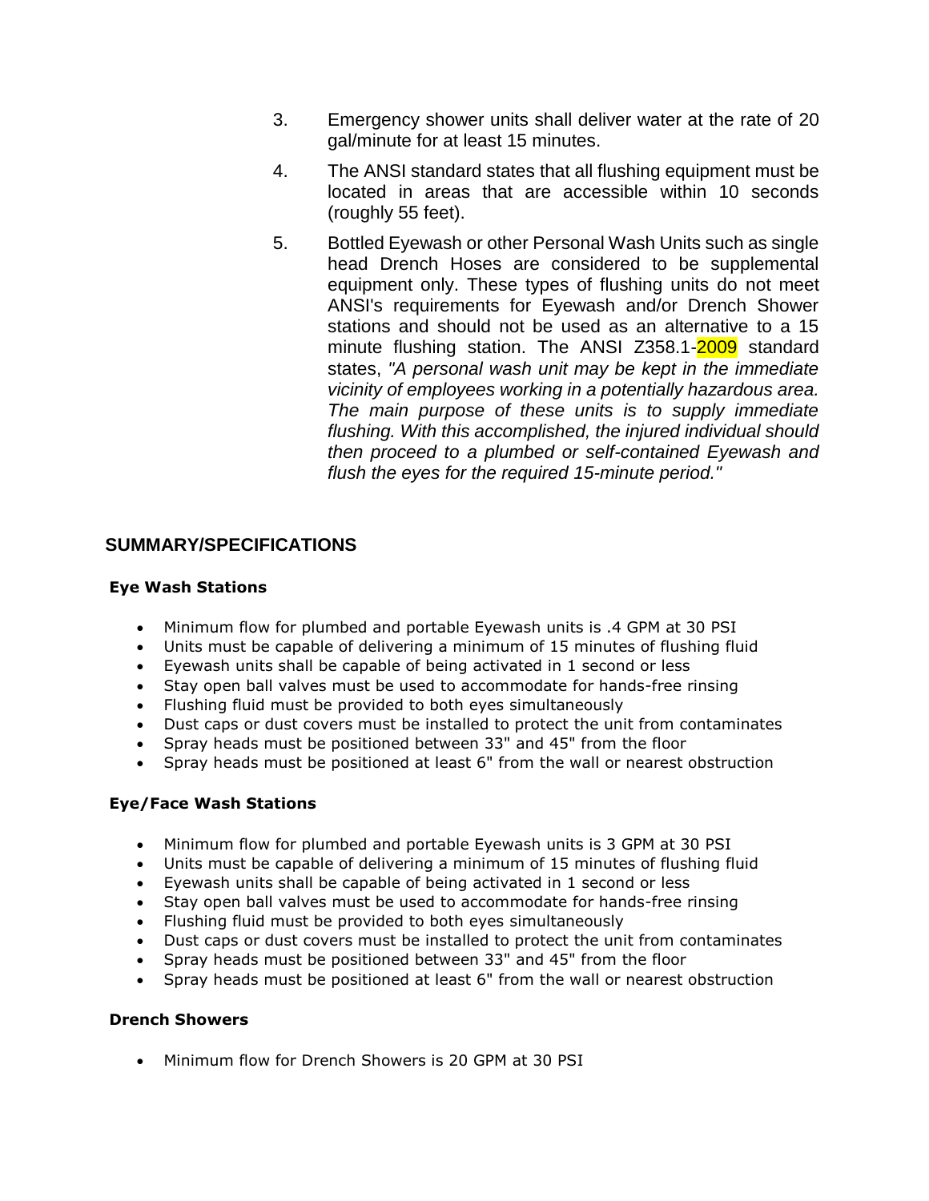3. Emergency shower units shall deliver water at the rate of 20 gal/minute for at least 15 minutes.

4. The ANSI standard states that all flushing equipment must be located in areas that are accessible within 10 seconds (roughly 55 feet).

5. Bottled Eyewash or other Personal Wash Units such as single head Drench Hoses are considered to be supplemental equipment only. These types of flushing units do not meet ANSI's requirements for Eyewash and/or Drench Shower stations and should not be used as an alternative to a 15 minute flushing station. The ANSI Z358.1-2009 standard states, *"A personal wash unit may be kept in the immediate vicinity of employees working in a potentially hazardous area. The main purpose of these units is to supply immediate flushing. With this accomplished, the injured individual should then proceed to a plumbed or self-contained Eyewash and flush the eyes for the required 15-minute period."*

## SUMMARY/SPECIFICATIONS

### Eye Wash Stations

- Minimum flow for plumbed and portable Eyewash units is .4 GPM at 30 PSI
- Units must be capable of delivering a minimum of 15 minutes of flushing fluid
- Eyewash units shall be capable of being activated in 1 second or less
- Stay open ball valves must be used to accommodate for hands-free rinsing
- Flushing fluid must be provided to both eyes simultaneously
- Dust caps or dust covers must be installed to protect the unit from contaminates
- Spray heads must be positioned between 33" and 45" from the floor
- Spray heads must be positioned at least 6" from the wall or nearest obstruction

### Eye/Face Wash Stations

- Minimum flow for plumbed and portable Eyewash units is 3 GPM at 30 PSI
- Units must be capable of delivering a minimum of 15 minutes of flushing fluid
- Eyewash units shall be capable of being activated in 1 second or less
- Stay open ball valves must be used to accommodate for hands-free rinsing
- Flushing fluid must be provided to both eyes simultaneously
- Dust caps or dust covers must be installed to protect the unit from contaminates
- Spray heads must be positioned between 33" and 45" from the floor
- Spray heads must be positioned at least 6" from the wall or nearest obstruction

### Drench Showers

- Minimum flow for Drench Showers is 20 GPM at 30 PSI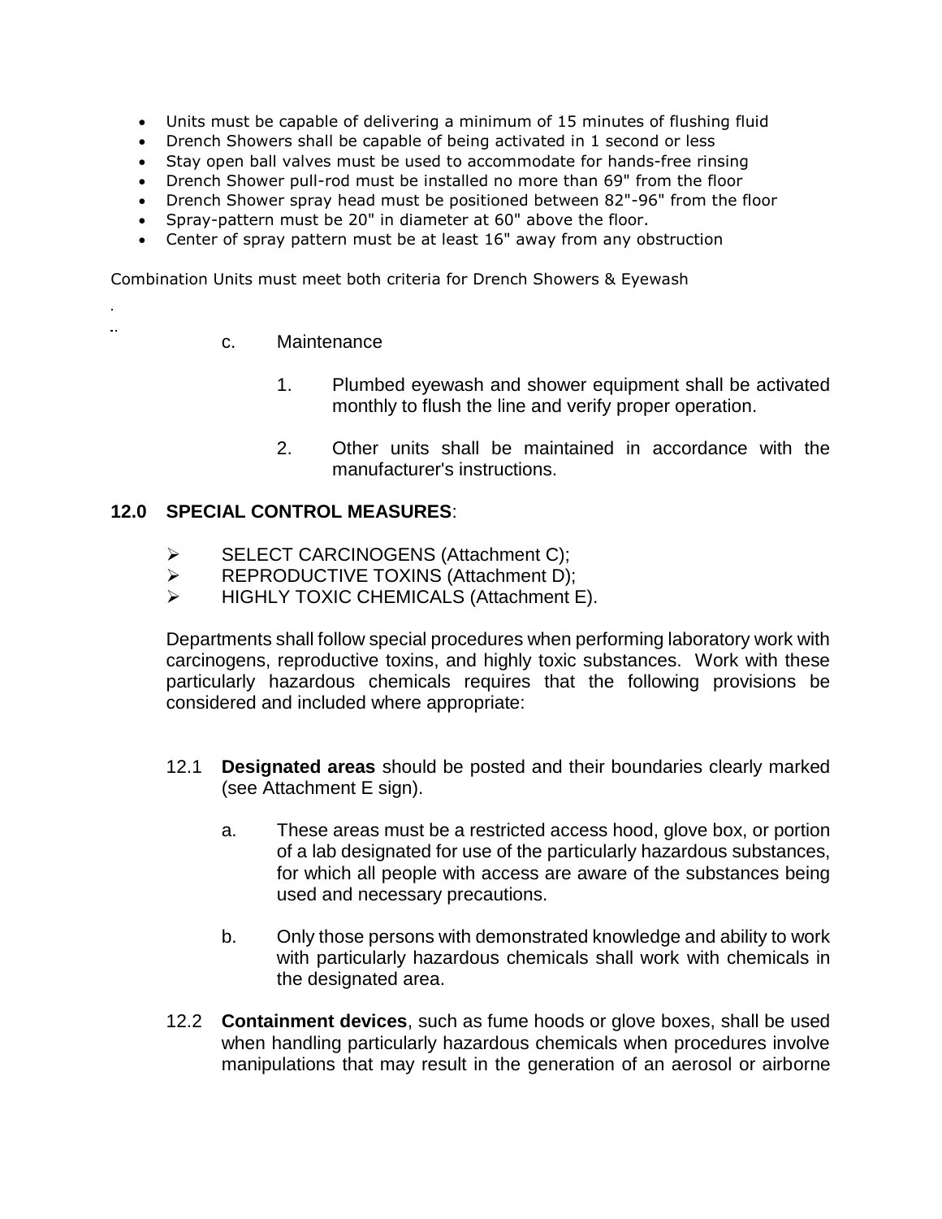- Units must be capable of delivering a minimum of 15 minutes of flushing fluid
- Drench Showers shall be capable of being activated in 1 second or less
- Stay open ball valves must be used to accommodate for hands-free rinsing
- Drench Shower pull-rod must be installed no more than 69" from the floor
- Drench Shower spray head must be positioned between 82"-96" from the floor
- Spray-pattern must be 20" in diameter at 60" above the floor.
- Center of spray pattern must be at least 16" away from any obstruction

Combination Units must meet both criteria for Drench Showers & Eyewash

c. Maintenance

1. Plumbed eyewash and shower equipment shall be activated monthly to flush the line and verify proper operation.

2. Other units shall be maintained in accordance with the manufacturer's instructions.

## 12.0 SPECIAL CONTROL MEASURES:

- SELECT CARCINOGENS (Attachment C);
- REPRODUCTIVE TOXINS (Attachment D);
- HIGHLY TOXIC CHEMICALS (Attachment E).

Departments shall follow special procedures when performing laboratory work with carcinogens, reproductive toxins, and highly toxic substances. Work with these particularly hazardous chemicals requires that the following provisions be considered and included where appropriate:

12.1 **Designated areas** should be posted and their boundaries clearly marked (see Attachment E sign).

a. These areas must be a restricted access hood, glove box, or portion of a lab designated for use of the particularly hazardous substances, for which all people with access are aware of the substances being used and necessary precautions.

b. Only those persons with demonstrated knowledge and ability to work with particularly hazardous chemicals shall work with chemicals in the designated area.

12.2 **Containment devices**, such as fume hoods or glove boxes, shall be used when handling particularly hazardous chemicals when procedures involve manipulations that may result in the generation of an aerosol or airborne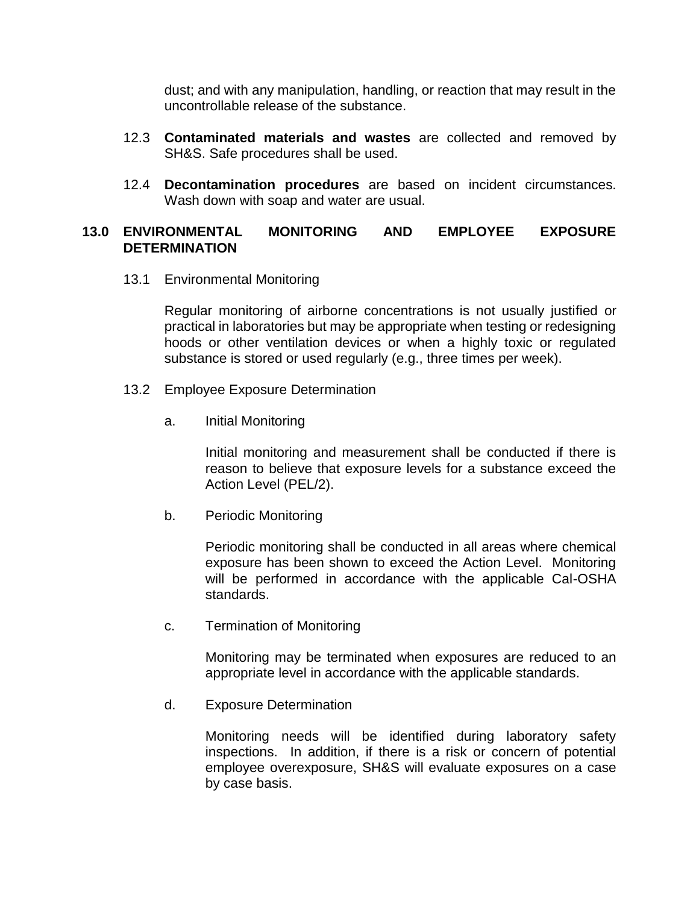dust; and with any manipulation, handling, or reaction that may result in the uncontrollable release of the substance.

12.3 **Contaminated materials and wastes** are collected and removed by SH&S. Safe procedures shall be used.

12.4 **Decontamination procedures** are based on incident circumstances. Wash down with soap and water are usual.

## 13.0 ENVIRONMENTAL MONITORING AND EMPLOYEE EXPOSURE DETERMINATION

13.1 Environmental Monitoring

Regular monitoring of airborne concentrations is not usually justified or practical in laboratories but may be appropriate when testing or redesigning hoods or other ventilation devices or when a highly toxic or regulated substance is stored or used regularly (e.g., three times per week).

13.2 Employee Exposure Determination

a. Initial Monitoring

Initial monitoring and measurement shall be conducted if there is reason to believe that exposure levels for a substance exceed the Action Level (PEL/2).

b. Periodic Monitoring

Periodic monitoring shall be conducted in all areas where chemical exposure has been shown to exceed the Action Level. Monitoring will be performed in accordance with the applicable Cal-OSHA standards.

c. Termination of Monitoring

Monitoring may be terminated when exposures are reduced to an appropriate level in accordance with the applicable standards.

d. Exposure Determination

Monitoring needs will be identified during laboratory safety inspections. In addition, if there is a risk or concern of potential employee overexposure, SH&S will evaluate exposures on a case by case basis.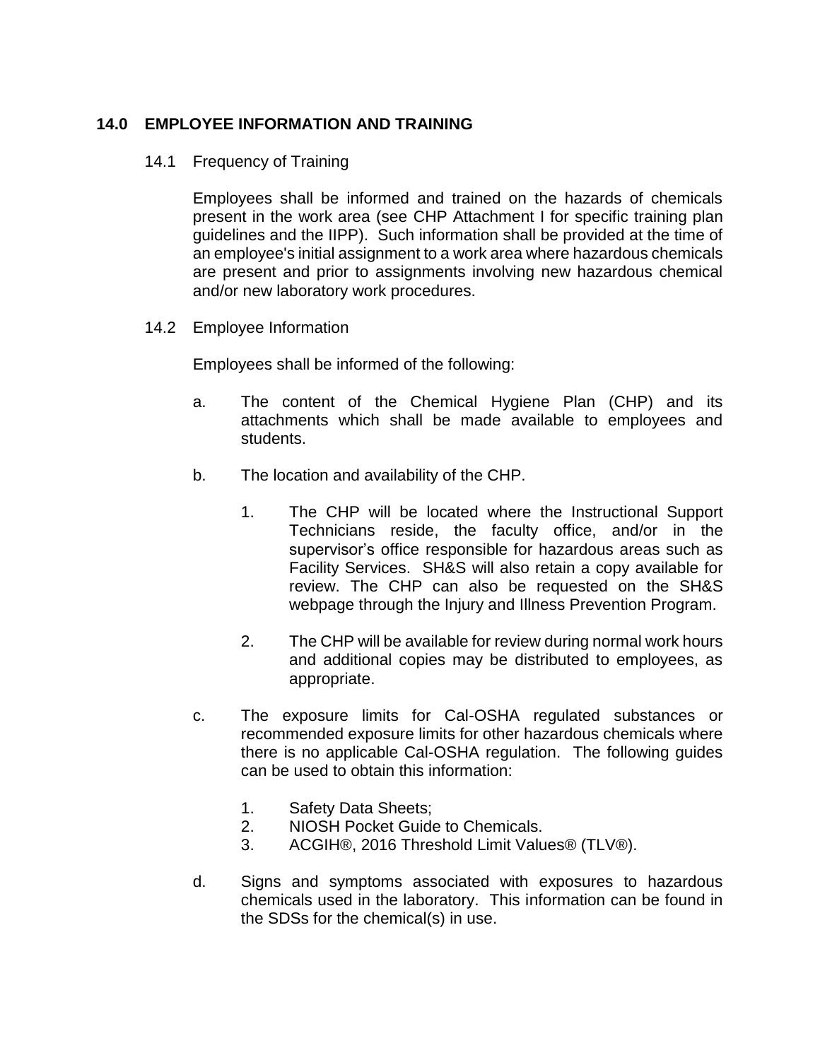## 14.0 EMPLOYEE INFORMATION AND TRAINING

### 14.1 Frequency of Training

Employees shall be informed and trained on the hazards of chemicals present in the work area (see CHP Attachment I for specific training plan guidelines and the IIPP). Such information shall be provided at the time of an employee's initial assignment to a work area where hazardous chemicals are present and prior to assignments involving new hazardous chemical and/or new laboratory work procedures.

### 14.2 Employee Information

Employees shall be informed of the following:

a. The content of the Chemical Hygiene Plan (CHP) and its attachments which shall be made available to employees and students.

b. The location and availability of the CHP.

   1. The CHP will be located where the Instructional Support Technicians reside, the faculty office, and/or in the supervisor's office responsible for hazardous areas such as Facility Services. SH&S will also retain a copy available for review. The CHP can also be requested on the SH&S webpage through the Injury and Illness Prevention Program.

   2. The CHP will be available for review during normal work hours and additional copies may be distributed to employees, as appropriate.

c. The exposure limits for Cal-OSHA regulated substances or recommended exposure limits for other hazardous chemicals where there is no applicable Cal-OSHA regulation. The following guides can be used to obtain this information:

   1. Safety Data Sheets;
   2. NIOSH Pocket Guide to Chemicals.
   3. ACGIH®, 2016 Threshold Limit Values® (TLV®).

d. Signs and symptoms associated with exposures to hazardous chemicals used in the laboratory. This information can be found in the SDSs for the chemical(s) in use.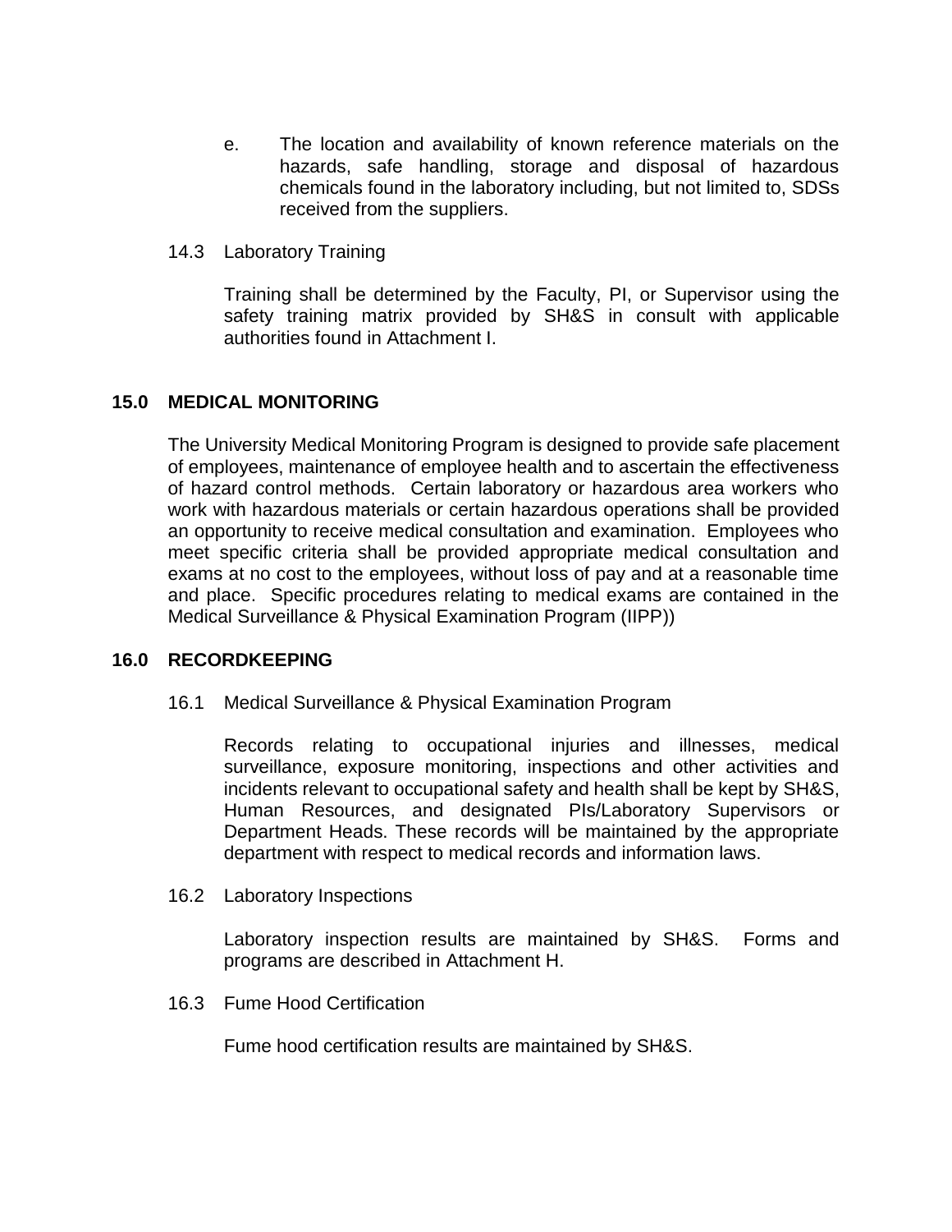e. The location and availability of known reference materials on the hazards, safe handling, storage and disposal of hazardous chemicals found in the laboratory including, but not limited to, SDSs received from the suppliers.

14.3 Laboratory Training

Training shall be determined by the Faculty, PI, or Supervisor using the safety training matrix provided by SH&S in consult with applicable authorities found in Attachment I.

## 15.0 MEDICAL MONITORING

The University Medical Monitoring Program is designed to provide safe placement of employees, maintenance of employee health and to ascertain the effectiveness of hazard control methods. Certain laboratory or hazardous area workers who work with hazardous materials or certain hazardous operations shall be provided an opportunity to receive medical consultation and examination. Employees who meet specific criteria shall be provided appropriate medical consultation and exams at no cost to the employees, without loss of pay and at a reasonable time and place. Specific procedures relating to medical exams are contained in the Medical Surveillance & Physical Examination Program (IIPP))

## 16.0 RECORDKEEPING

16.1 Medical Surveillance & Physical Examination Program

Records relating to occupational injuries and illnesses, medical surveillance, exposure monitoring, inspections and other activities and incidents relevant to occupational safety and health shall be kept by SH&S, Human Resources, and designated PIs/Laboratory Supervisors or Department Heads. These records will be maintained by the appropriate department with respect to medical records and information laws.

16.2 Laboratory Inspections

Laboratory inspection results are maintained by SH&S. Forms and programs are described in Attachment H.

16.3 Fume Hood Certification

Fume hood certification results are maintained by SH&S.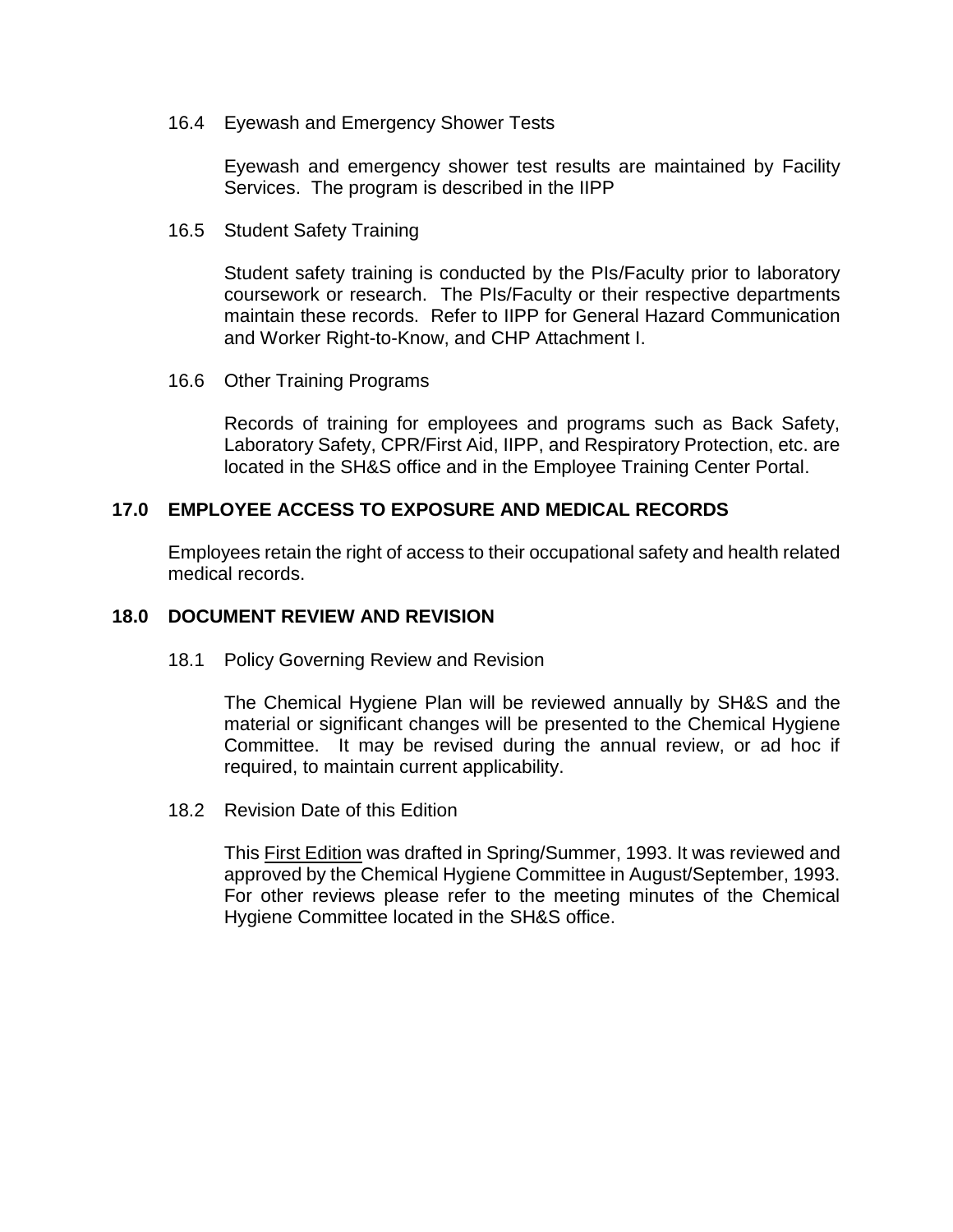### 16.4 Eyewash and Emergency Shower Tests

Eyewash and emergency shower test results are maintained by Facility Services. The program is described in the IIPP

### 16.5 Student Safety Training

Student safety training is conducted by the PIs/Faculty prior to laboratory coursework or research. The PIs/Faculty or their respective departments maintain these records. Refer to IIPP for General Hazard Communication and Worker Right-to-Know, and CHP Attachment I.

### 16.6 Other Training Programs

Records of training for employees and programs such as Back Safety, Laboratory Safety, CPR/First Aid, IIPP, and Respiratory Protection, etc. are located in the SH&S office and in the Employee Training Center Portal.

## 17.0 EMPLOYEE ACCESS TO EXPOSURE AND MEDICAL RECORDS

Employees retain the right of access to their occupational safety and health related medical records.

## 18.0 DOCUMENT REVIEW AND REVISION

### 18.1 Policy Governing Review and Revision

The Chemical Hygiene Plan will be reviewed annually by SH&S and the material or significant changes will be presented to the Chemical Hygiene Committee. It may be revised during the annual review, or ad hoc if required, to maintain current applicability.

### 18.2 Revision Date of this Edition

This <u>First Edition</u> was drafted in Spring/Summer, 1993. It was reviewed and approved by the Chemical Hygiene Committee in August/September, 1993. For other reviews please refer to the meeting minutes of the Chemical Hygiene Committee located in the SH&S office.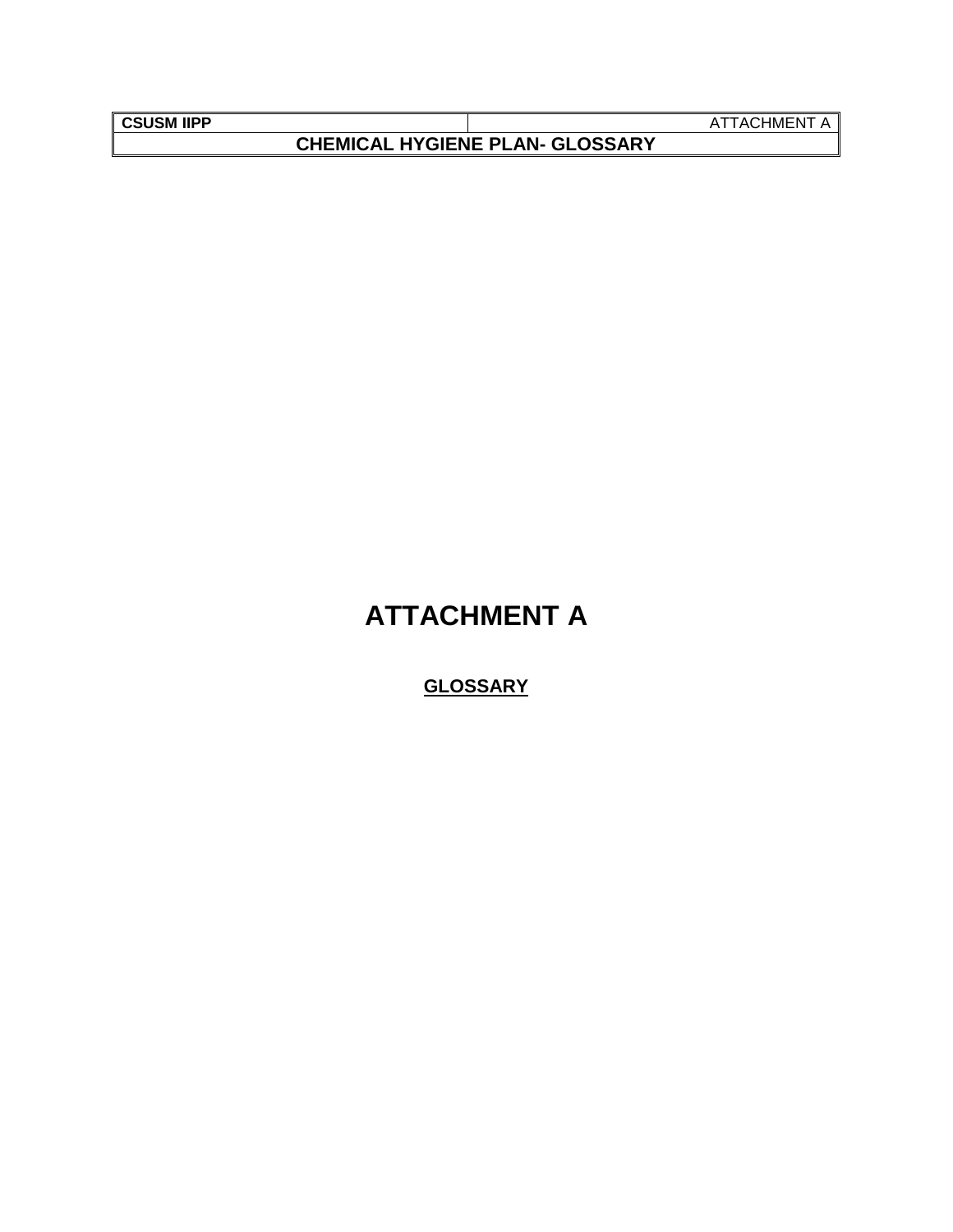# ATTACHMENT A

## GLOSSARY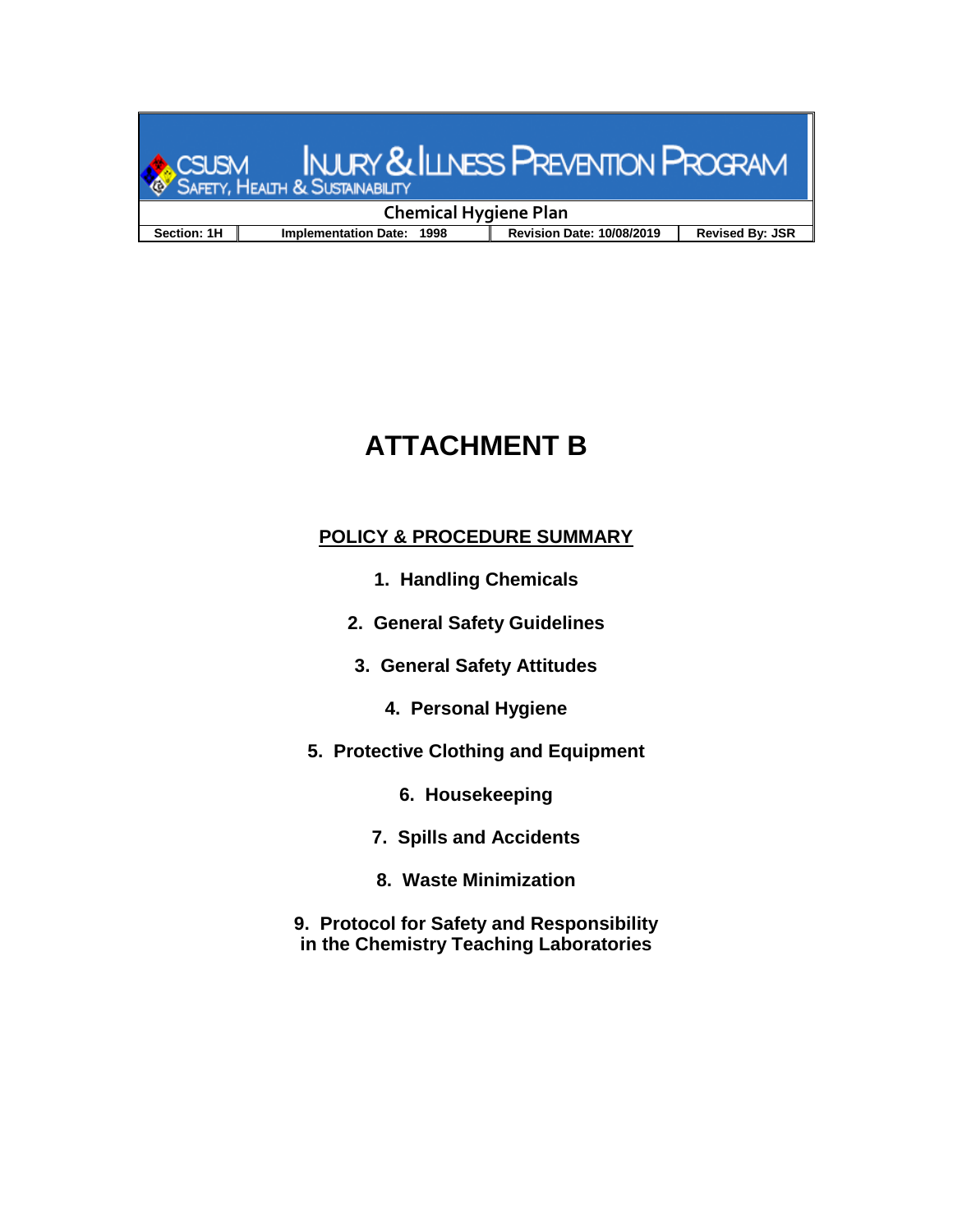# ATTACHMENT B

## POLICY & PROCEDURE SUMMARY

1. **Handling Chemicals**
2. **General Safety Guidelines**
3. **General Safety Attitudes**
4. **Personal Hygiene**
5. **Protective Clothing and Equipment**
6. **Housekeeping**
7. **Spills and Accidents**
8. **Waste Minimization**
9. **Protocol for Safety and Responsibility in the Chemistry Teaching Laboratories**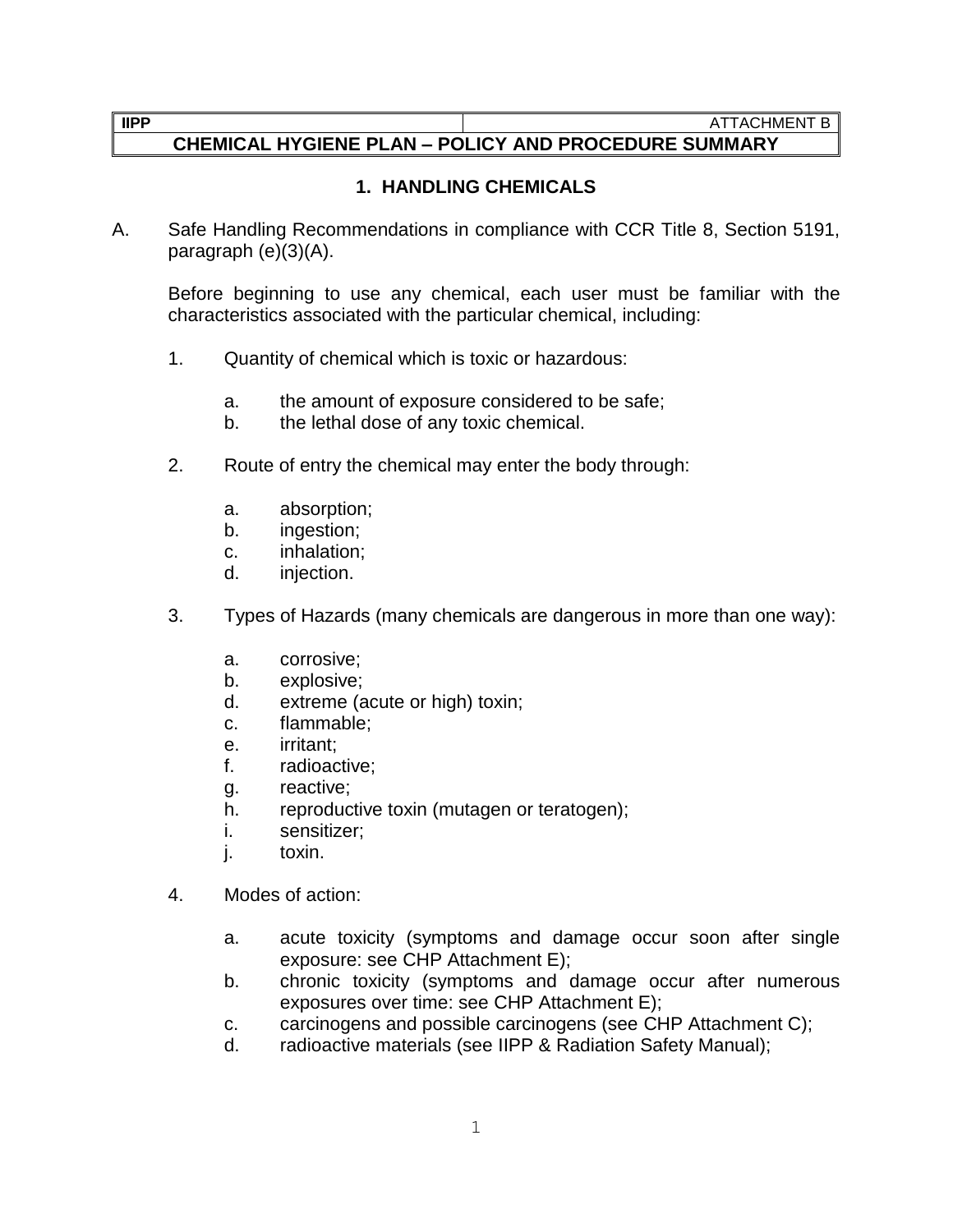| IIPP | ATTACHMENT B |
| --- | --- |
| **CHEMICAL HYGIENE PLAN – POLICY AND PROCEDURE SUMMARY** | |

## 1. HANDLING CHEMICALS

A. Safe Handling Recommendations in compliance with CCR Title 8, Section 5191, paragraph (e)(3)(A).

Before beginning to use any chemical, each user must be familiar with the characteristics associated with the particular chemical, including:

1. Quantity of chemical which is toxic or hazardous:

   a. the amount of exposure considered to be safe;
   b. the lethal dose of any toxic chemical.

2. Route of entry the chemical may enter the body through:

   a. absorption;
   b. ingestion;
   c. inhalation;
   d. injection.

3. Types of Hazards (many chemicals are dangerous in more than one way):

   a. corrosive;
   b. explosive;
   d. extreme (acute or high) toxin;
   c. flammable;
   e. irritant;
   f. radioactive;
   g. reactive;
   h. reproductive toxin (mutagen or teratogen);
   i. sensitizer;
   j. toxin.

4. Modes of action:

   a. acute toxicity (symptoms and damage occur soon after single exposure: see CHP Attachment E);
   b. chronic toxicity (symptoms and damage occur after numerous exposures over time: see CHP Attachment E);
   c. carcinogens and possible carcinogens (see CHP Attachment C);
   d. radioactive materials (see IIPP & Radiation Safety Manual);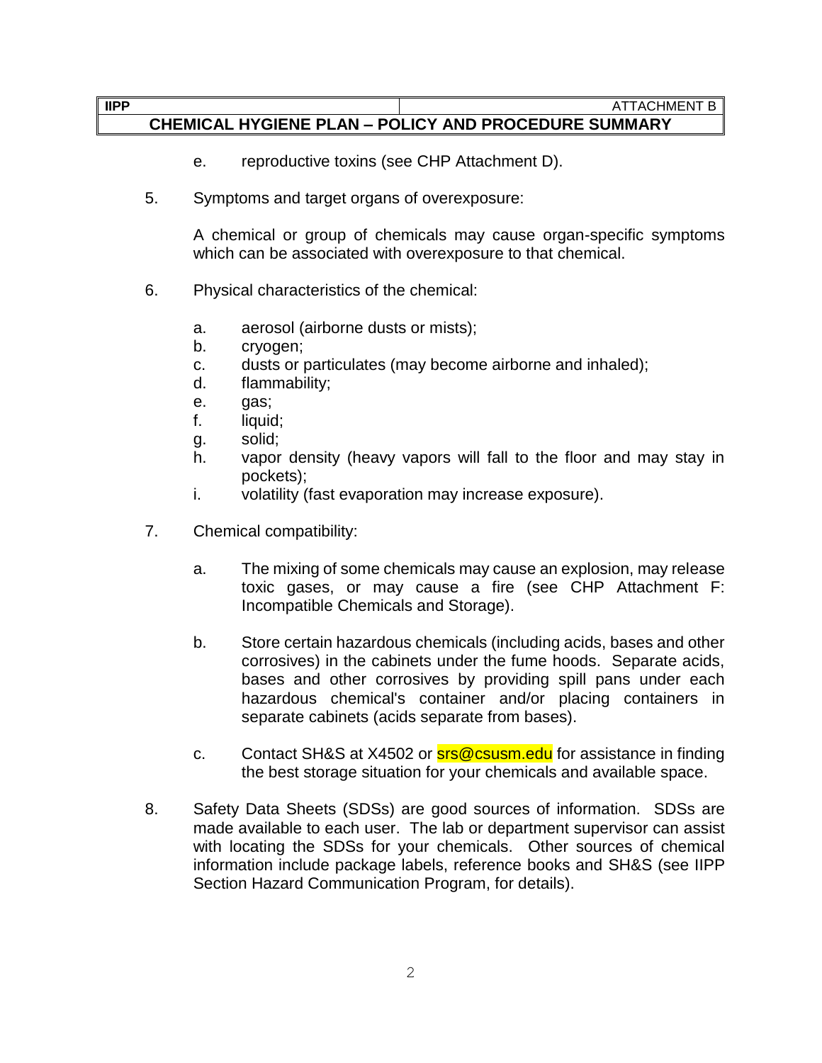e. reproductive toxins (see CHP Attachment D).

5. Symptoms and target organs of overexposure:

   A chemical or group of chemicals may cause organ-specific symptoms which can be associated with overexposure to that chemical.

6. Physical characteristics of the chemical:

   a. aerosol (airborne dusts or mists);
   b. cryogen;
   c. dusts or particulates (may become airborne and inhaled);
   d. flammability;
   e. gas;
   f. liquid;
   g. solid;
   h. vapor density (heavy vapors will fall to the floor and may stay in pockets);
   i. volatility (fast evaporation may increase exposure).

7. Chemical compatibility:

   a. The mixing of some chemicals may cause an explosion, may release toxic gases, or may cause a fire (see CHP Attachment F: Incompatible Chemicals and Storage).

   b. Store certain hazardous chemicals (including acids, bases and other corrosives) in the cabinets under the fume hoods. Separate acids, bases and other corrosives by providing spill pans under each hazardous chemical's container and/or placing containers in separate cabinets (acids separate from bases).

   c. Contact SH&S at X4502 or srs@csusm.edu for assistance in finding the best storage situation for your chemicals and available space.

8. Safety Data Sheets (SDSs) are good sources of information. SDSs are made available to each user. The lab or department supervisor can assist with locating the SDSs for your chemicals. Other sources of chemical information include package labels, reference books and SH&S (see IIPP Section Hazard Communication Program, for details).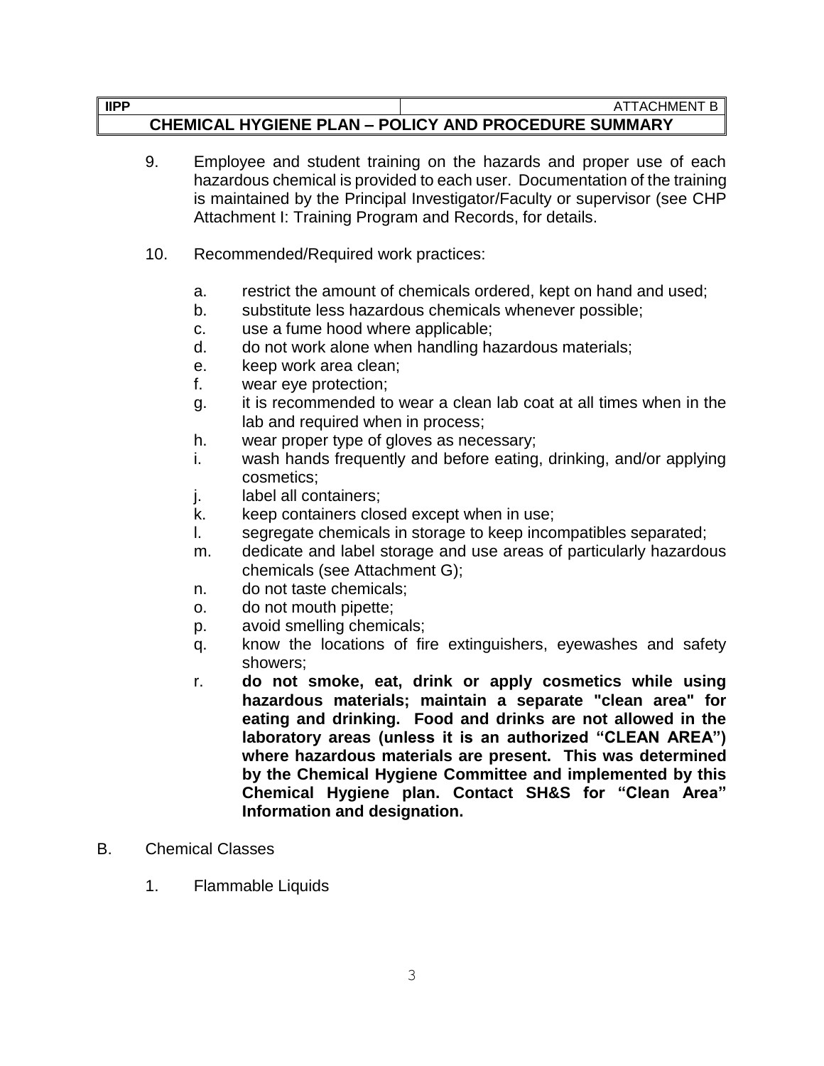9. Employee and student training on the hazards and proper use of each hazardous chemical is provided to each user. Documentation of the training is maintained by the Principal Investigator/Faculty or supervisor (see CHP Attachment I: Training Program and Records, for details.

10. Recommended/Required work practices:

    a. restrict the amount of chemicals ordered, kept on hand and used;
    b. substitute less hazardous chemicals whenever possible;
    c. use a fume hood where applicable;
    d. do not work alone when handling hazardous materials;
    e. keep work area clean;
    f. wear eye protection;
    g. it is recommended to wear a clean lab coat at all times when in the lab and required when in process;
    h. wear proper type of gloves as necessary;
    i. wash hands frequently and before eating, drinking, and/or applying cosmetics;
    j. label all containers;
    k. keep containers closed except when in use;
    l. segregate chemicals in storage to keep incompatibles separated;
    m. dedicate and label storage and use areas of particularly hazardous chemicals (see Attachment G);
    n. do not taste chemicals;
    o. do not mouth pipette;
    p. avoid smelling chemicals;
    q. know the locations of fire extinguishers, eyewashes and safety showers;
    r. **do not smoke, eat, drink or apply cosmetics while using hazardous materials; maintain a separate "clean area" for eating and drinking. Food and drinks are not allowed in the laboratory areas (unless it is an authorized "CLEAN AREA") where hazardous materials are present. This was determined by the Chemical Hygiene Committee and implemented by this Chemical Hygiene plan. Contact SH&S for "Clean Area" Information and designation.**

B. Chemical Classes

   1. Flammable Liquids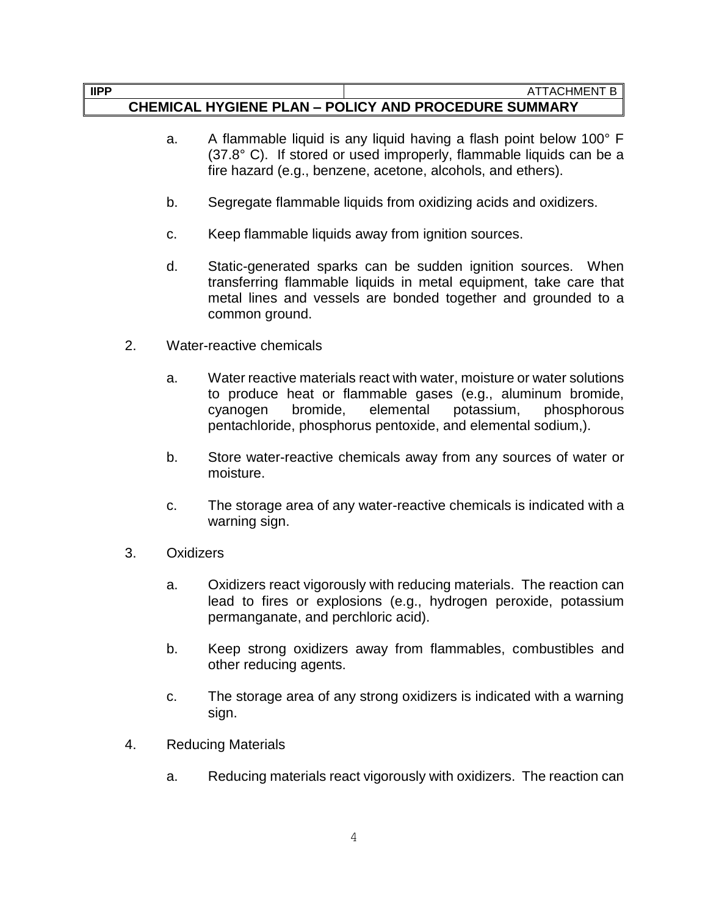a. A flammable liquid is any liquid having a flash point below 100° F (37.8° C). If stored or used improperly, flammable liquids can be a fire hazard (e.g., benzene, acetone, alcohols, and ethers).

b. Segregate flammable liquids from oxidizing acids and oxidizers.

c. Keep flammable liquids away from ignition sources.

d. Static-generated sparks can be sudden ignition sources. When transferring flammable liquids in metal equipment, take care that metal lines and vessels are bonded together and grounded to a common ground.

2. Water-reactive chemicals

   a. Water reactive materials react with water, moisture or water solutions to produce heat or flammable gases (e.g., aluminum bromide, cyanogen bromide, elemental potassium, phosphorous pentachloride, phosphorus pentoxide, and elemental sodium,).

   b. Store water-reactive chemicals away from any sources of water or moisture.

   c. The storage area of any water-reactive chemicals is indicated with a warning sign.

3. Oxidizers

   a. Oxidizers react vigorously with reducing materials. The reaction can lead to fires or explosions (e.g., hydrogen peroxide, potassium permanganate, and perchloric acid).

   b. Keep strong oxidizers away from flammables, combustibles and other reducing agents.

   c. The storage area of any strong oxidizers is indicated with a warning sign.

4. Reducing Materials

   a. Reducing materials react vigorously with oxidizers. The reaction can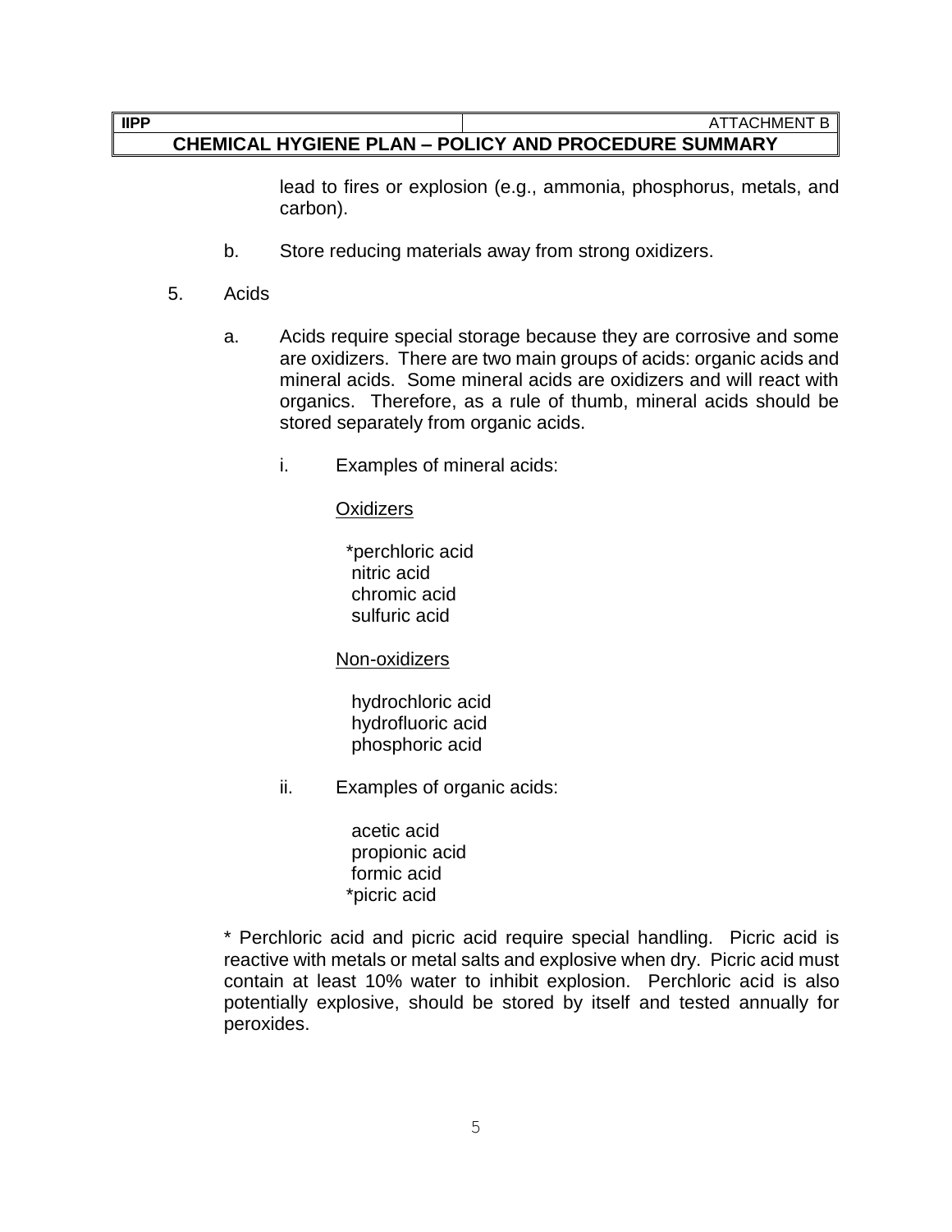lead to fires or explosion (e.g., ammonia, phosphorus, metals, and carbon).

b. Store reducing materials away from strong oxidizers.

5. Acids

a. Acids require special storage because they are corrosive and some are oxidizers. There are two main groups of acids: organic acids and mineral acids. Some mineral acids are oxidizers and will react with organics. Therefore, as a rule of thumb, mineral acids should be stored separately from organic acids.

i. Examples of mineral acids:

<u>Oxidizers</u>

*perchloric acid
nitric acid
chromic acid
sulfuric acid

<u>Non-oxidizers</u>

hydrochloric acid
hydrofluoric acid
phosphoric acid

ii. Examples of organic acids:

acetic acid
propionic acid
formic acid
*picric acid

* Perchloric acid and picric acid require special handling. Picric acid is reactive with metals or metal salts and explosive when dry. Picric acid must contain at least 10% water to inhibit explosion. Perchloric acid is also potentially explosive, should be stored by itself and tested annually for peroxides.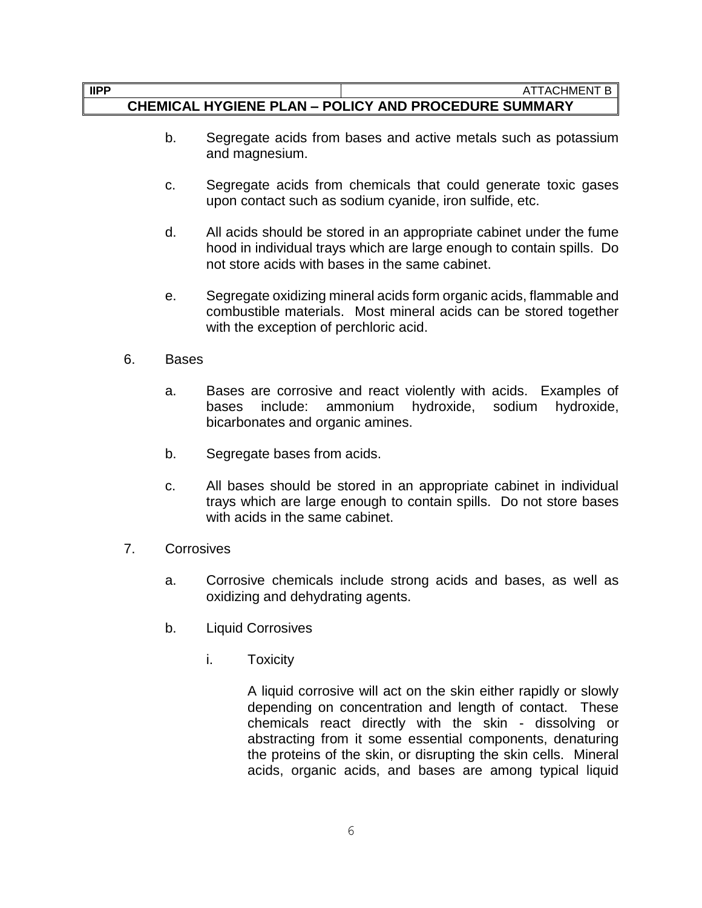b. Segregate acids from bases and active metals such as potassium and magnesium.

c. Segregate acids from chemicals that could generate toxic gases upon contact such as sodium cyanide, iron sulfide, etc.

d. All acids should be stored in an appropriate cabinet under the fume hood in individual trays which are large enough to contain spills. Do not store acids with bases in the same cabinet.

e. Segregate oxidizing mineral acids form organic acids, flammable and combustible materials. Most mineral acids can be stored together with the exception of perchloric acid.

6. Bases

   a. Bases are corrosive and react violently with acids. Examples of bases include: ammonium hydroxide, sodium hydroxide, bicarbonates and organic amines.

   b. Segregate bases from acids.

   c. All bases should be stored in an appropriate cabinet in individual trays which are large enough to contain spills. Do not store bases with acids in the same cabinet.

7. Corrosives

   a. Corrosive chemicals include strong acids and bases, as well as oxidizing and dehydrating agents.

   b. Liquid Corrosives

      i. Toxicity

         A liquid corrosive will act on the skin either rapidly or slowly depending on concentration and length of contact. These chemicals react directly with the skin - dissolving or abstracting from it some essential components, denaturing the proteins of the skin, or disrupting the skin cells. Mineral acids, organic acids, and bases are among typical liquid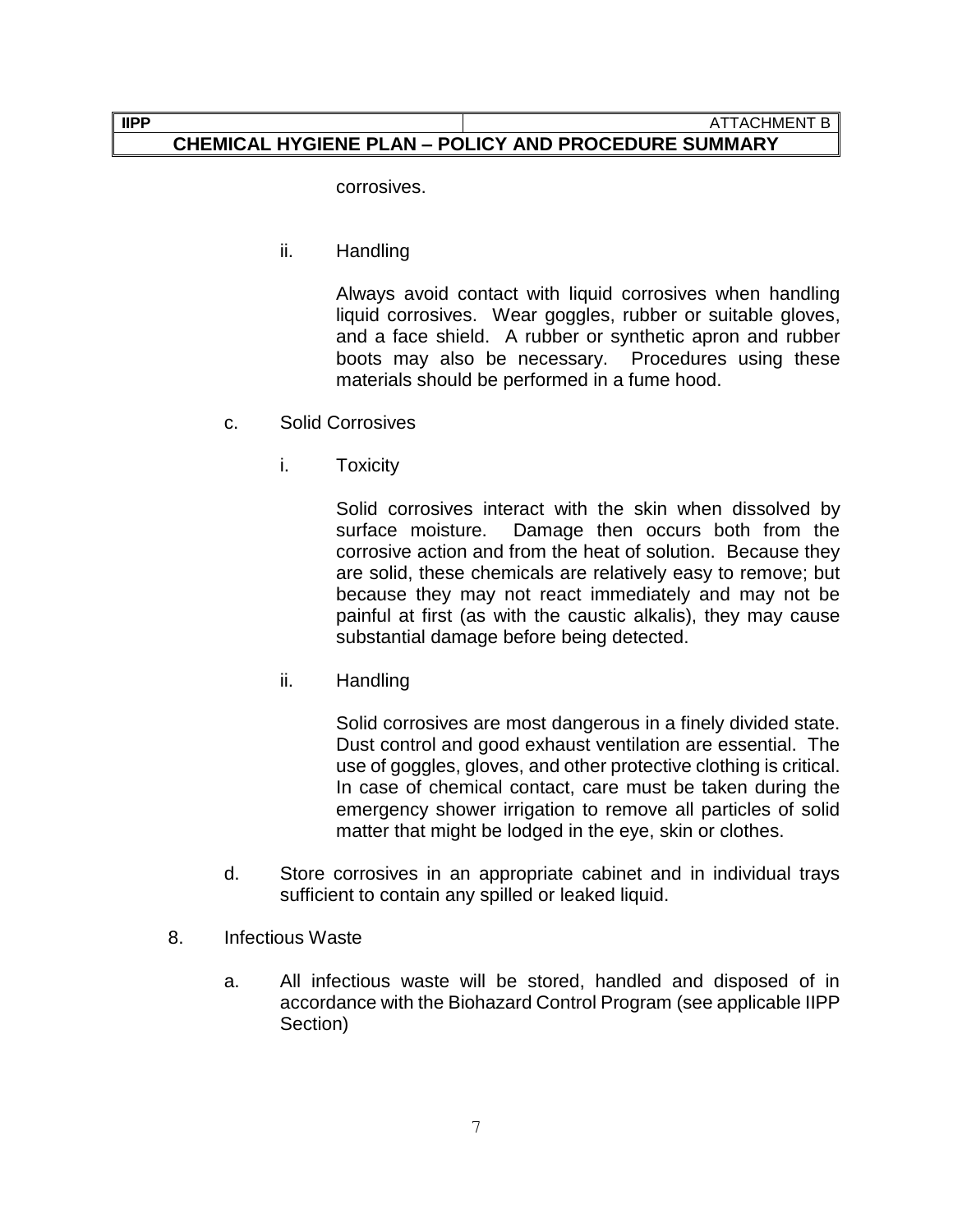corrosives.

ii. Handling

Always avoid contact with liquid corrosives when handling liquid corrosives. Wear goggles, rubber or suitable gloves, and a face shield. A rubber or synthetic apron and rubber boots may also be necessary. Procedures using these materials should be performed in a fume hood.

c. Solid Corrosives

i. Toxicity

Solid corrosives interact with the skin when dissolved by surface moisture. Damage then occurs both from the corrosive action and from the heat of solution. Because they are solid, these chemicals are relatively easy to remove; but because they may not react immediately and may not be painful at first (as with the caustic alkalis), they may cause substantial damage before being detected.

ii. Handling

Solid corrosives are most dangerous in a finely divided state. Dust control and good exhaust ventilation are essential. The use of goggles, gloves, and other protective clothing is critical. In case of chemical contact, care must be taken during the emergency shower irrigation to remove all particles of solid matter that might be lodged in the eye, skin or clothes.

d. Store corrosives in an appropriate cabinet and in individual trays sufficient to contain any spilled or leaked liquid.

8. Infectious Waste

a. All infectious waste will be stored, handled and disposed of in accordance with the Biohazard Control Program (see applicable IIPP Section)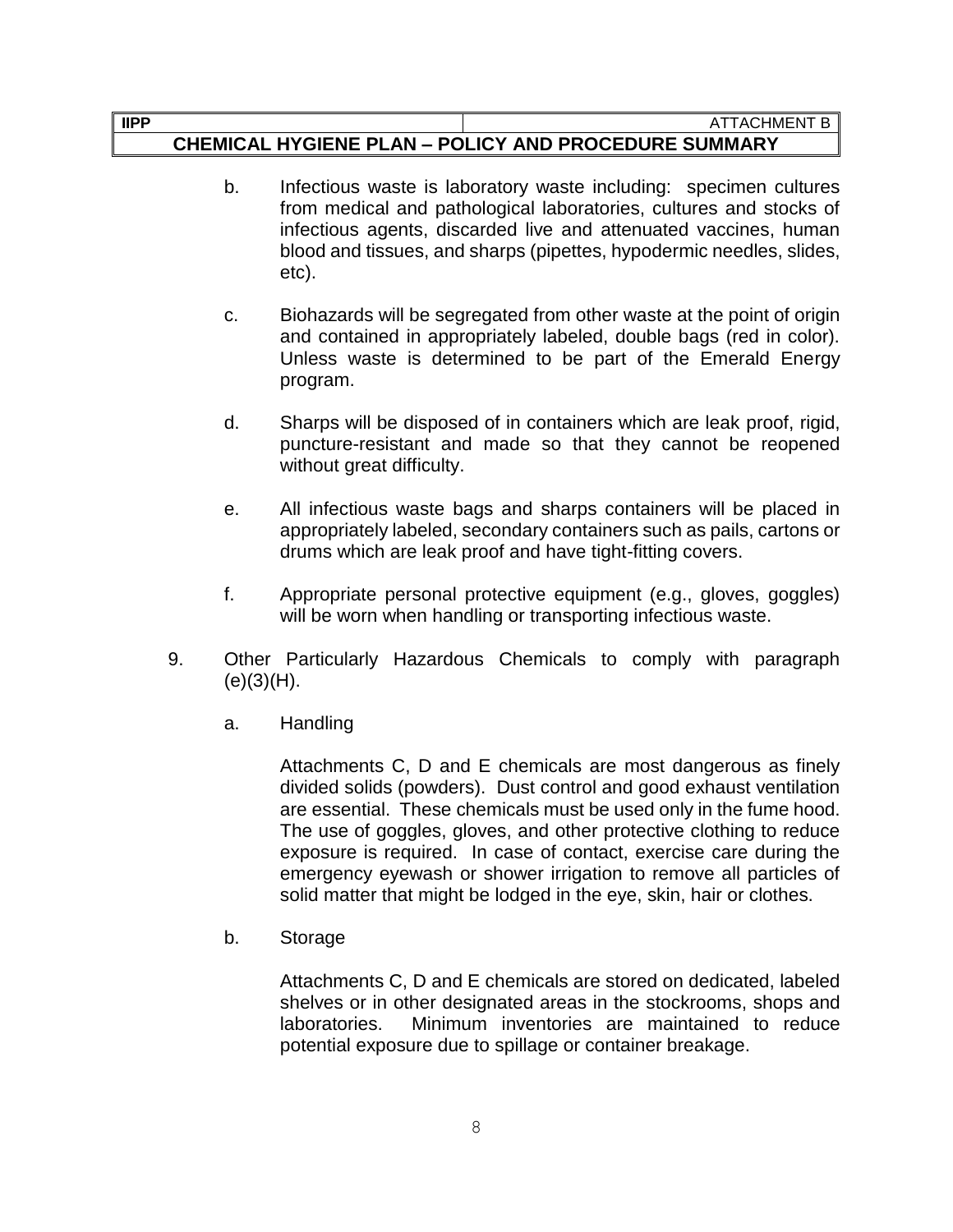b. Infectious waste is laboratory waste including: specimen cultures from medical and pathological laboratories, cultures and stocks of infectious agents, discarded live and attenuated vaccines, human blood and tissues, and sharps (pipettes, hypodermic needles, slides, etc).

c. Biohazards will be segregated from other waste at the point of origin and contained in appropriately labeled, double bags (red in color). Unless waste is determined to be part of the Emerald Energy program.

d. Sharps will be disposed of in containers which are leak proof, rigid, puncture-resistant and made so that they cannot be reopened without great difficulty.

e. All infectious waste bags and sharps containers will be placed in appropriately labeled, secondary containers such as pails, cartons or drums which are leak proof and have tight-fitting covers.

f. Appropriate personal protective equipment (e.g., gloves, goggles) will be worn when handling or transporting infectious waste.

9. Other Particularly Hazardous Chemicals to comply with paragraph (e)(3)(H).

   a. Handling

      Attachments C, D and E chemicals are most dangerous as finely divided solids (powders). Dust control and good exhaust ventilation are essential. These chemicals must be used only in the fume hood. The use of goggles, gloves, and other protective clothing to reduce exposure is required. In case of contact, exercise care during the emergency eyewash or shower irrigation to remove all particles of solid matter that might be lodged in the eye, skin, hair or clothes.

   b. Storage

      Attachments C, D and E chemicals are stored on dedicated, labeled shelves or in other designated areas in the stockrooms, shops and laboratories. Minimum inventories are maintained to reduce potential exposure due to spillage or container breakage.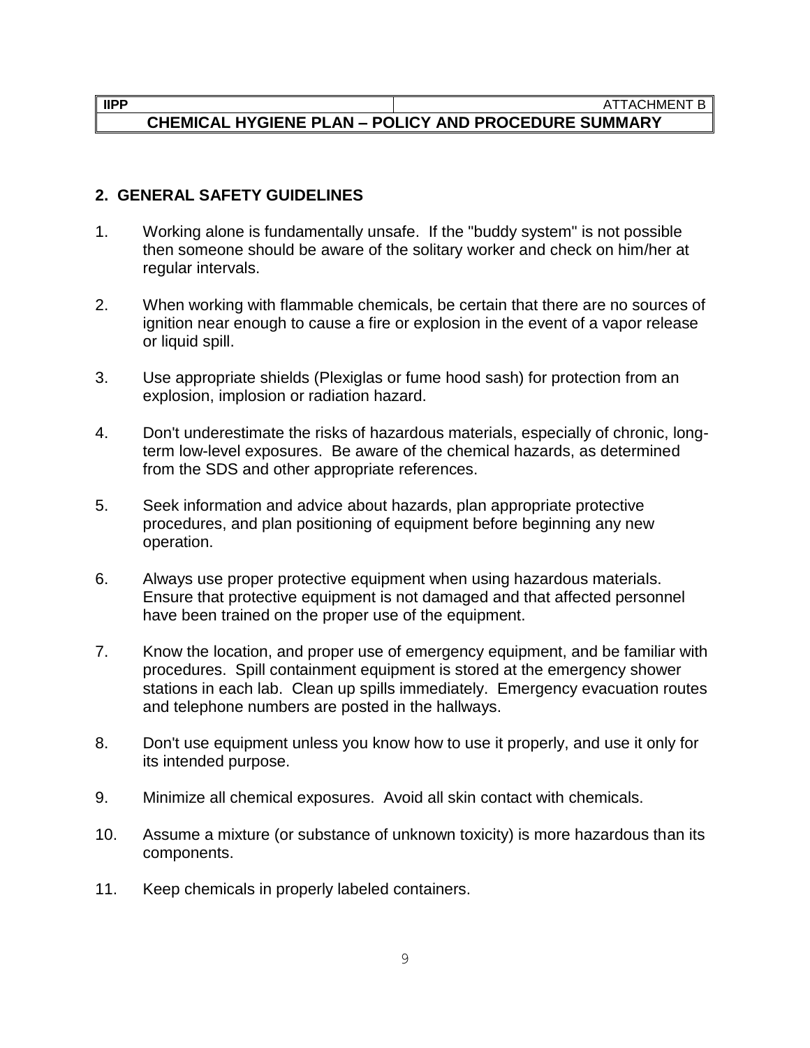## 2. GENERAL SAFETY GUIDELINES

1. Working alone is fundamentally unsafe. If the "buddy system" is not possible then someone should be aware of the solitary worker and check on him/her at regular intervals.

2. When working with flammable chemicals, be certain that there are no sources of ignition near enough to cause a fire or explosion in the event of a vapor release or liquid spill.

3. Use appropriate shields (Plexiglas or fume hood sash) for protection from an explosion, implosion or radiation hazard.

4. Don't underestimate the risks of hazardous materials, especially of chronic, long-term low-level exposures. Be aware of the chemical hazards, as determined from the SDS and other appropriate references.

5. Seek information and advice about hazards, plan appropriate protective procedures, and plan positioning of equipment before beginning any new operation.

6. Always use proper protective equipment when using hazardous materials. Ensure that protective equipment is not damaged and that affected personnel have been trained on the proper use of the equipment.

7. Know the location, and proper use of emergency equipment, and be familiar with procedures. Spill containment equipment is stored at the emergency shower stations in each lab. Clean up spills immediately. Emergency evacuation routes and telephone numbers are posted in the hallways.

8. Don't use equipment unless you know how to use it properly, and use it only for its intended purpose.

9. Minimize all chemical exposures. Avoid all skin contact with chemicals.

10. Assume a mixture (or substance of unknown toxicity) is more hazardous than its components.

11. Keep chemicals in properly labeled containers.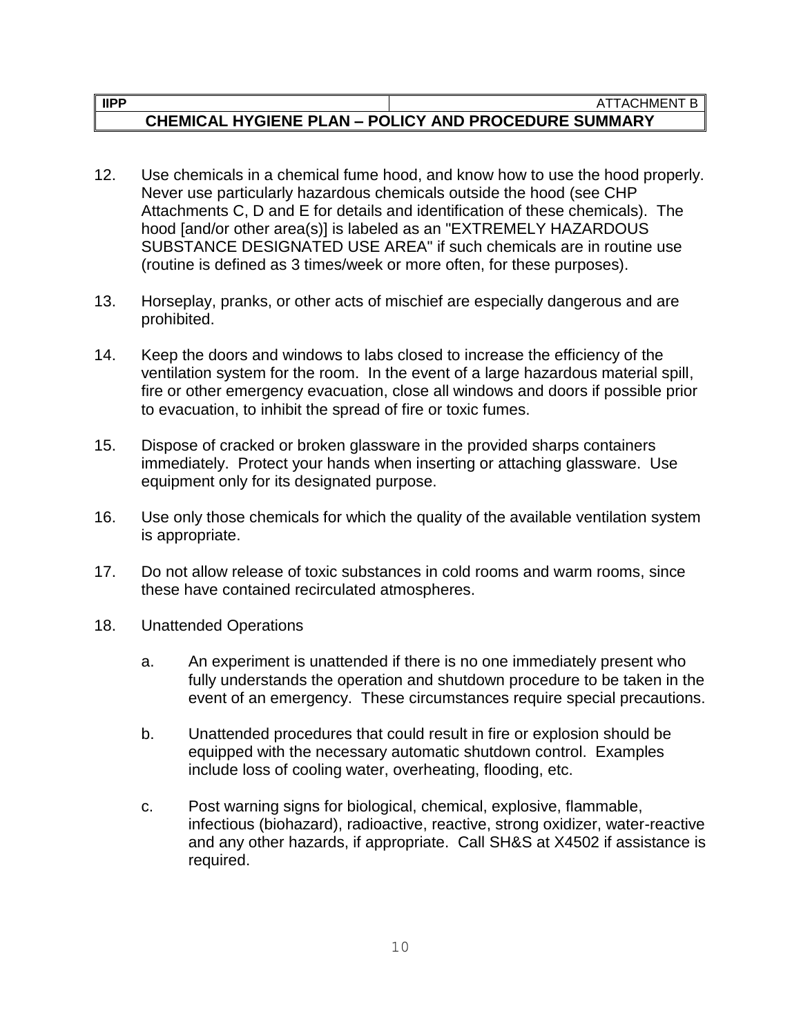12. Use chemicals in a chemical fume hood, and know how to use the hood properly. Never use particularly hazardous chemicals outside the hood (see CHP Attachments C, D and E for details and identification of these chemicals). The hood [and/or other area(s)] is labeled as an "EXTREMELY HAZARDOUS SUBSTANCE DESIGNATED USE AREA" if such chemicals are in routine use (routine is defined as 3 times/week or more often, for these purposes).

13. Horseplay, pranks, or other acts of mischief are especially dangerous and are prohibited.

14. Keep the doors and windows to labs closed to increase the efficiency of the ventilation system for the room. In the event of a large hazardous material spill, fire or other emergency evacuation, close all windows and doors if possible prior to evacuation, to inhibit the spread of fire or toxic fumes.

15. Dispose of cracked or broken glassware in the provided sharps containers immediately. Protect your hands when inserting or attaching glassware. Use equipment only for its designated purpose.

16. Use only those chemicals for which the quality of the available ventilation system is appropriate.

17. Do not allow release of toxic substances in cold rooms and warm rooms, since these have contained recirculated atmospheres.

18. Unattended Operations

    a. An experiment is unattended if there is no one immediately present who fully understands the operation and shutdown procedure to be taken in the event of an emergency. These circumstances require special precautions.

    b. Unattended procedures that could result in fire or explosion should be equipped with the necessary automatic shutdown control. Examples include loss of cooling water, overheating, flooding, etc.

    c. Post warning signs for biological, chemical, explosive, flammable, infectious (biohazard), radioactive, reactive, strong oxidizer, water-reactive and any other hazards, if appropriate. Call SH&S at X4502 if assistance is required.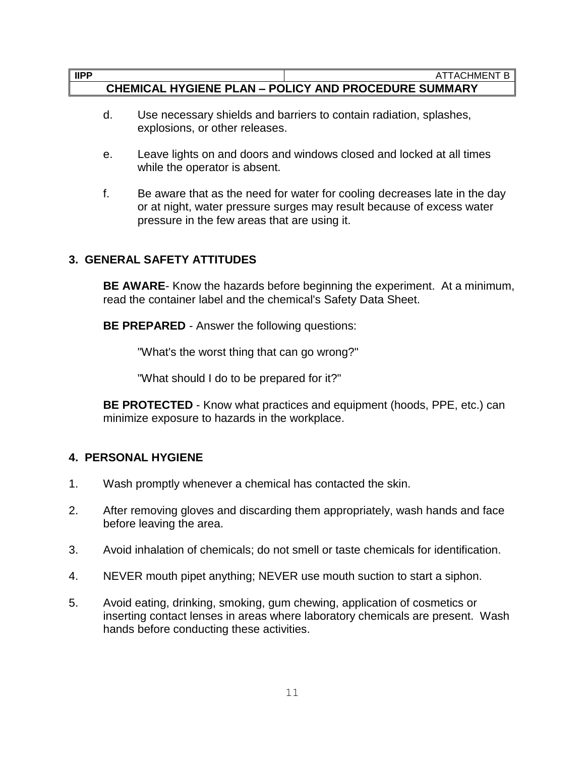d. Use necessary shields and barriers to contain radiation, splashes, explosions, or other releases.

e. Leave lights on and doors and windows closed and locked at all times while the operator is absent.

f. Be aware that as the need for water for cooling decreases late in the day or at night, water pressure surges may result because of excess water pressure in the few areas that are using it.

## 3. GENERAL SAFETY ATTITUDES

**BE AWARE**- Know the hazards before beginning the experiment. At a minimum, read the container label and the chemical's Safety Data Sheet.

**BE PREPARED** - Answer the following questions:

"What's the worst thing that can go wrong?"

"What should I do to be prepared for it?"

**BE PROTECTED** - Know what practices and equipment (hoods, PPE, etc.) can minimize exposure to hazards in the workplace.

## 4. PERSONAL HYGIENE

1. Wash promptly whenever a chemical has contacted the skin.
2. After removing gloves and discarding them appropriately, wash hands and face before leaving the area.
3. Avoid inhalation of chemicals; do not smell or taste chemicals for identification.
4. NEVER mouth pipet anything; NEVER use mouth suction to start a siphon.
5. Avoid eating, drinking, smoking, gum chewing, application of cosmetics or inserting contact lenses in areas where laboratory chemicals are present. Wash hands before conducting these activities.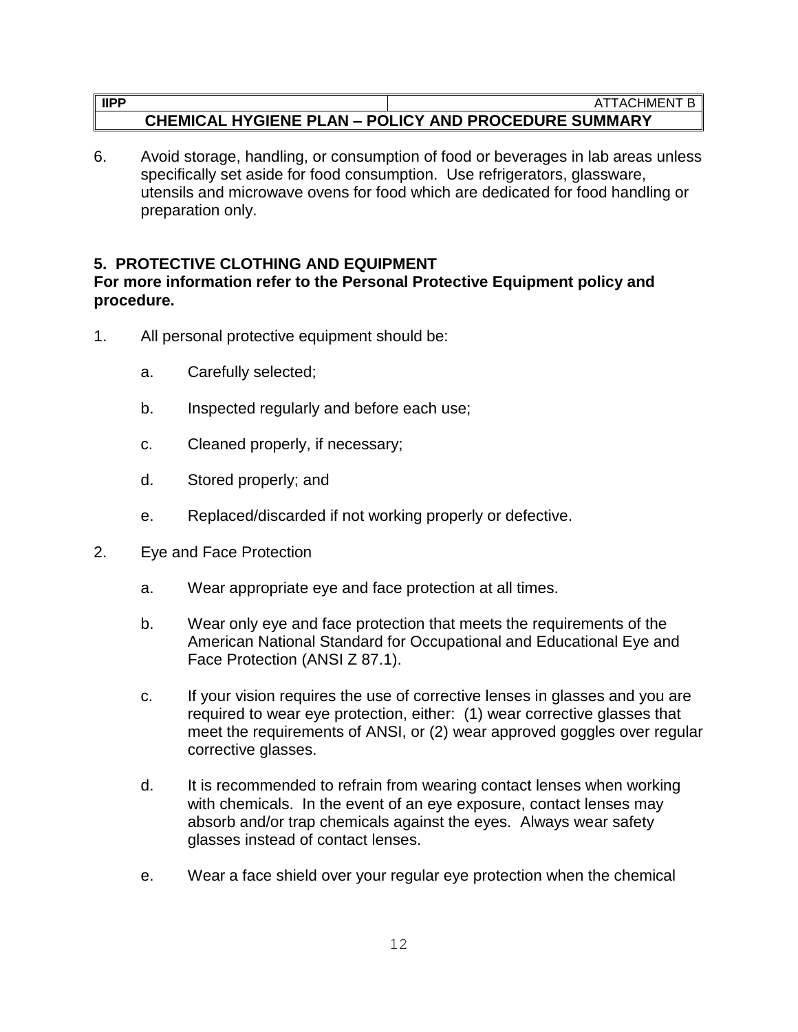6. Avoid storage, handling, or consumption of food or beverages in lab areas unless specifically set aside for food consumption. Use refrigerators, glassware, utensils and microwave ovens for food which are dedicated for food handling or preparation only.

## 5. PROTECTIVE CLOTHING AND EQUIPMENT

**For more information refer to the Personal Protective Equipment policy and procedure.**

1. All personal protective equipment should be:

   a. Carefully selected;

   b. Inspected regularly and before each use;

   c. Cleaned properly, if necessary;

   d. Stored properly; and

   e. Replaced/discarded if not working properly or defective.

2. Eye and Face Protection

   a. Wear appropriate eye and face protection at all times.

   b. Wear only eye and face protection that meets the requirements of the American National Standard for Occupational and Educational Eye and Face Protection (ANSI Z 87.1).

   c. If your vision requires the use of corrective lenses in glasses and you are required to wear eye protection, either: (1) wear corrective glasses that meet the requirements of ANSI, or (2) wear approved goggles over regular corrective glasses.

   d. It is recommended to refrain from wearing contact lenses when working with chemicals. In the event of an eye exposure, contact lenses may absorb and/or trap chemicals against the eyes. Always wear safety glasses instead of contact lenses.

   e. Wear a face shield over your regular eye protection when the chemical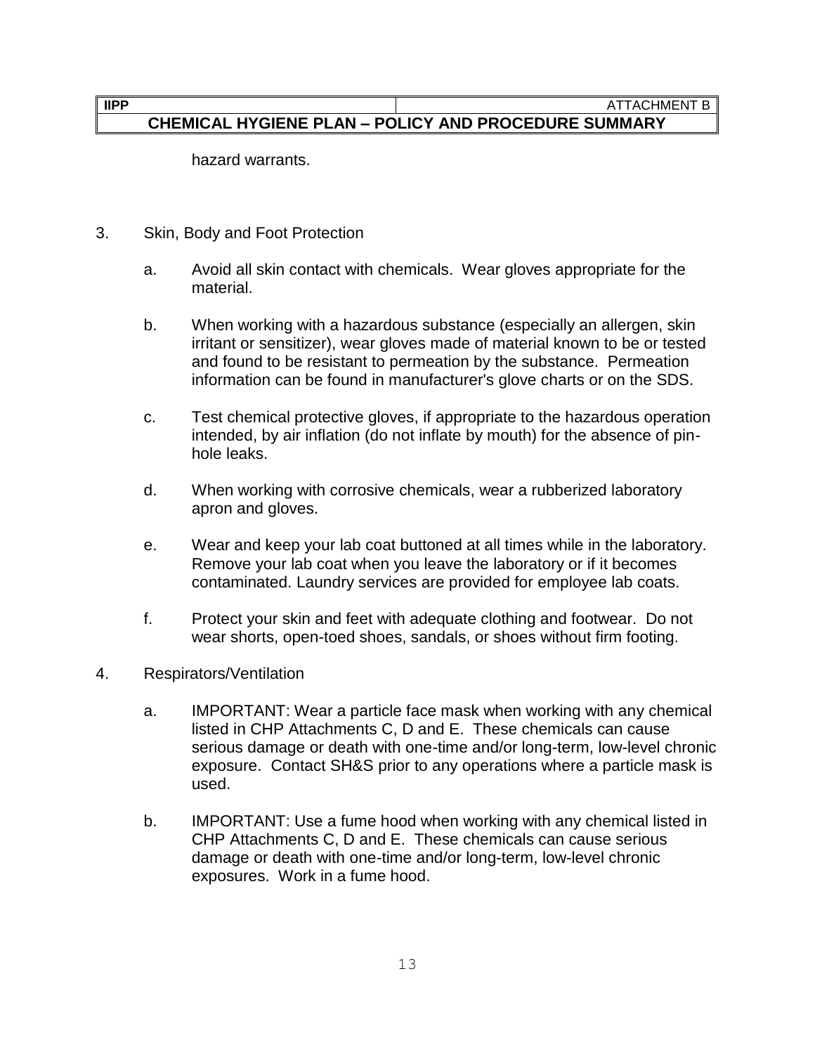hazard warrants.

3. Skin, Body and Foot Protection

   a. Avoid all skin contact with chemicals. Wear gloves appropriate for the material.

   b. When working with a hazardous substance (especially an allergen, skin irritant or sensitizer), wear gloves made of material known to be or tested and found to be resistant to permeation by the substance. Permeation information can be found in manufacturer's glove charts or on the SDS.

   c. Test chemical protective gloves, if appropriate to the hazardous operation intended, by air inflation (do not inflate by mouth) for the absence of pin-hole leaks.

   d. When working with corrosive chemicals, wear a rubberized laboratory apron and gloves.

   e. Wear and keep your lab coat buttoned at all times while in the laboratory. Remove your lab coat when you leave the laboratory or if it becomes contaminated. Laundry services are provided for employee lab coats.

   f. Protect your skin and feet with adequate clothing and footwear. Do not wear shorts, open-toed shoes, sandals, or shoes without firm footing.

4. Respirators/Ventilation

   a. IMPORTANT: Wear a particle face mask when working with any chemical listed in CHP Attachments C, D and E. These chemicals can cause serious damage or death with one-time and/or long-term, low-level chronic exposure. Contact SH&S prior to any operations where a particle mask is used.

   b. IMPORTANT: Use a fume hood when working with any chemical listed in CHP Attachments C, D and E. These chemicals can cause serious damage or death with one-time and/or long-term, low-level chronic exposures. Work in a fume hood.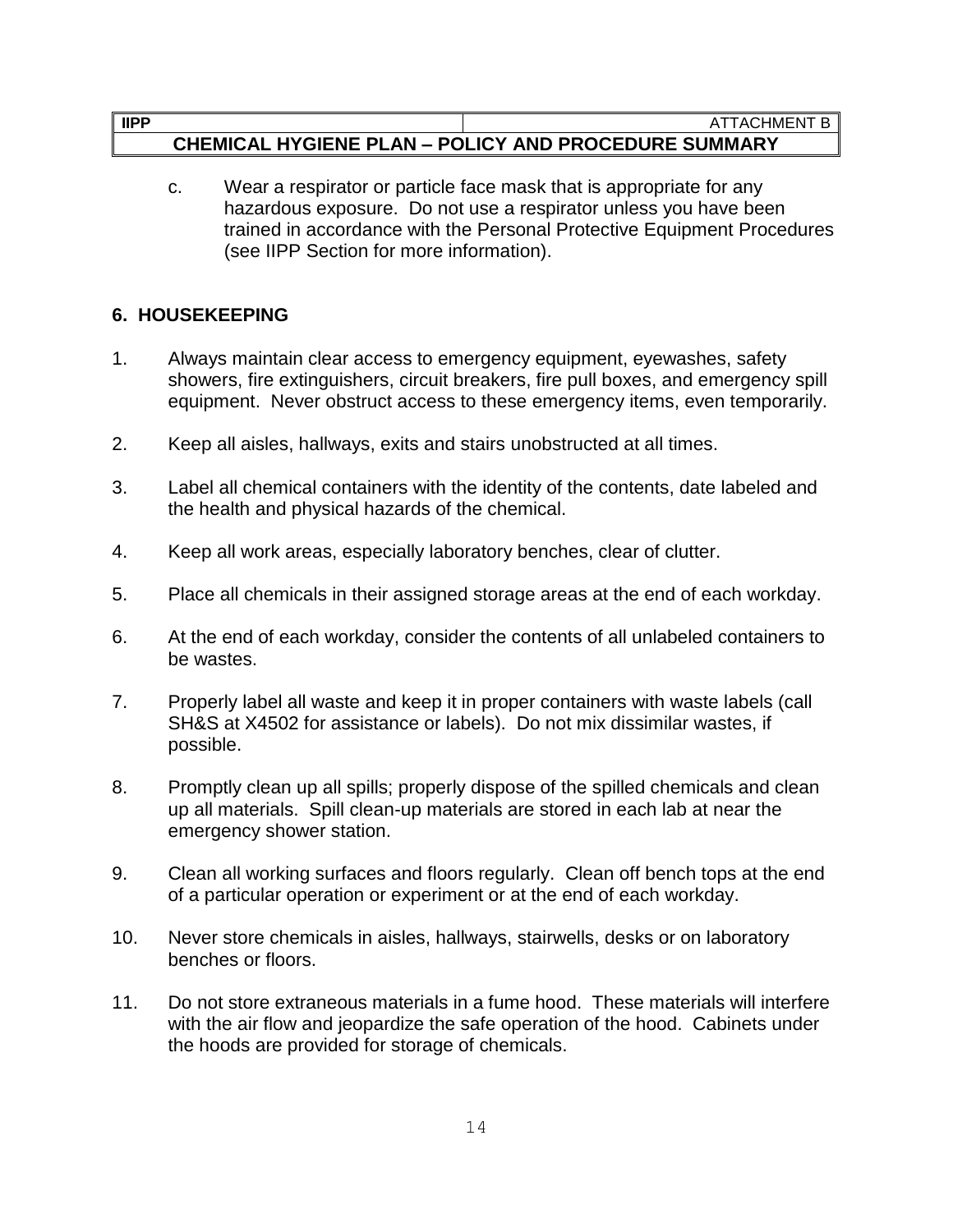c. Wear a respirator or particle face mask that is appropriate for any hazardous exposure. Do not use a respirator unless you have been trained in accordance with the Personal Protective Equipment Procedures (see IIPP Section for more information).

## 6. HOUSEKEEPING

1. Always maintain clear access to emergency equipment, eyewashes, safety showers, fire extinguishers, circuit breakers, fire pull boxes, and emergency spill equipment. Never obstruct access to these emergency items, even temporarily.
2. Keep all aisles, hallways, exits and stairs unobstructed at all times.
3. Label all chemical containers with the identity of the contents, date labeled and the health and physical hazards of the chemical.
4. Keep all work areas, especially laboratory benches, clear of clutter.
5. Place all chemicals in their assigned storage areas at the end of each workday.
6. At the end of each workday, consider the contents of all unlabeled containers to be wastes.
7. Properly label all waste and keep it in proper containers with waste labels (call SH&S at X4502 for assistance or labels). Do not mix dissimilar wastes, if possible.
8. Promptly clean up all spills; properly dispose of the spilled chemicals and clean up all materials. Spill clean-up materials are stored in each lab at near the emergency shower station.
9. Clean all working surfaces and floors regularly. Clean off bench tops at the end of a particular operation or experiment or at the end of each workday.
10. Never store chemicals in aisles, hallways, stairwells, desks or on laboratory benches or floors.
11. Do not store extraneous materials in a fume hood. These materials will interfere with the air flow and jeopardize the safe operation of the hood. Cabinets under the hoods are provided for storage of chemicals.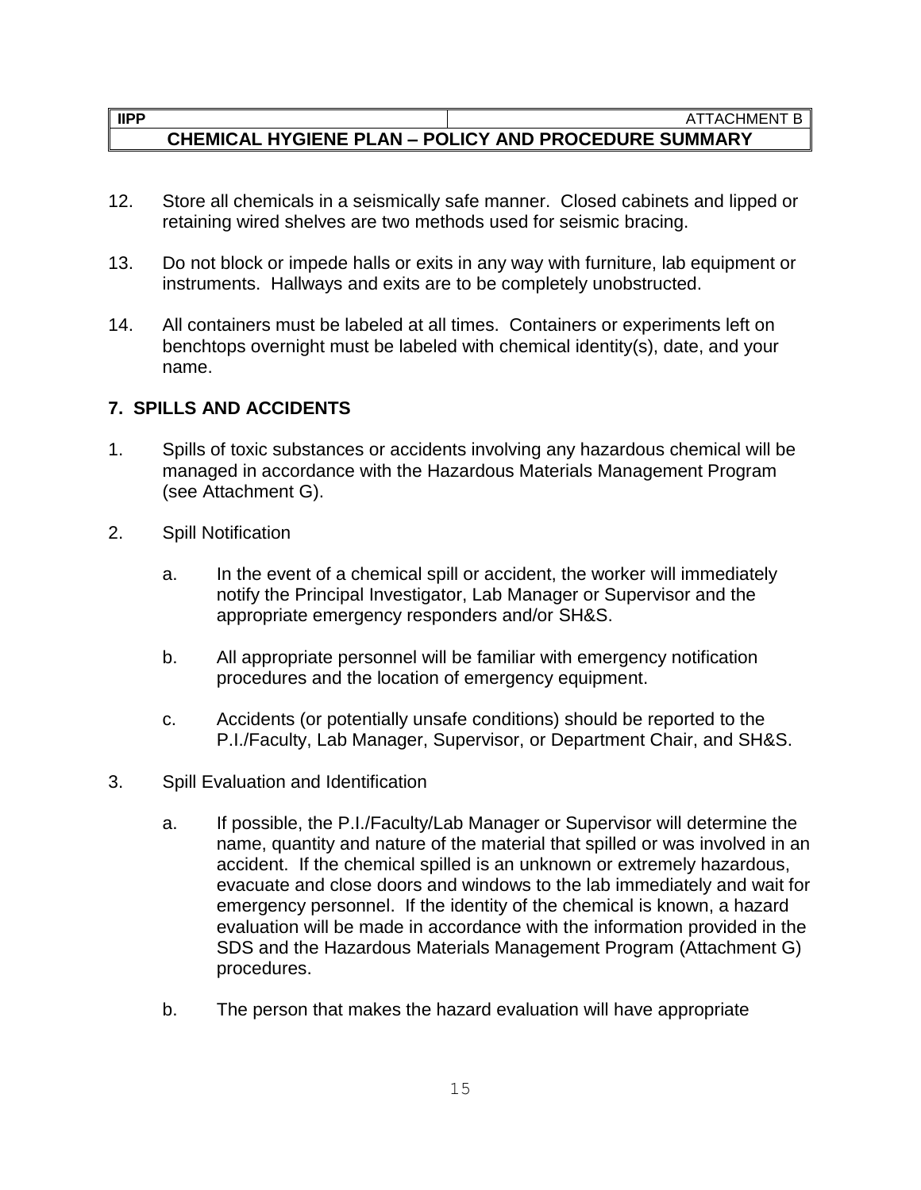12. Store all chemicals in a seismically safe manner. Closed cabinets and lipped or retaining wired shelves are two methods used for seismic bracing.

13. Do not block or impede halls or exits in any way with furniture, lab equipment or instruments. Hallways and exits are to be completely unobstructed.

14. All containers must be labeled at all times. Containers or experiments left on benchtops overnight must be labeled with chemical identity(s), date, and your name.

## 7. SPILLS AND ACCIDENTS

1. Spills of toxic substances or accidents involving any hazardous chemical will be managed in accordance with the Hazardous Materials Management Program (see Attachment G).

2. Spill Notification

   a. In the event of a chemical spill or accident, the worker will immediately notify the Principal Investigator, Lab Manager or Supervisor and the appropriate emergency responders and/or SH&S.

   b. All appropriate personnel will be familiar with emergency notification procedures and the location of emergency equipment.

   c. Accidents (or potentially unsafe conditions) should be reported to the P.I./Faculty, Lab Manager, Supervisor, or Department Chair, and SH&S.

3. Spill Evaluation and Identification

   a. If possible, the P.I./Faculty/Lab Manager or Supervisor will determine the name, quantity and nature of the material that spilled or was involved in an accident. If the chemical spilled is an unknown or extremely hazardous, evacuate and close doors and windows to the lab immediately and wait for emergency personnel. If the identity of the chemical is known, a hazard evaluation will be made in accordance with the information provided in the SDS and the Hazardous Materials Management Program (Attachment G) procedures.

   b. The person that makes the hazard evaluation will have appropriate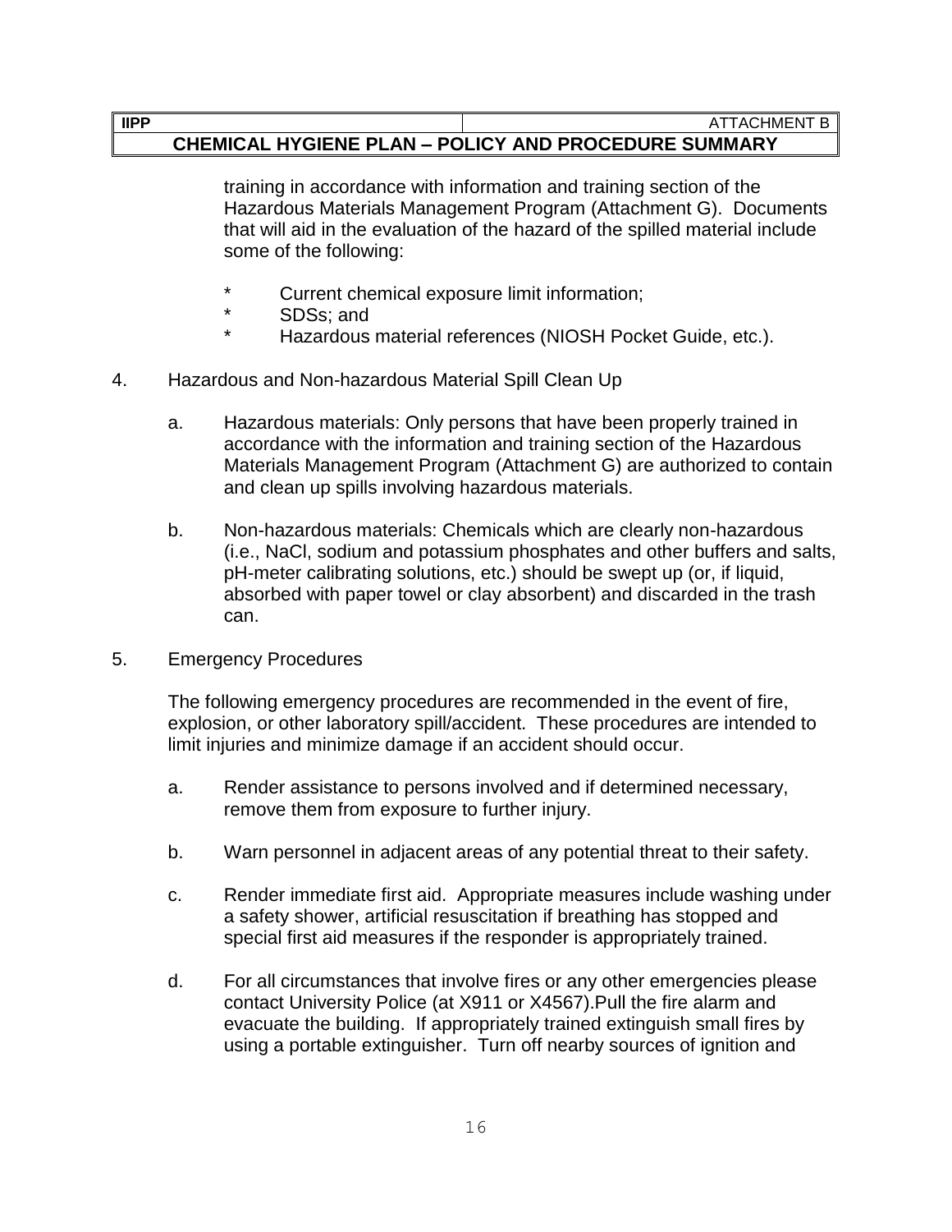training in accordance with information and training section of the Hazardous Materials Management Program (Attachment G). Documents that will aid in the evaluation of the hazard of the spilled material include some of the following:

* Current chemical exposure limit information;
* SDSs; and
* Hazardous material references (NIOSH Pocket Guide, etc.).

4. Hazardous and Non-hazardous Material Spill Clean Up

   a. Hazardous materials: Only persons that have been properly trained in accordance with the information and training section of the Hazardous Materials Management Program (Attachment G) are authorized to contain and clean up spills involving hazardous materials.

   b. Non-hazardous materials: Chemicals which are clearly non-hazardous (i.e., NaCl, sodium and potassium phosphates and other buffers and salts, pH-meter calibrating solutions, etc.) should be swept up (or, if liquid, absorbed with paper towel or clay absorbent) and discarded in the trash can.

5. Emergency Procedures

   The following emergency procedures are recommended in the event of fire, explosion, or other laboratory spill/accident. These procedures are intended to limit injuries and minimize damage if an accident should occur.

   a. Render assistance to persons involved and if determined necessary, remove them from exposure to further injury.

   b. Warn personnel in adjacent areas of any potential threat to their safety.

   c. Render immediate first aid. Appropriate measures include washing under a safety shower, artificial resuscitation if breathing has stopped and special first aid measures if the responder is appropriately trained.

   d. For all circumstances that involve fires or any other emergencies please contact University Police (at X911 or X4567).Pull the fire alarm and evacuate the building. If appropriately trained extinguish small fires by using a portable extinguisher. Turn off nearby sources of ignition and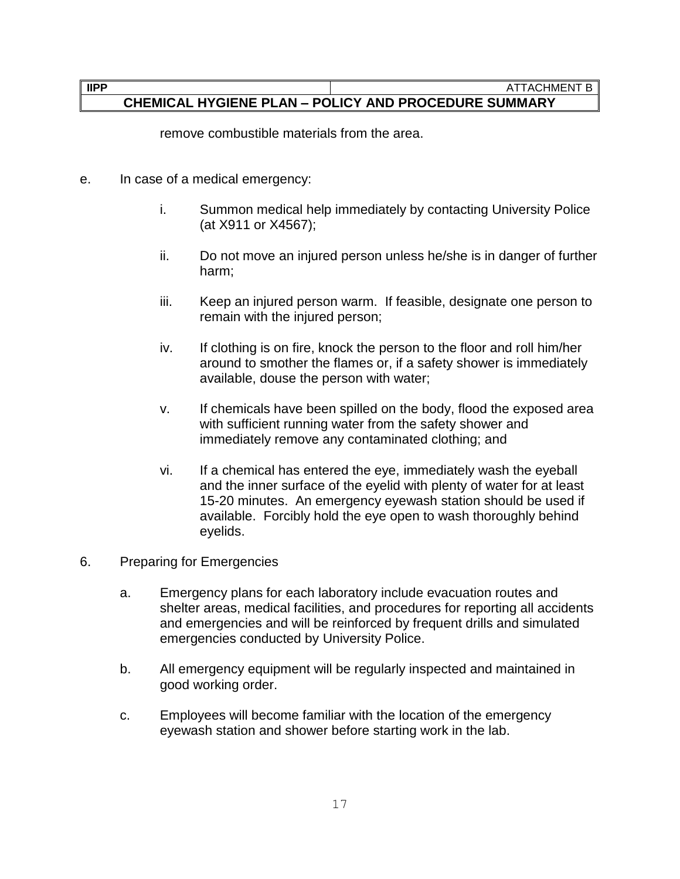remove combustible materials from the area.

e. In case of a medical emergency:

   i. Summon medical help immediately by contacting University Police (at X911 or X4567);

   ii. Do not move an injured person unless he/she is in danger of further harm;

   iii. Keep an injured person warm. If feasible, designate one person to remain with the injured person;

   iv. If clothing is on fire, knock the person to the floor and roll him/her around to smother the flames or, if a safety shower is immediately available, douse the person with water;

   v. If chemicals have been spilled on the body, flood the exposed area with sufficient running water from the safety shower and immediately remove any contaminated clothing; and

   vi. If a chemical has entered the eye, immediately wash the eyeball and the inner surface of the eyelid with plenty of water for at least 15-20 minutes. An emergency eyewash station should be used if available. Forcibly hold the eye open to wash thoroughly behind eyelids.

6. Preparing for Emergencies

   a. Emergency plans for each laboratory include evacuation routes and shelter areas, medical facilities, and procedures for reporting all accidents and emergencies and will be reinforced by frequent drills and simulated emergencies conducted by University Police.

   b. All emergency equipment will be regularly inspected and maintained in good working order.

   c. Employees will become familiar with the location of the emergency eyewash station and shower before starting work in the lab.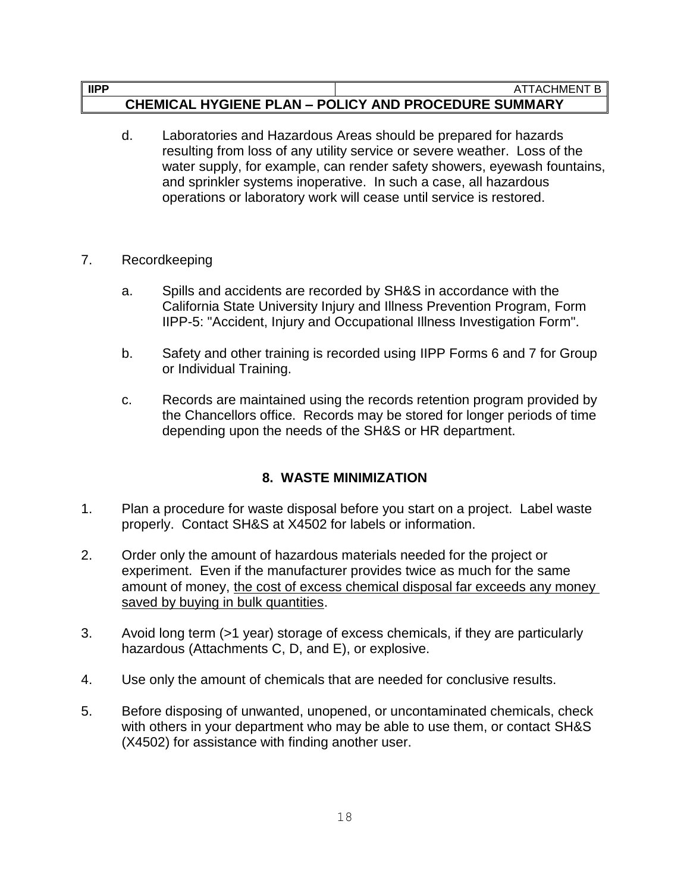d. Laboratories and Hazardous Areas should be prepared for hazards resulting from loss of any utility service or severe weather. Loss of the water supply, for example, can render safety showers, eyewash fountains, and sprinkler systems inoperative. In such a case, all hazardous operations or laboratory work will cease until service is restored.

7. Recordkeeping

   a. Spills and accidents are recorded by SH&S in accordance with the California State University Injury and Illness Prevention Program, Form IIPP-5: "Accident, Injury and Occupational Illness Investigation Form".

   b. Safety and other training is recorded using IIPP Forms 6 and 7 for Group or Individual Training.

   c. Records are maintained using the records retention program provided by the Chancellors office. Records may be stored for longer periods of time depending upon the needs of the SH&S or HR department.

## 8. WASTE MINIMIZATION

1. Plan a procedure for waste disposal before you start on a project. Label waste properly. Contact SH&S at X4502 for labels or information.

2. Order only the amount of hazardous materials needed for the project or experiment. Even if the manufacturer provides twice as much for the same amount of money, <u>the cost of excess chemical disposal far exceeds any money saved by buying in bulk quantities</u>.

3. Avoid long term (>1 year) storage of excess chemicals, if they are particularly hazardous (Attachments C, D, and E), or explosive.

4. Use only the amount of chemicals that are needed for conclusive results.

5. Before disposing of unwanted, unopened, or uncontaminated chemicals, check with others in your department who may be able to use them, or contact SH&S (X4502) for assistance with finding another user.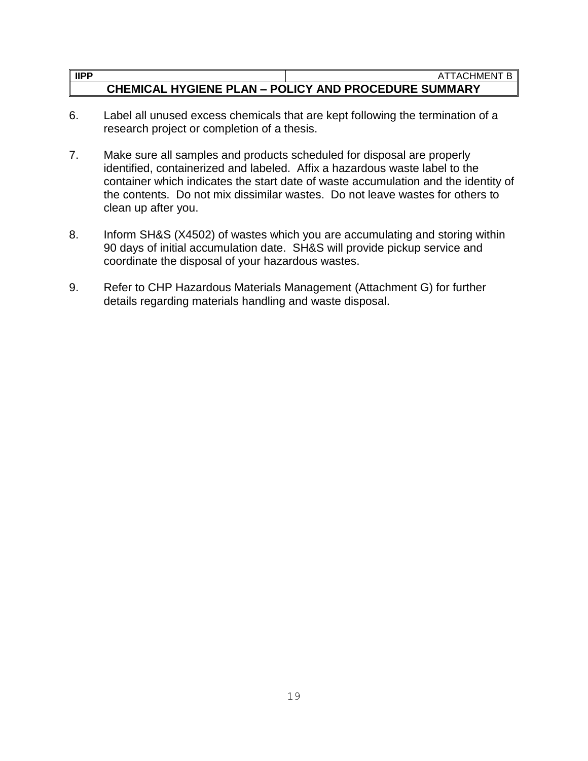6. Label all unused excess chemicals that are kept following the termination of a research project or completion of a thesis.

7. Make sure all samples and products scheduled for disposal are properly identified, containerized and labeled. Affix a hazardous waste label to the container which indicates the start date of waste accumulation and the identity of the contents. Do not mix dissimilar wastes. Do not leave wastes for others to clean up after you.

8. Inform SH&S (X4502) of wastes which you are accumulating and storing within 90 days of initial accumulation date. SH&S will provide pickup service and coordinate the disposal of your hazardous wastes.

9. Refer to CHP Hazardous Materials Management (Attachment G) for further details regarding materials handling and waste disposal.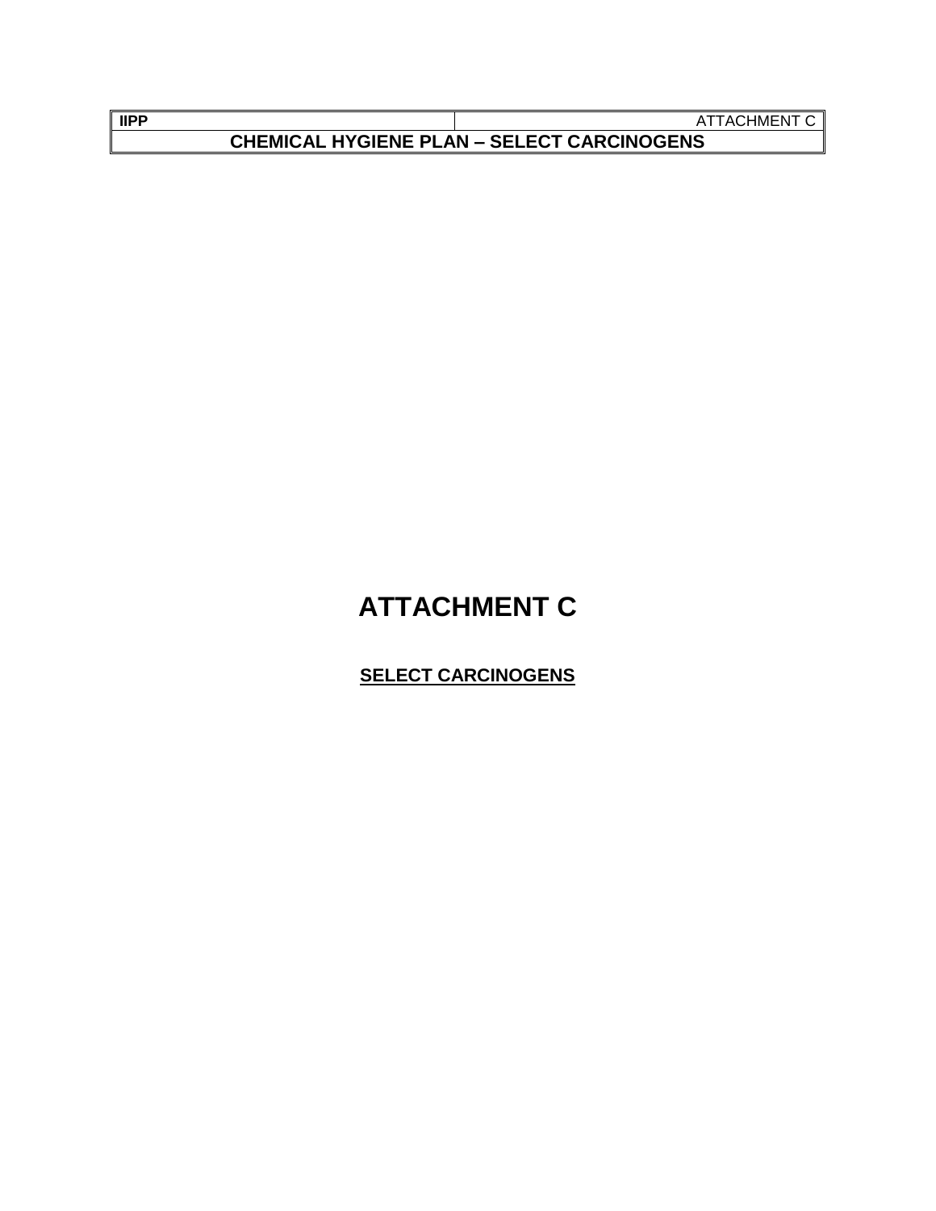# ATTACHMENT C

## SELECT CARCINOGENS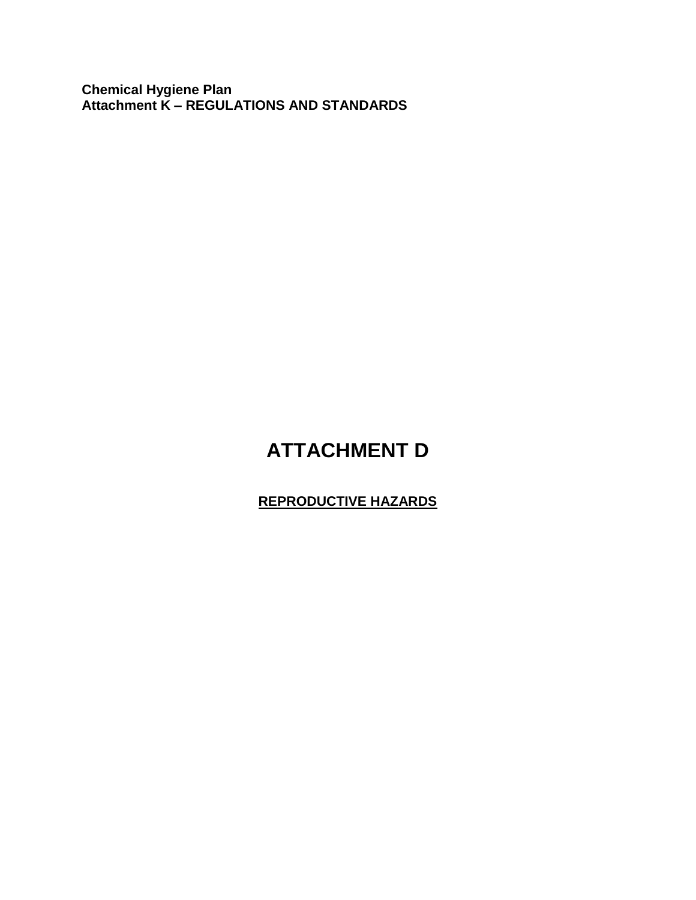# ATTACHMENT D

**REPRODUCTIVE HAZARDS**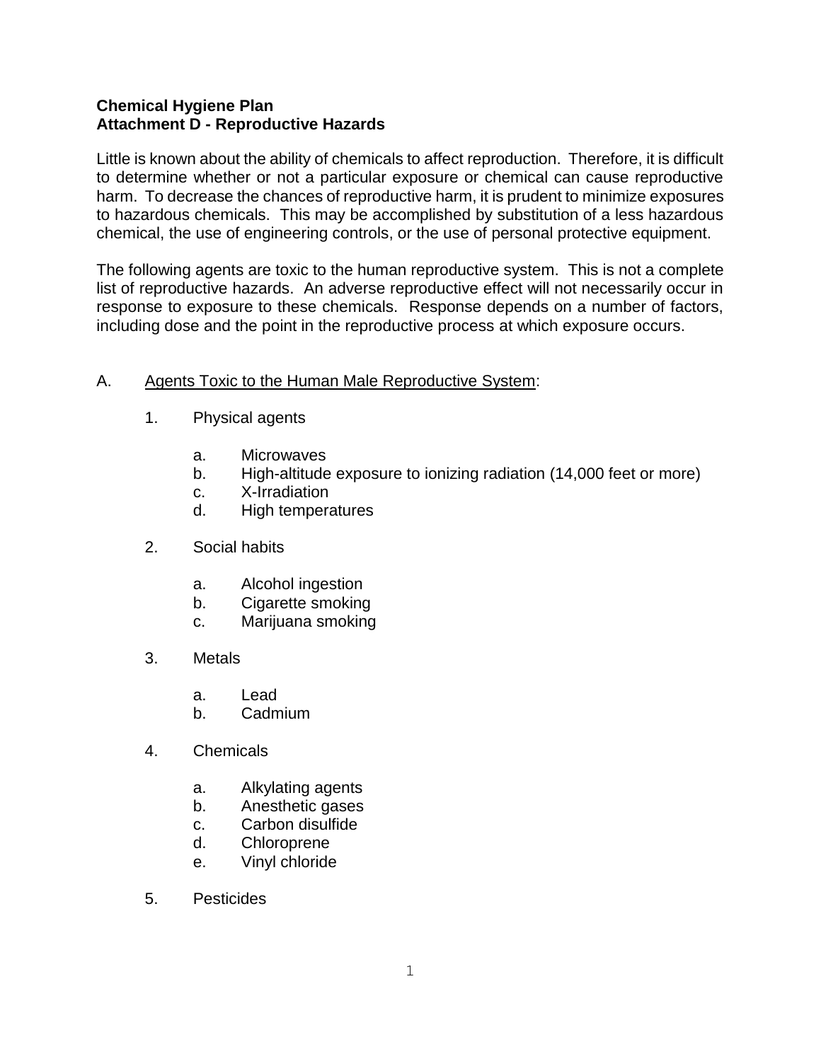**Chemical Hygiene Plan**
**Attachment D - Reproductive Hazards**

Little is known about the ability of chemicals to affect reproduction. Therefore, it is difficult to determine whether or not a particular exposure or chemical can cause reproductive harm. To decrease the chances of reproductive harm, it is prudent to minimize exposures to hazardous chemicals. This may be accomplished by substitution of a less hazardous chemical, the use of engineering controls, or the use of personal protective equipment.

The following agents are toxic to the human reproductive system. This is not a complete list of reproductive hazards. An adverse reproductive effect will not necessarily occur in response to exposure to these chemicals. Response depends on a number of factors, including dose and the point in the reproductive process at which exposure occurs.

A. Agents Toxic to the Human Male Reproductive System:

1. Physical agents

    a. Microwaves
    b. High-altitude exposure to ionizing radiation (14,000 feet or more)
    c. X-Irradiation
    d. High temperatures

2. Social habits

    a. Alcohol ingestion
    b. Cigarette smoking
    c. Marijuana smoking

3. Metals

    a. Lead
    b. Cadmium

4. Chemicals

    a. Alkylating agents
    b. Anesthetic gases
    c. Carbon disulfide
    d. Chloroprene
    e. Vinyl chloride

5. Pesticides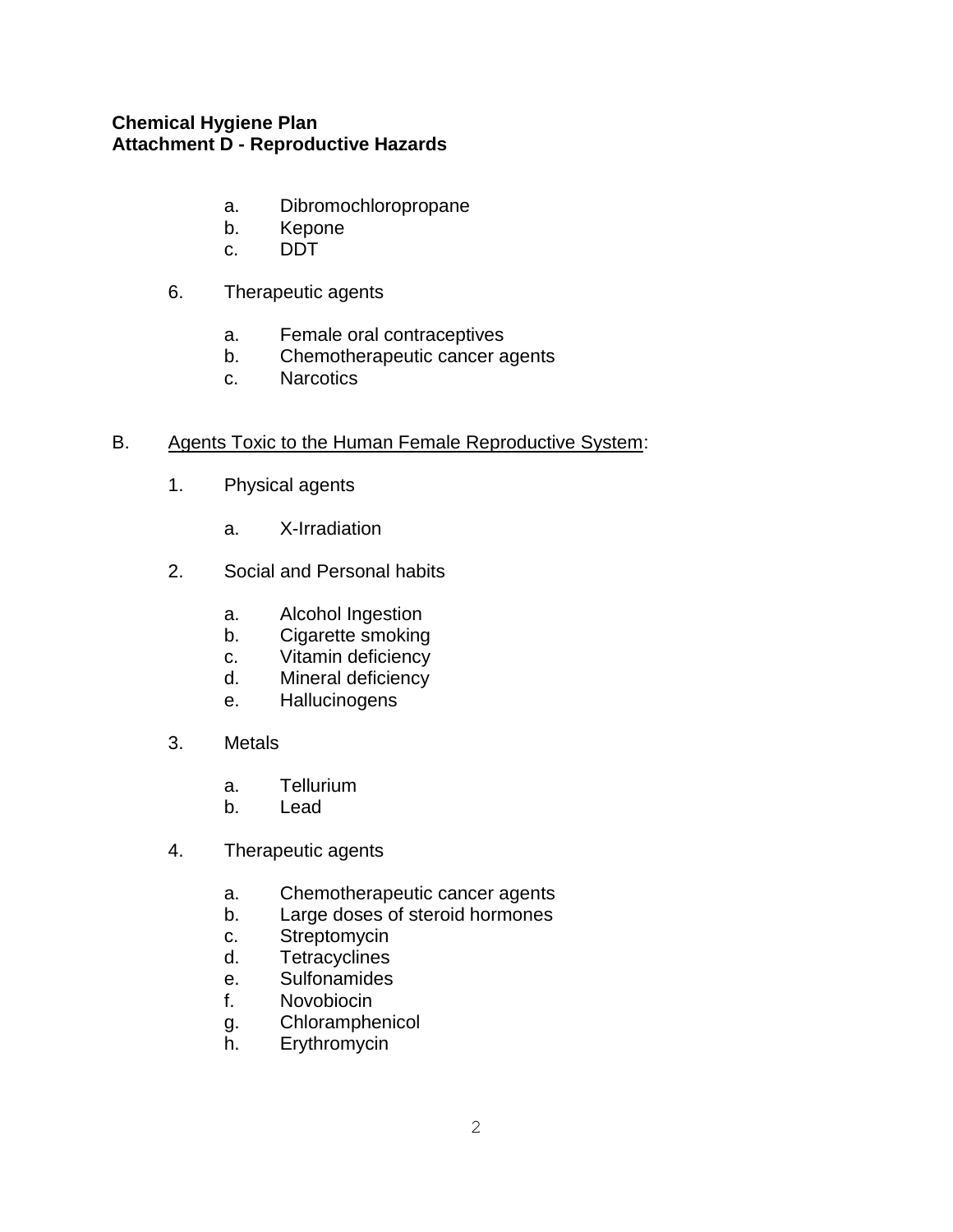a. Dibromochloropropane
b. Kepone
c. DDT

6. Therapeutic agents

    a. Female oral contraceptives
    b. Chemotherapeutic cancer agents
    c. Narcotics

B. Agents Toxic to the Human Female Reproductive System:

1. Physical agents

    a. X-Irradiation

2. Social and Personal habits

    a. Alcohol Ingestion
    b. Cigarette smoking
    c. Vitamin deficiency
    d. Mineral deficiency
    e. Hallucinogens

3. Metals

    a. Tellurium
    b. Lead

4. Therapeutic agents

    a. Chemotherapeutic cancer agents
    b. Large doses of steroid hormones
    c. Streptomycin
    d. Tetracyclines
    e. Sulfonamides
    f. Novobiocin
    g. Chloramphenicol
    h. Erythromycin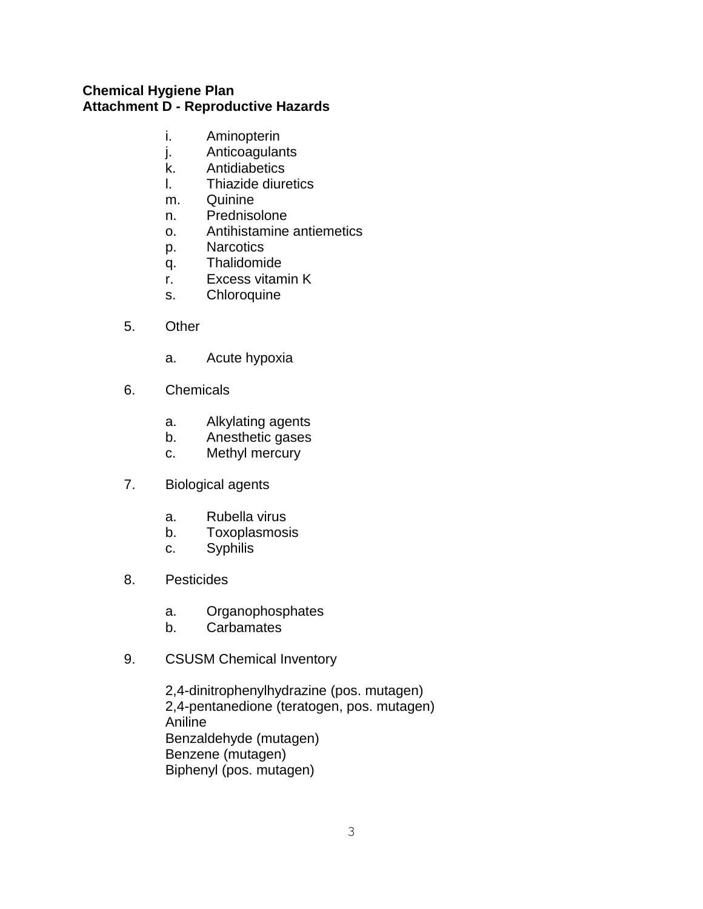**Chemical Hygiene Plan**
**Attachment D - Reproductive Hazards**

   i. Aminopterin
   j. Anticoagulants
   k. Antidiabetics
   l. Thiazide diuretics
   m. Quinine
   n. Prednisolone
   o. Antihistamine antiemetics
   p. Narcotics
   q. Thalidomide
   r. Excess vitamin K
   s. Chloroquine

5. Other

   a. Acute hypoxia

6. Chemicals

   a. Alkylating agents
   b. Anesthetic gases
   c. Methyl mercury

7. Biological agents

   a. Rubella virus
   b. Toxoplasmosis
   c. Syphilis

8. Pesticides

   a. Organophosphates
   b. Carbamates

9. CSUSM Chemical Inventory

   2,4-dinitrophenylhydrazine (pos. mutagen)
   2,4-pentanedione (teratogen, pos. mutagen)
   Aniline
   Benzaldehyde (mutagen)
   Benzene (mutagen)
   Biphenyl (pos. mutagen)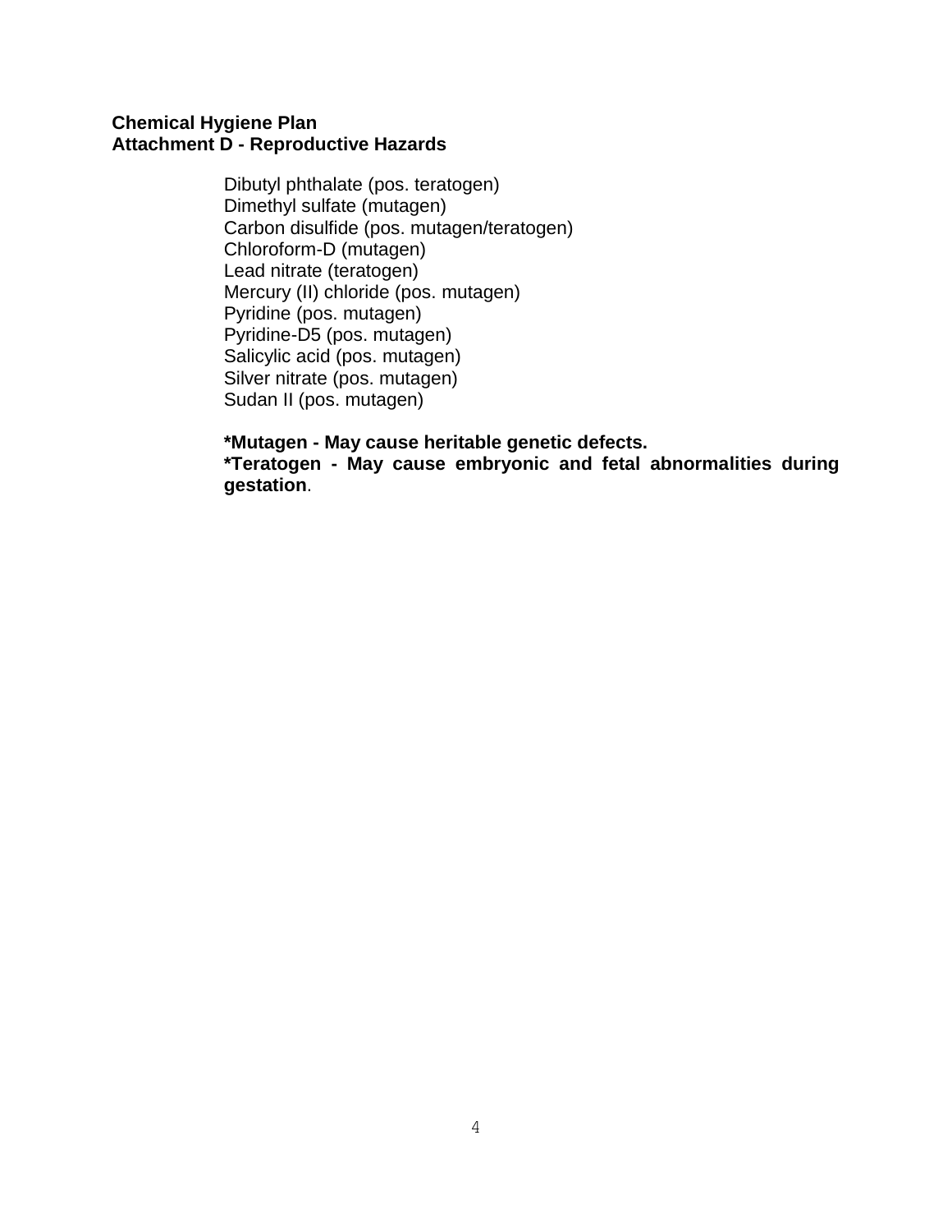**Chemical Hygiene Plan**
**Attachment D - Reproductive Hazards**

Dibutyl phthalate (pos. teratogen)
Dimethyl sulfate (mutagen)
Carbon disulfide (pos. mutagen/teratogen)
Chloroform-D (mutagen)
Lead nitrate (teratogen)
Mercury (II) chloride (pos. mutagen)
Pyridine (pos. mutagen)
Pyridine-D5 (pos. mutagen)
Salicylic acid (pos. mutagen)
Silver nitrate (pos. mutagen)
Sudan II (pos. mutagen)

**\*Mutagen - May cause heritable genetic defects.**
**\*Teratogen - May cause embryonic and fetal abnormalities during gestation**.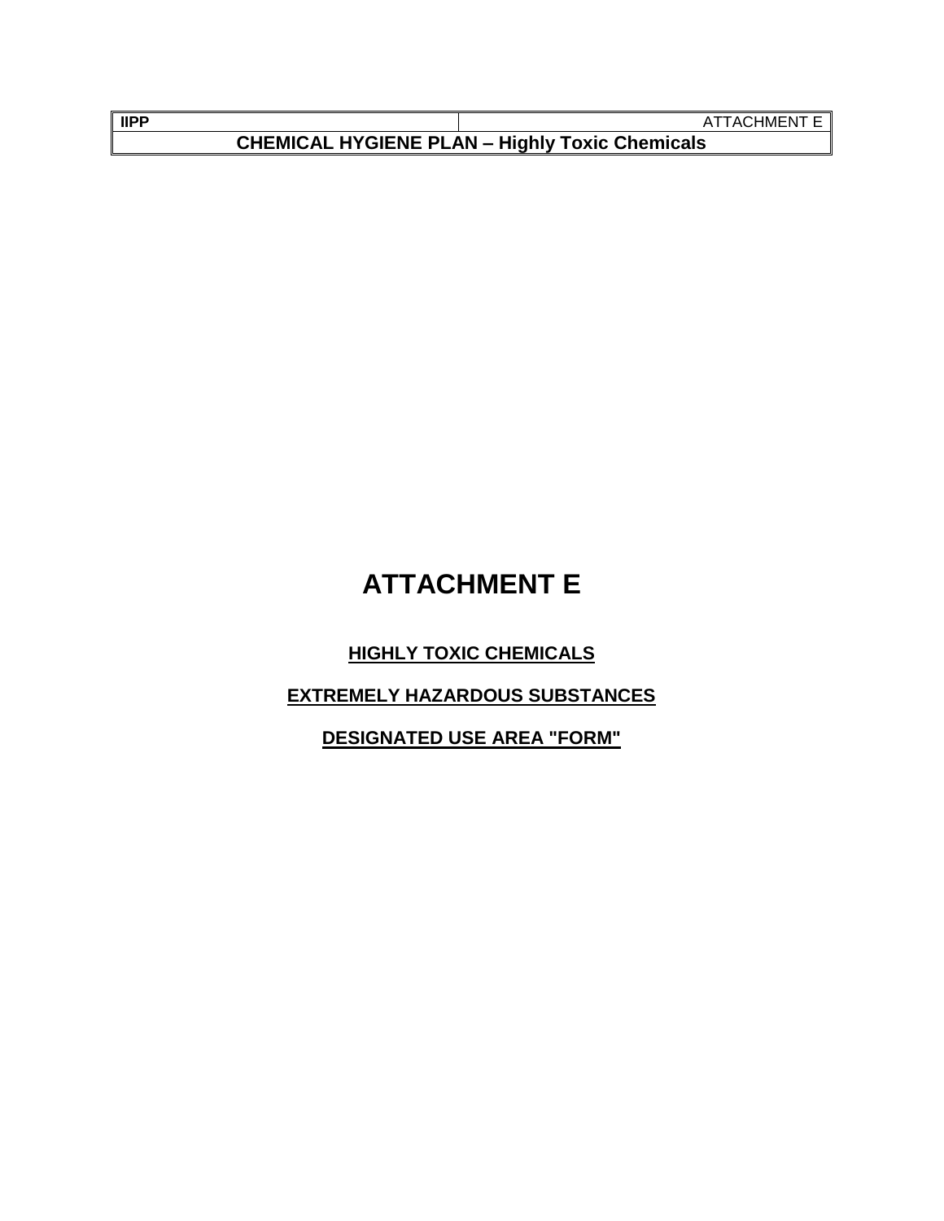# ATTACHMENT E

**HIGHLY TOXIC CHEMICALS**

**EXTREMELY HAZARDOUS SUBSTANCES**

**DESIGNATED USE AREA "FORM"**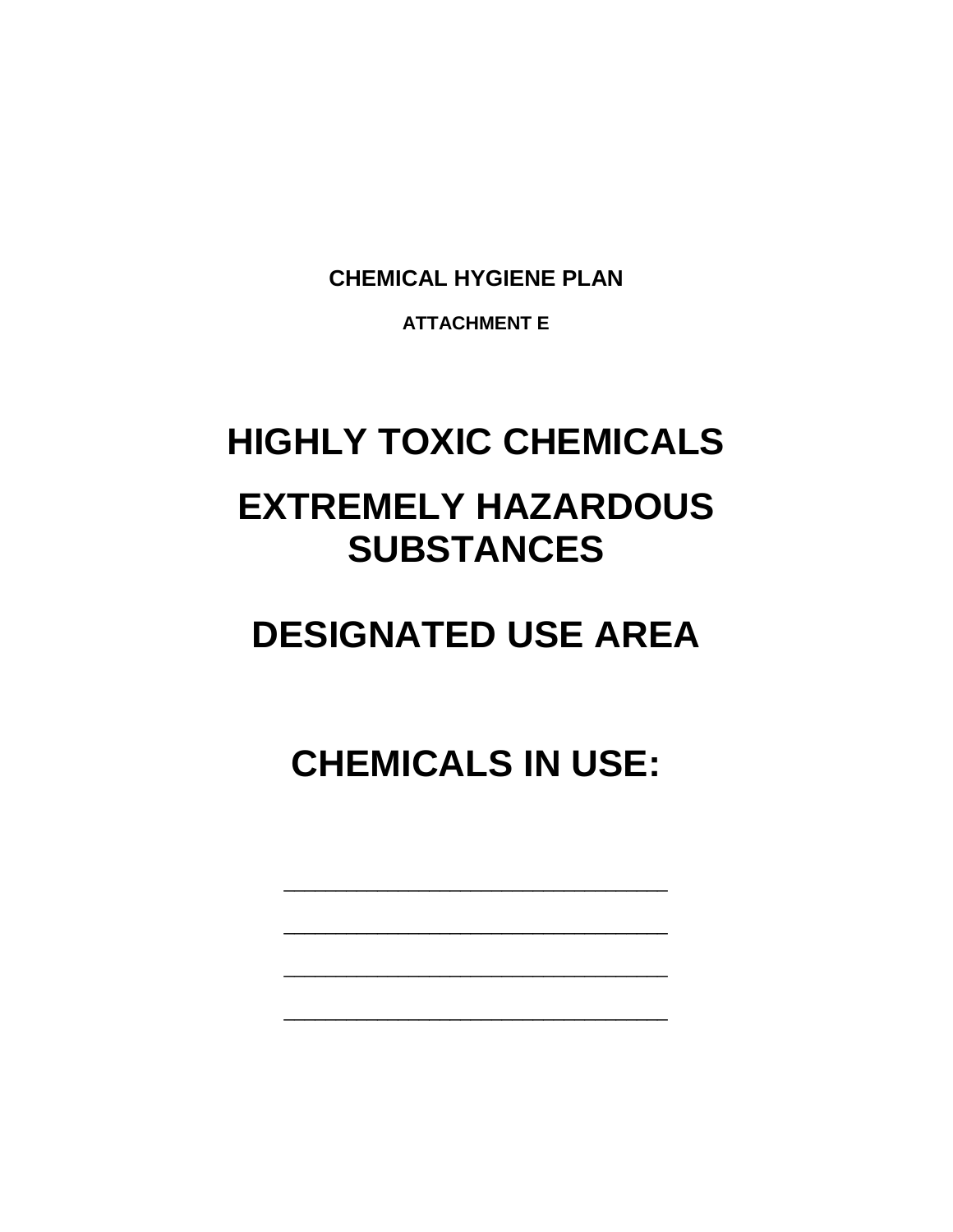**CHEMICAL HYGIENE PLAN**

**ATTACHMENT E**

# HIGHLY TOXIC CHEMICALS

# EXTREMELY HAZARDOUS SUBSTANCES

# DESIGNATED USE AREA

# CHEMICALS IN USE:

______________________________

______________________________

______________________________

______________________________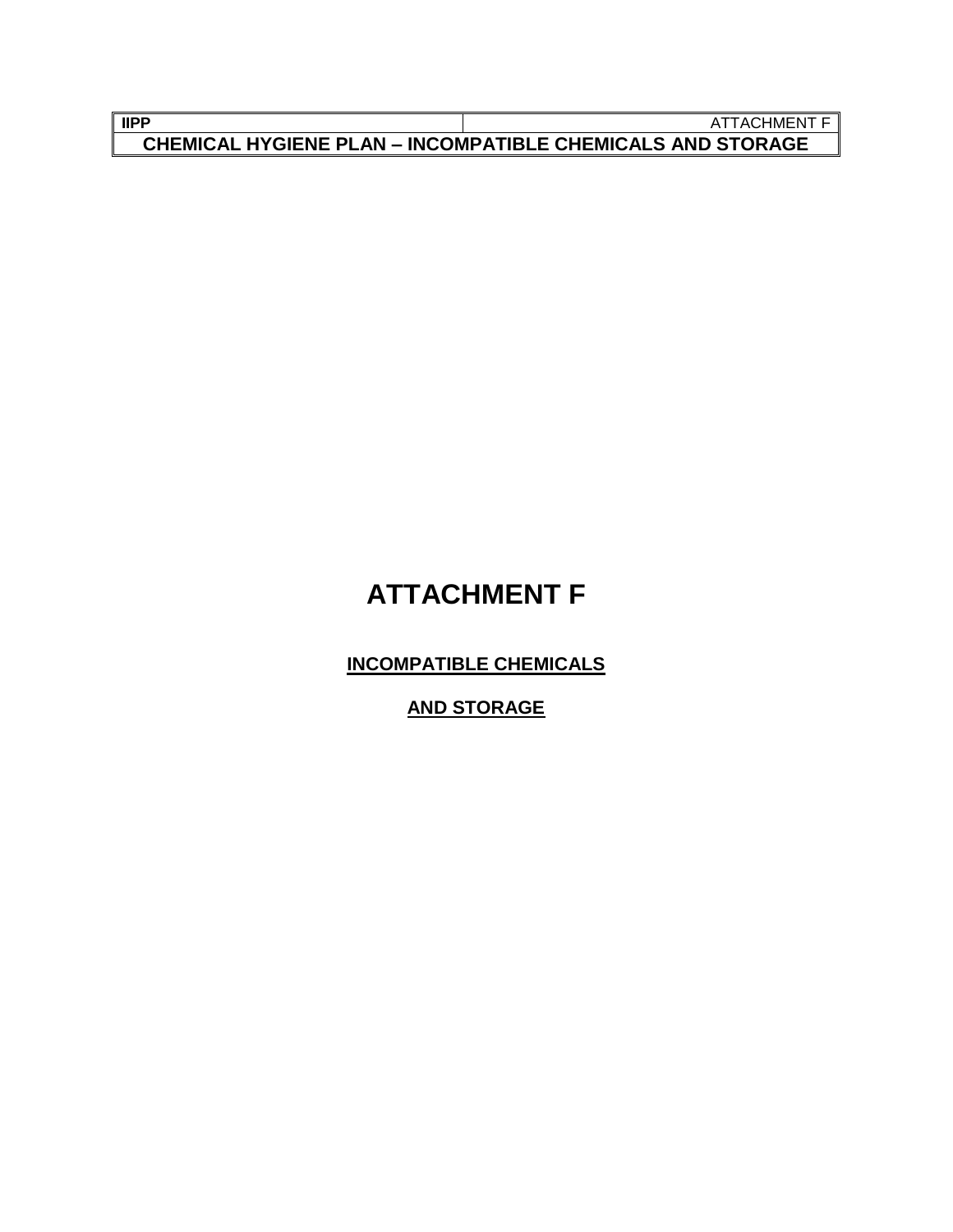# ATTACHMENT F

## INCOMPATIBLE CHEMICALS

## AND STORAGE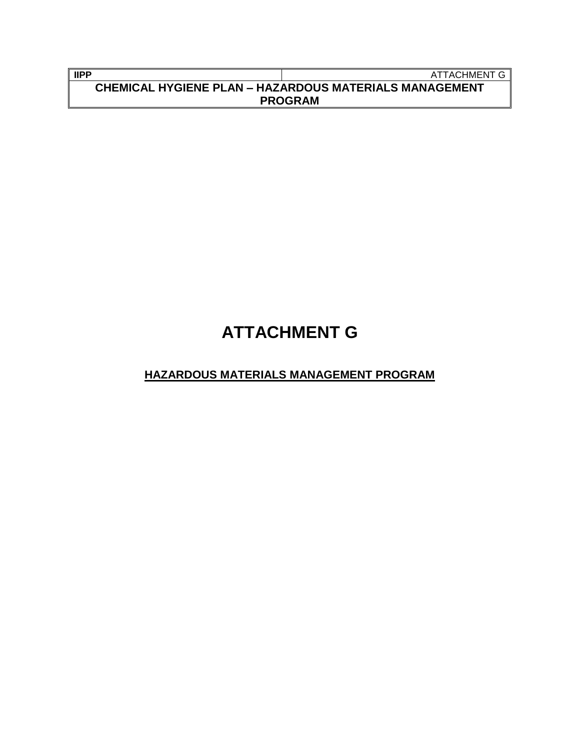# ATTACHMENT G

## HAZARDOUS MATERIALS MANAGEMENT PROGRAM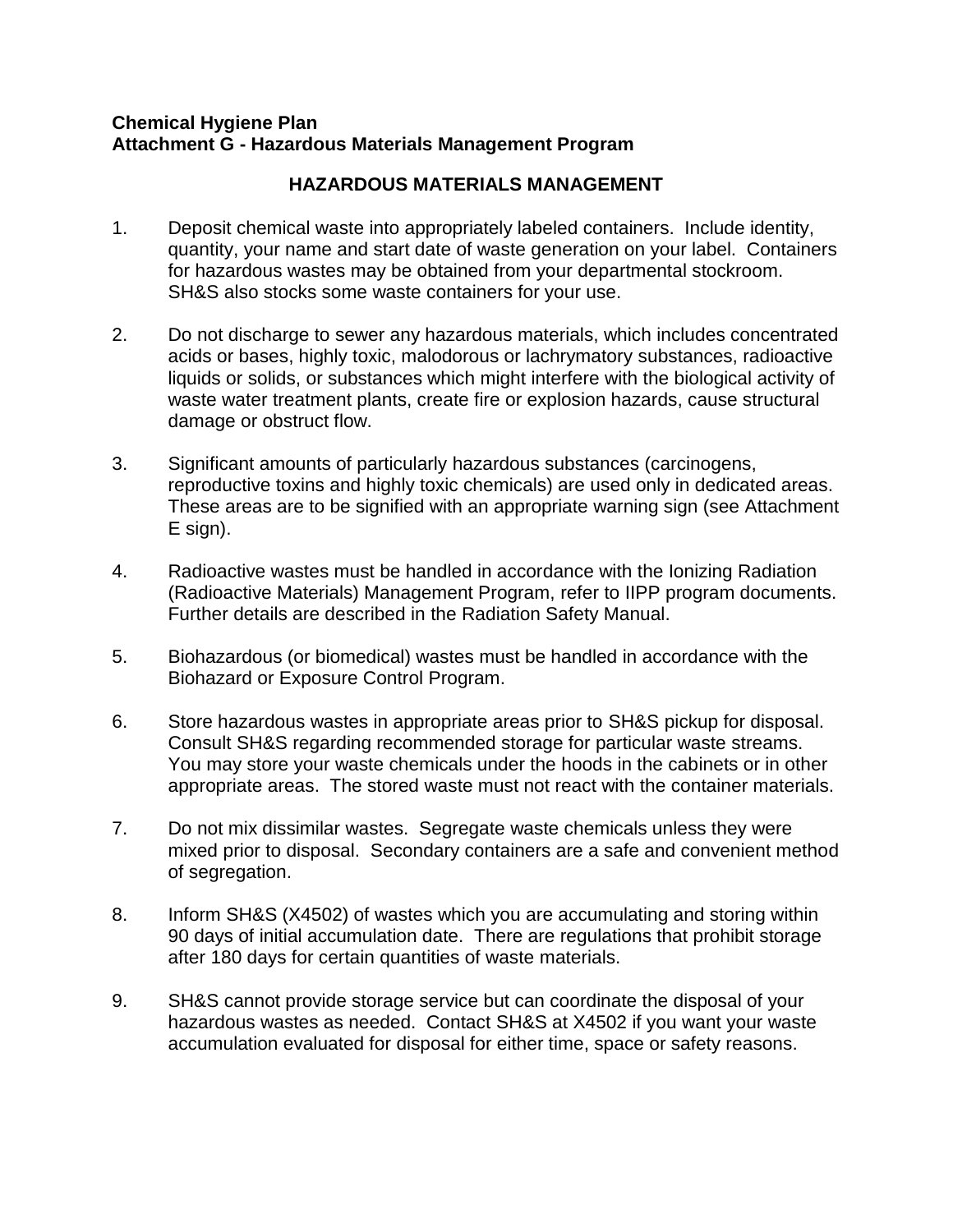**Chemical Hygiene Plan**
**Attachment G - Hazardous Materials Management Program**

## HAZARDOUS MATERIALS MANAGEMENT

1. Deposit chemical waste into appropriately labeled containers. Include identity, quantity, your name and start date of waste generation on your label. Containers for hazardous wastes may be obtained from your departmental stockroom. SH&S also stocks some waste containers for your use.

2. Do not discharge to sewer any hazardous materials, which includes concentrated acids or bases, highly toxic, malodorous or lachrymatory substances, radioactive liquids or solids, or substances which might interfere with the biological activity of waste water treatment plants, create fire or explosion hazards, cause structural damage or obstruct flow.

3. Significant amounts of particularly hazardous substances (carcinogens, reproductive toxins and highly toxic chemicals) are used only in dedicated areas. These areas are to be signified with an appropriate warning sign (see Attachment E sign).

4. Radioactive wastes must be handled in accordance with the Ionizing Radiation (Radioactive Materials) Management Program, refer to IIPP program documents. Further details are described in the Radiation Safety Manual.

5. Biohazardous (or biomedical) wastes must be handled in accordance with the Biohazard or Exposure Control Program.

6. Store hazardous wastes in appropriate areas prior to SH&S pickup for disposal. Consult SH&S regarding recommended storage for particular waste streams. You may store your waste chemicals under the hoods in the cabinets or in other appropriate areas. The stored waste must not react with the container materials.

7. Do not mix dissimilar wastes. Segregate waste chemicals unless they were mixed prior to disposal. Secondary containers are a safe and convenient method of segregation.

8. Inform SH&S (X4502) of wastes which you are accumulating and storing within 90 days of initial accumulation date. There are regulations that prohibit storage after 180 days for certain quantities of waste materials.

9. SH&S cannot provide storage service but can coordinate the disposal of your hazardous wastes as needed. Contact SH&S at X4502 if you want your waste accumulation evaluated for disposal for either time, space or safety reasons.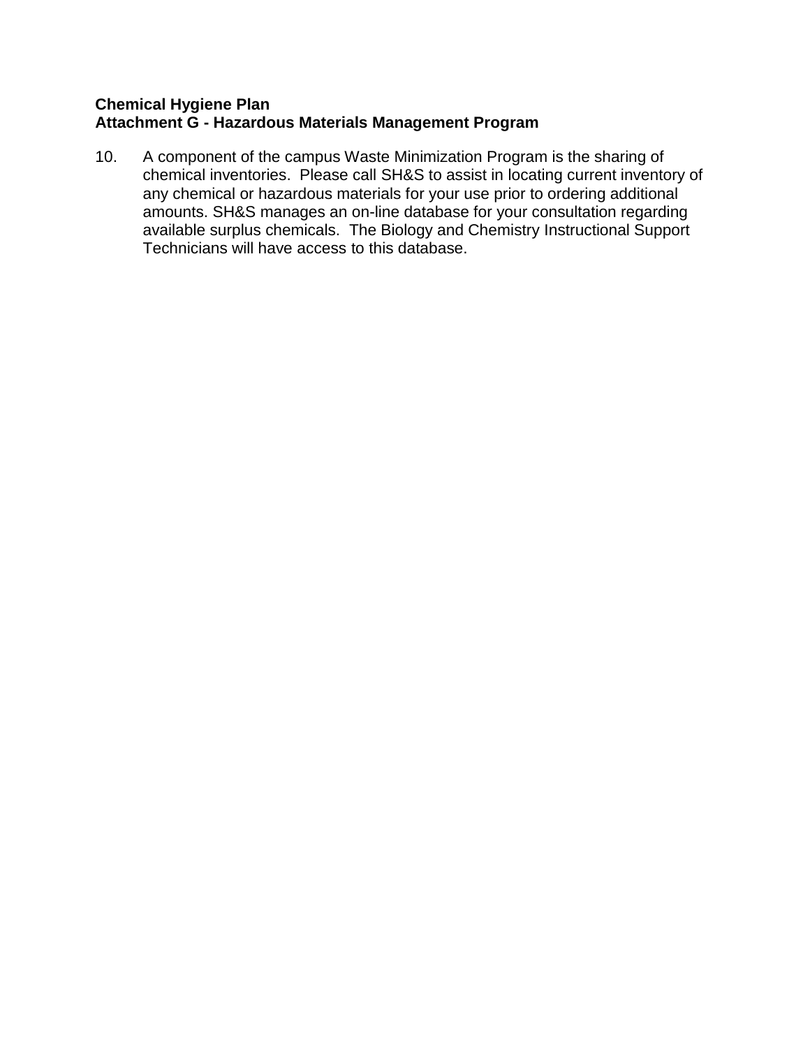**Chemical Hygiene Plan**
**Attachment G - Hazardous Materials Management Program**

10. A component of the campus Waste Minimization Program is the sharing of chemical inventories. Please call SH&S to assist in locating current inventory of any chemical or hazardous materials for your use prior to ordering additional amounts. SH&S manages an on-line database for your consultation regarding available surplus chemicals. The Biology and Chemistry Instructional Support Technicians will have access to this database.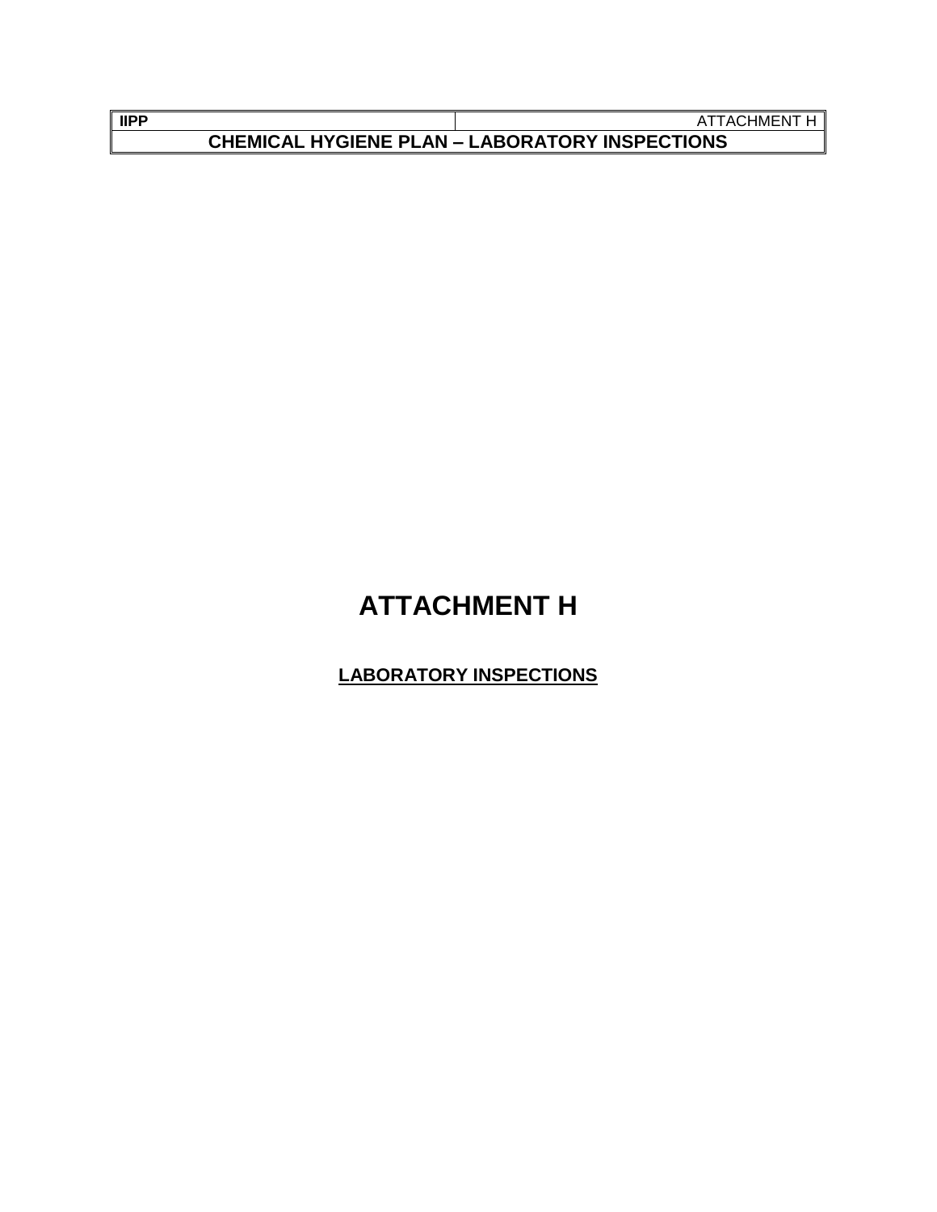# ATTACHMENT H

**<u>LABORATORY INSPECTIONS</u>**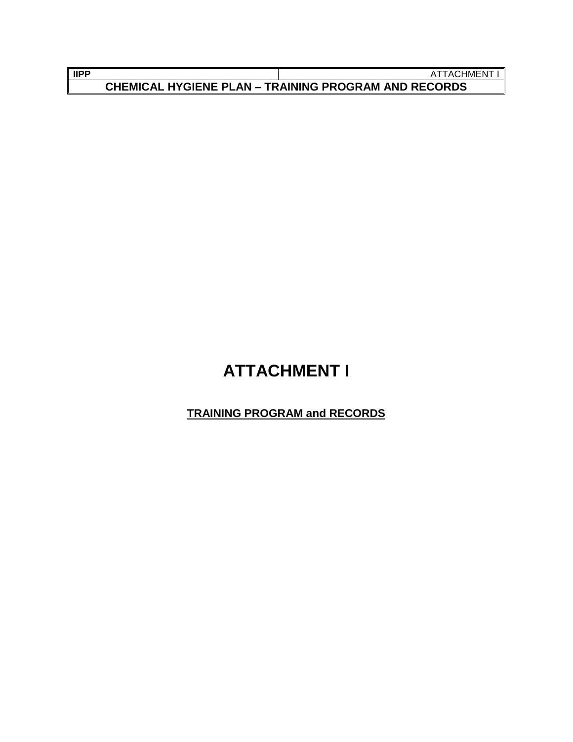# ATTACHMENT I

**TRAINING PROGRAM and RECORDS**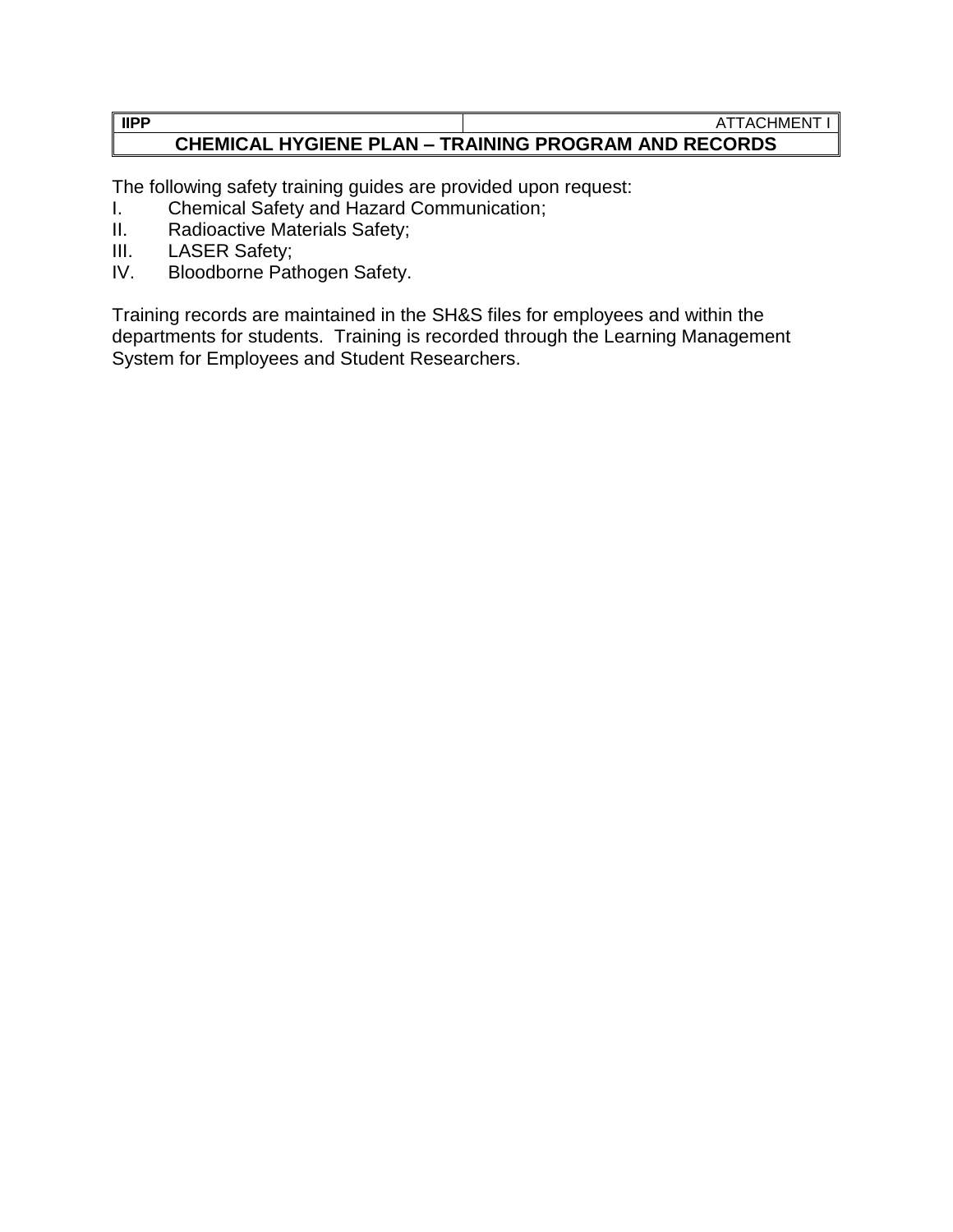| IIPP | ATTACHMENT I |
| --- | --- |

## CHEMICAL HYGIENE PLAN – TRAINING PROGRAM AND RECORDS

The following safety training guides are provided upon request:

I. Chemical Safety and Hazard Communication;
II. Radioactive Materials Safety;
III. LASER Safety;
IV. Bloodborne Pathogen Safety.

Training records are maintained in the SH&S files for employees and within the departments for students. Training is recorded through the Learning Management System for Employees and Student Researchers.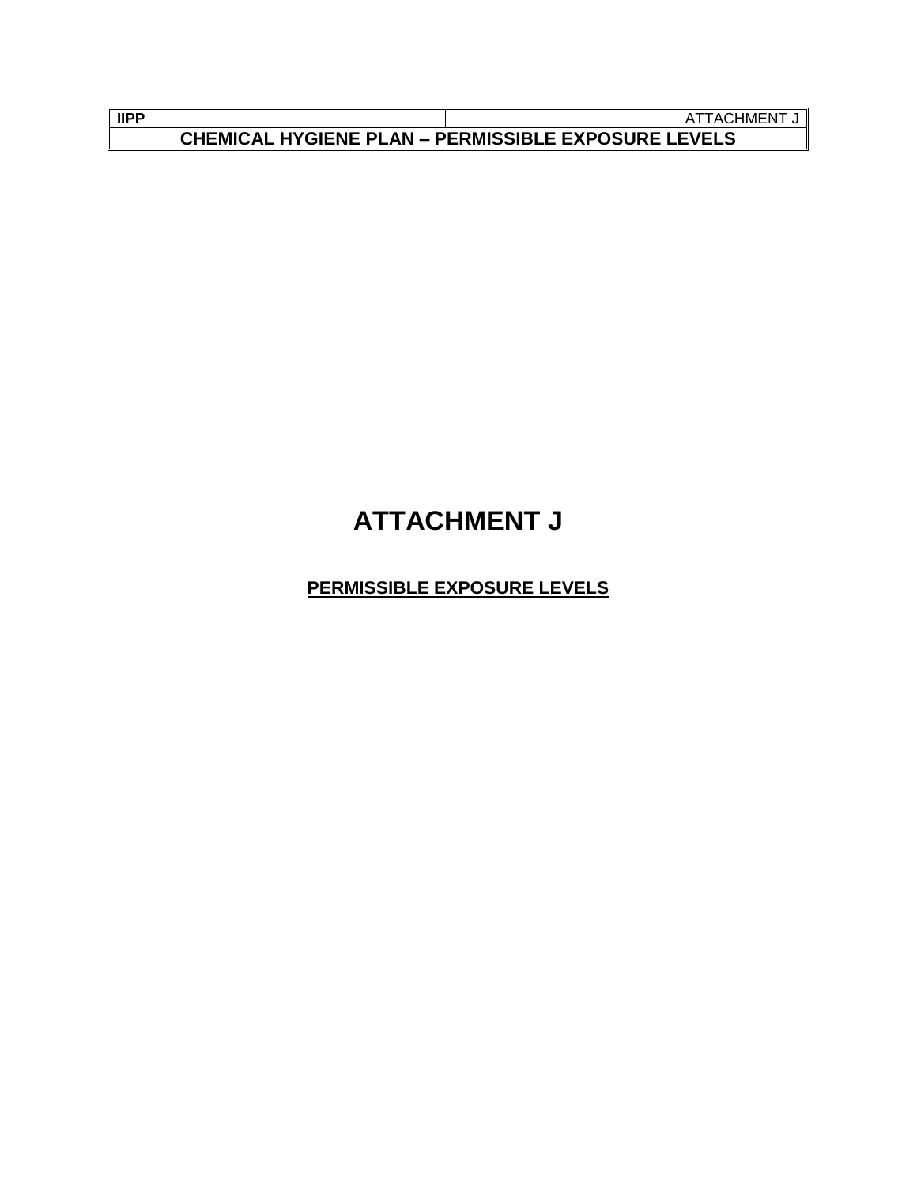# ATTACHMENT J

**PERMISSIBLE EXPOSURE LEVELS**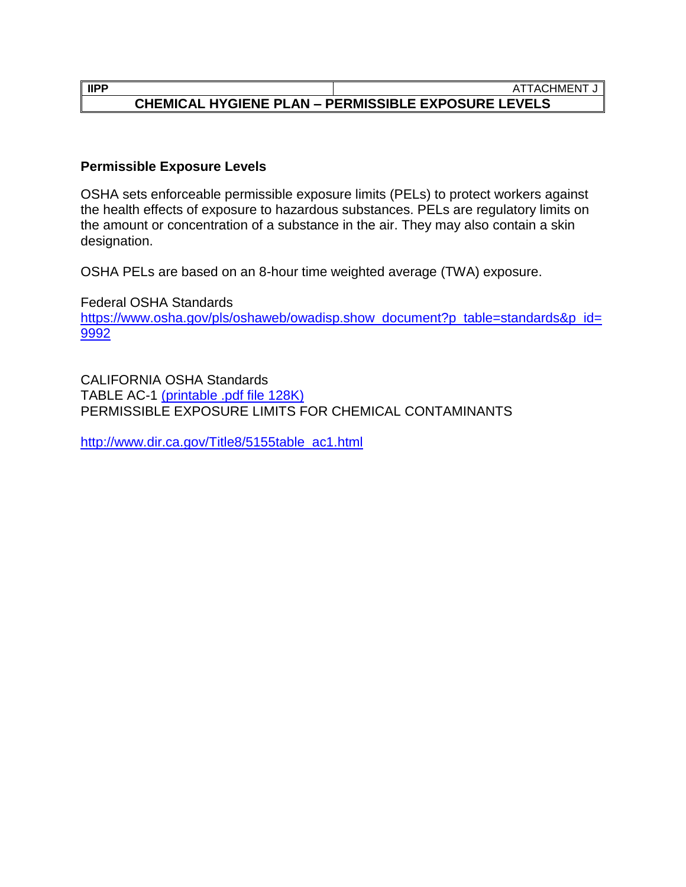| IIPP | ATTACHMENT J |
| --- | --- |
| **CHEMICAL HYGIENE PLAN – PERMISSIBLE EXPOSURE LEVELS** | |

## Permissible Exposure Levels

OSHA sets enforceable permissible exposure limits (PELs) to protect workers against the health effects of exposure to hazardous substances. PELs are regulatory limits on the amount or concentration of a substance in the air. They may also contain a skin designation.

OSHA PELs are based on an 8-hour time weighted average (TWA) exposure.

Federal OSHA Standards
https://www.osha.gov/pls/oshaweb/owadisp.show_document?p_table=standards&p_id=9992

CALIFORNIA OSHA Standards
TABLE AC-1 (printable .pdf file 128K)
PERMISSIBLE EXPOSURE LIMITS FOR CHEMICAL CONTAMINANTS

http://www.dir.ca.gov/Title8/5155table_ac1.html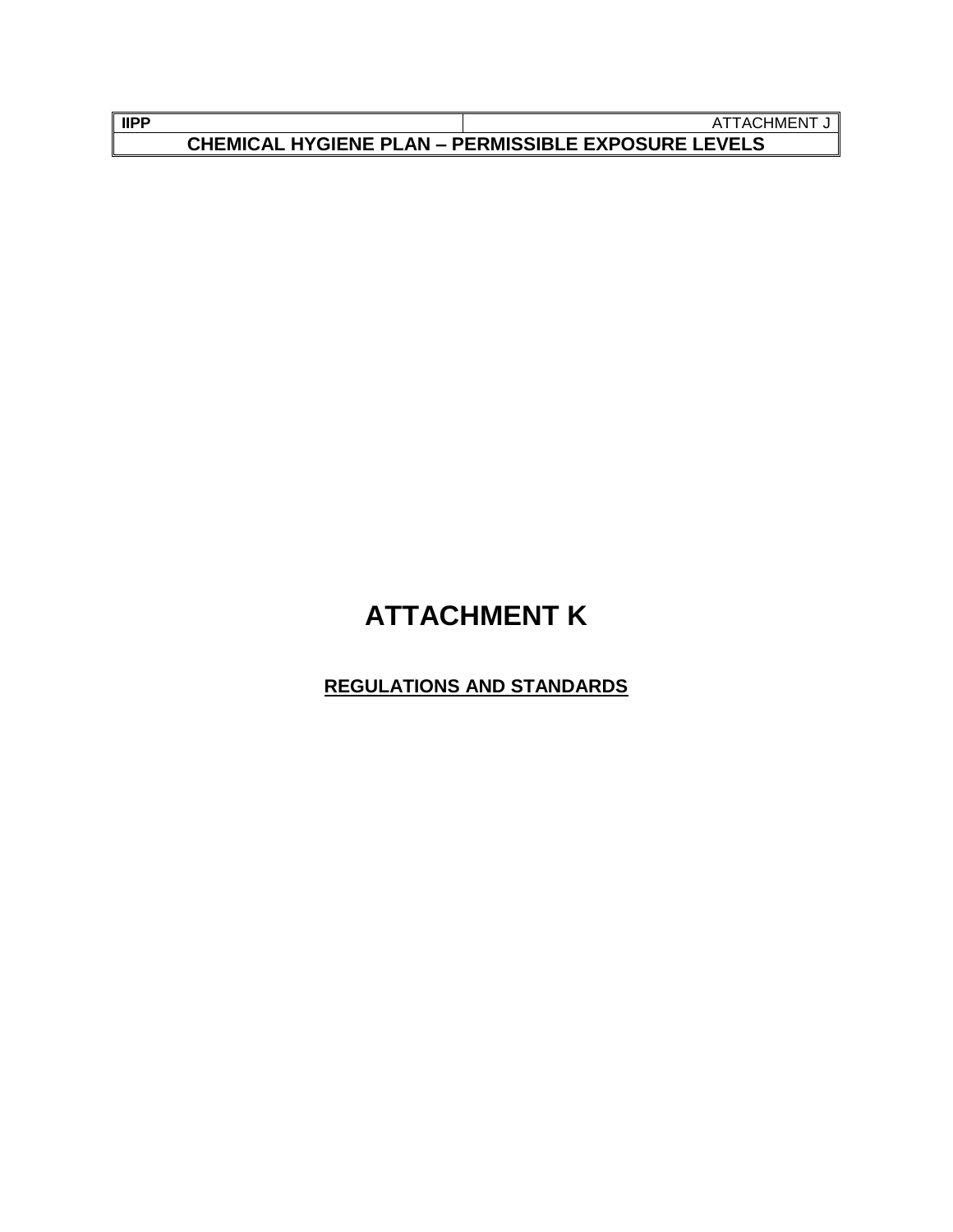# ATTACHMENT K

## REGULATIONS AND STANDARDS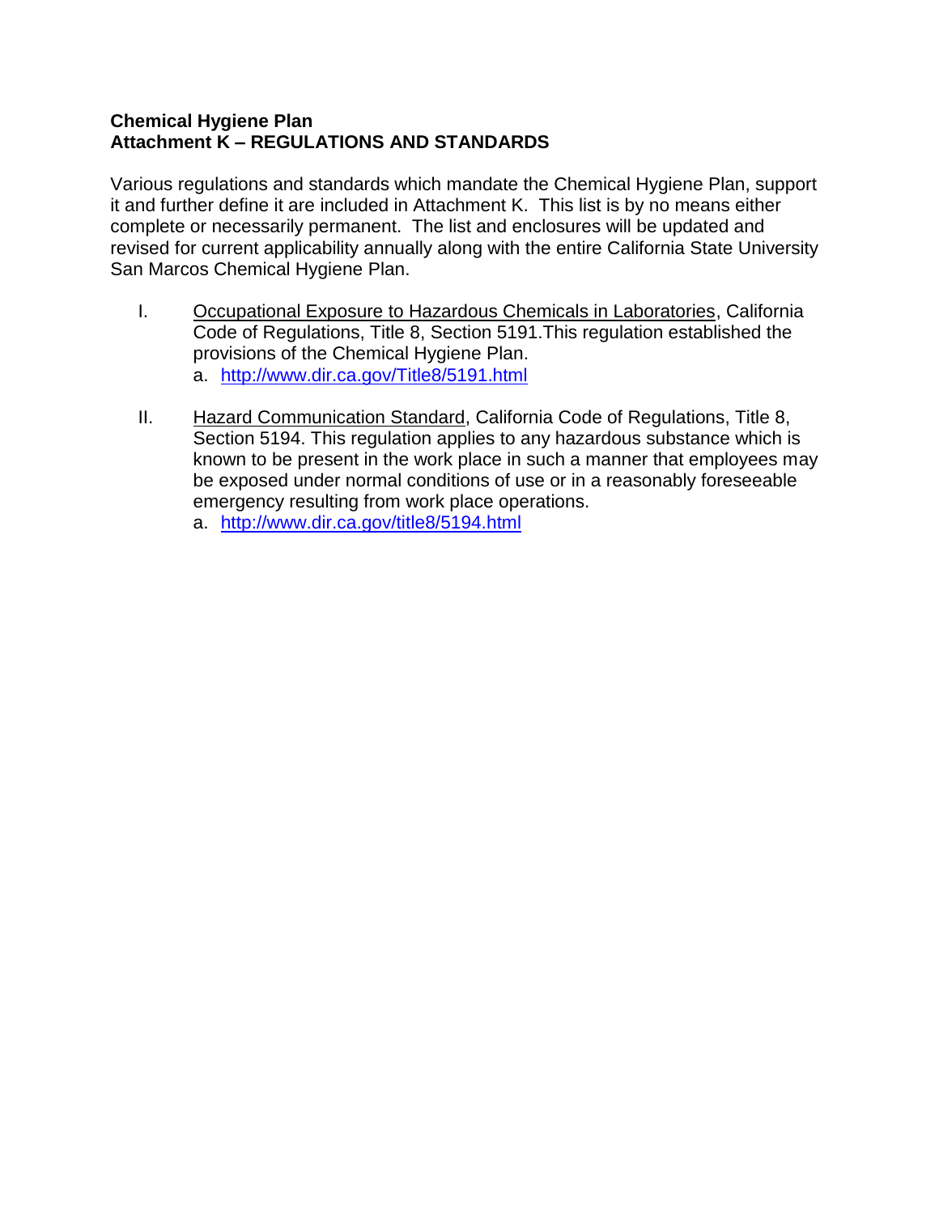**Chemical Hygiene Plan**
**Attachment K – REGULATIONS AND STANDARDS**

Various regulations and standards which mandate the Chemical Hygiene Plan, support it and further define it are included in Attachment K. This list is by no means either complete or necessarily permanent. The list and enclosures will be updated and revised for current applicability annually along with the entire California State University San Marcos Chemical Hygiene Plan.

I. Occupational Exposure to Hazardous Chemicals in Laboratories, California Code of Regulations, Title 8, Section 5191.This regulation established the provisions of the Chemical Hygiene Plan.
   a. http://www.dir.ca.gov/Title8/5191.html

II. Hazard Communication Standard, California Code of Regulations, Title 8, Section 5194. This regulation applies to any hazardous substance which is known to be present in the work place in such a manner that employees may be exposed under normal conditions of use or in a reasonably foreseeable emergency resulting from work place operations.
   a. http://www.dir.ca.gov/title8/5194.html